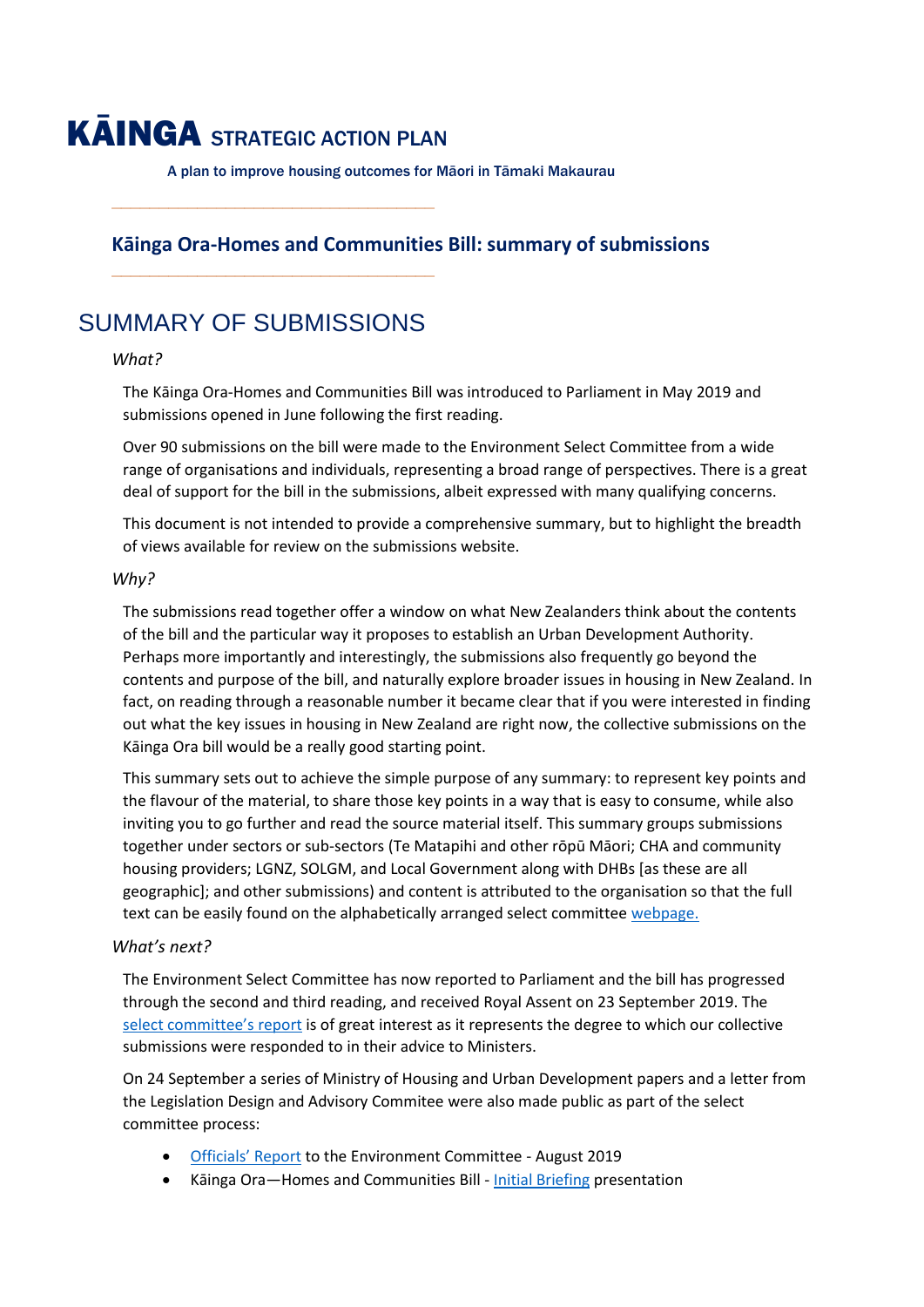# KĀINGA STRATEGIC ACTION PLAN

A plan to improve housing outcomes for Māori in Tāmaki Makaurau

## Kāinga Ora-Homes and Communities Bill: summary of submissions

# SUMMARY OF SUBMISSIONS

*What?*

The Kāinga Ora-Homes and Communities Bill was introduced to Parliament in May 2019 and submissions opened in June following the first reading.

Over 90 submissions on the bill were made to the Environment Select Committee from a wide range of organisations and individuals, representing a broad range of perspectives. There is a great deal of support for the bill in the submissions, albeit expressed with many qualifying concerns.

This document is not intended to provide a comprehensive summary, but to highlight the breadth of views available for review on the submissions website.

*Why?*

The submissions read together offer a window on what New Zealanders think about the contents of the bill and the particular way it proposes to establish an Urban Development Authority. Perhaps more importantly and interestingly, the submissions also frequently go beyond the contents and purpose of the bill, and naturally explore broader issues in housing in New Zealand. In fact, on reading through a reasonable number it became clear that if you were interested in finding out what the key issues in housing in New Zealand are right now, the collective submissions on the Kāinga Ora bill would be a really good starting point.

This summary sets out to achieve the simple purpose of any summary: to represent key points and the flavour of the material, to share those key points in a way that is easy to consume, while also inviting you to go further and read the source material itself. This summary groups submissions together under sectors or sub-sectors (Te Matapihi and other rōpū Māori; CHA and community housing providers; LGNZ, SOLGM, and Local Government along with DHBs [as these are all geographic]; and other submissions) and content is attributed to the organisation so that the full text can be easily found on the alphabetically arranged select committee webpage.

*What's next?*

The Environment Select Committee has now reported to Parliament and the bill has progressed through the second and third reading, and received Royal Assent on 23 September 2019. The select committee's report is of great interest as it represents the degree to which our collective submissions were responded to in their advice to Ministers.

On 24 September a series of Ministry of Housing and Urban Development papers and a letter from the Legislation Design and Advisory Commitee were also made public as part of the select committee process:

- Officials' Report to the Environment Committee - August 2019
- Kāinga Ora—Homes and Communities Bill - Initial Briefing presentation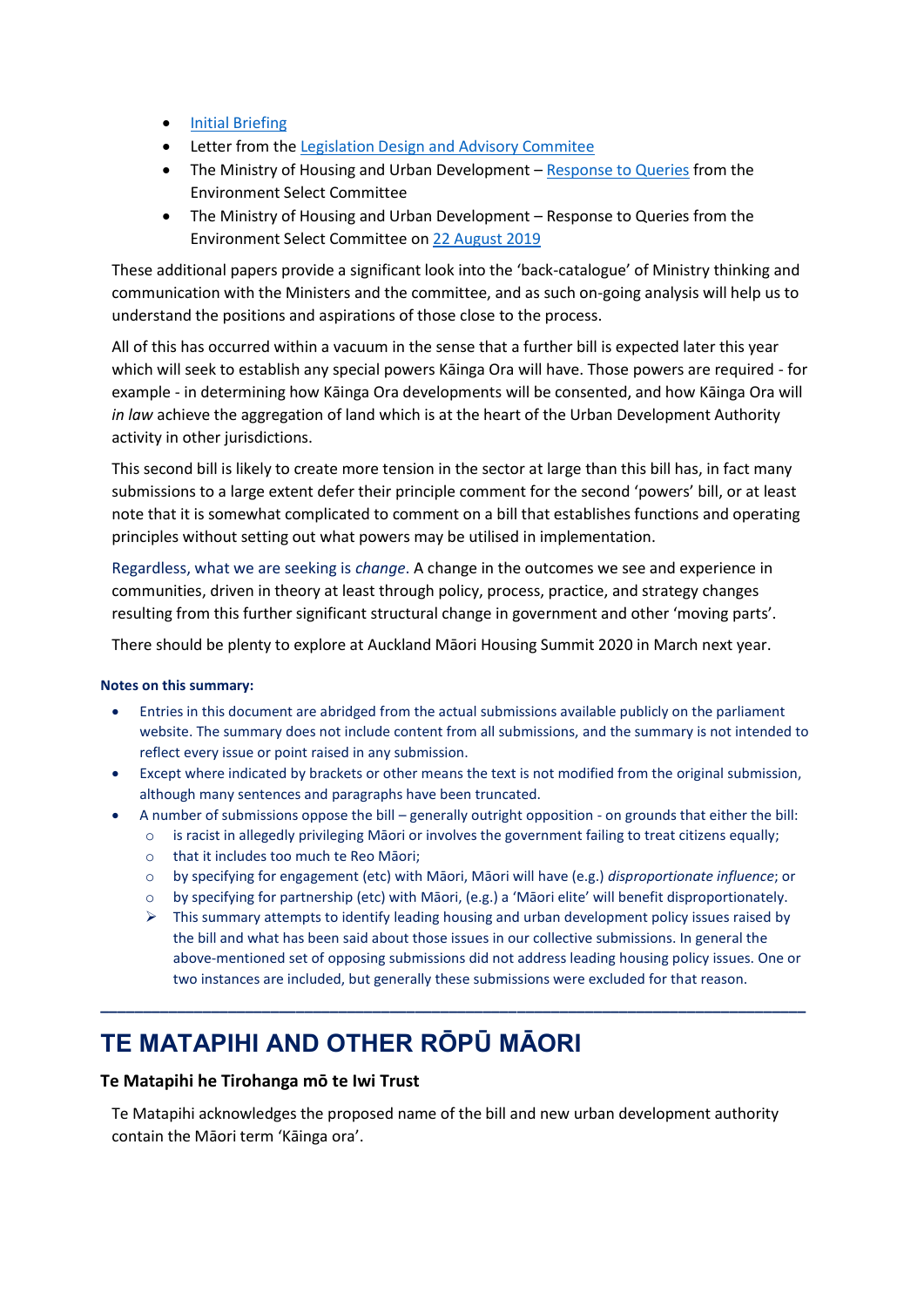- Initial Briefing
- Letter from the Legislation Design and Advisory Commitee
- The Ministry of Housing and Urban Development – Response to Queries from the Environment Select Committee
- The Ministry of Housing and Urban Development – Response to Queries from the Environment Select Committee on 22 August 2019

These additional papers provide a significant look into the 'back-catalogue' of Ministry thinking and communication with the Ministers and the committee, and as such on-going analysis will help us to understand the positions and aspirations of those close to the process.

All of this has occurred within a vacuum in the sense that a further bill is expected later this year which will seek to establish any special powers Kāinga Ora will have. Those powers are required - for example - in determining how Kāinga Ora developments will be consented, and how Kāinga Ora will *in law* achieve the aggregation of land which is at the heart of the Urban Development Authority activity in other jurisdictions.

This second bill is likely to create more tension in the sector at large than this bill has, in fact many submissions to a large extent defer their principle comment for the second 'powers' bill, or at least note that it is somewhat complicated to comment on a bill that establishes functions and operating principles without setting out what powers may be utilised in implementation.

Regardless, what we are seeking is *change*. A change in the outcomes we see and experience in communities, driven in theory at least through policy, process, practice, and strategy changes resulting from this further significant structural change in government and other 'moving parts'.

There should be plenty to explore at Auckland Māori Housing Summit 2020 in March next year.

**Notes on this summary:**

- Entries in this document are abridged from the actual submissions available publicly on the parliament website. The summary does not include content from all submissions, and the summary is not intended to reflect every issue or point raised in any submission.
- Except where indicated by brackets or other means the text is not modified from the original submission, although many sentences and paragraphs have been truncated.
- A number of submissions oppose the bill – generally outright opposition - on grounds that either the bill:
  - is racist in allegedly privileging Māori or involves the government failing to treat citizens equally;
  - that it includes too much te Reo Māori;
  - by specifying for engagement (etc) with Māori, Māori will have (e.g.) *disproportionate influence*; or
  - by specifying for partnership (etc) with Māori, (e.g.) a 'Māori elite' will benefit disproportionately.
  - This summary attempts to identify leading housing and urban development policy issues raised by the bill and what has been said about those issues in our collective submissions. In general the above-mentioned set of opposing submissions did not address leading housing policy issues. One or two instances are included, but generally these submissions were excluded for that reason.

---

# TE MATAPIHI AND OTHER RŌPŪ MĀORI

### Te Matapihi he Tirohanga mō te Iwi Trust

Te Matapihi acknowledges the proposed name of the bill and new urban development authority contain the Māori term 'Kāinga ora'.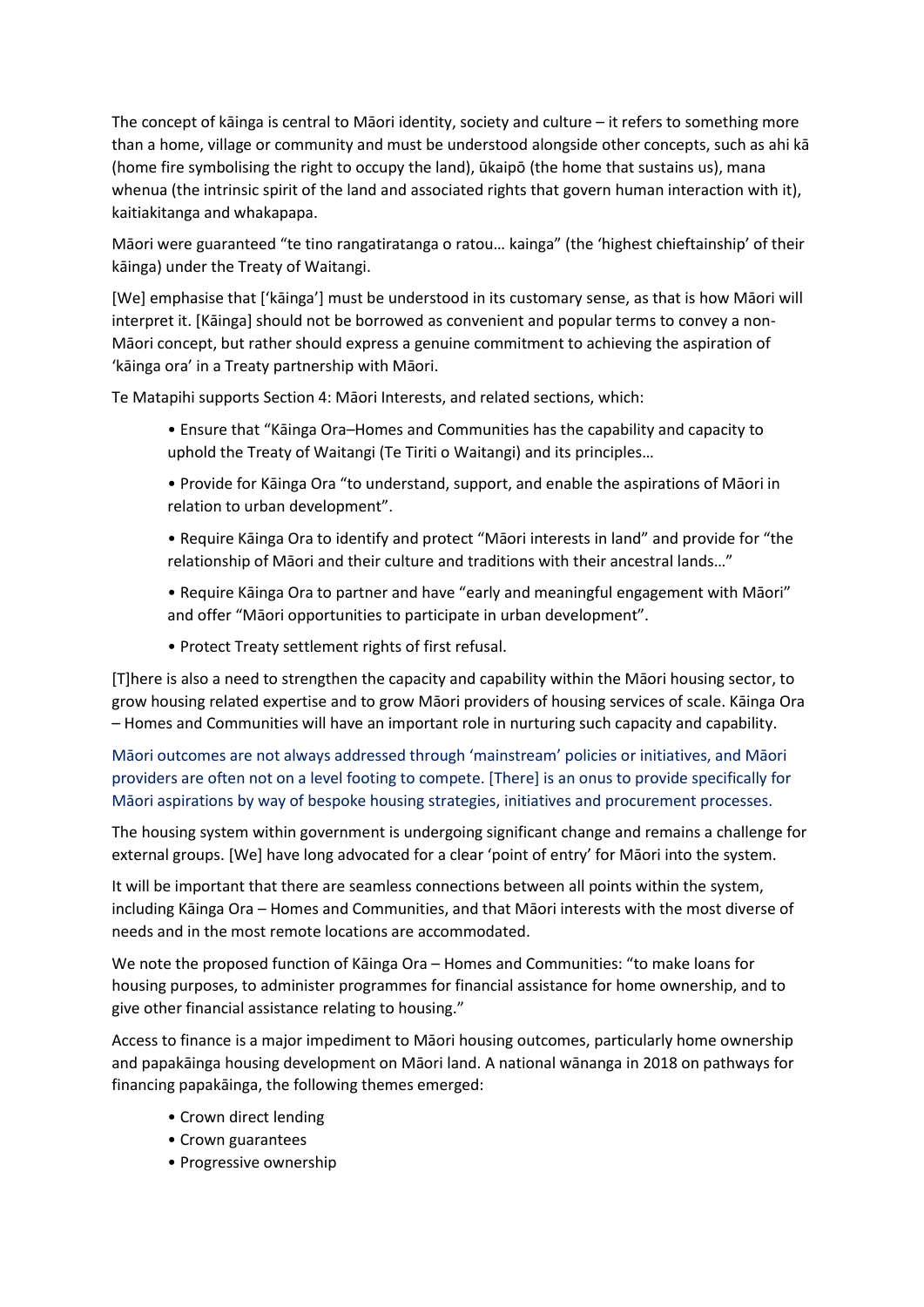The concept of kāinga is central to Māori identity, society and culture – it refers to something more than a home, village or community and must be understood alongside other concepts, such as ahi kā (home fire symbolising the right to occupy the land), ūkaipō (the home that sustains us), mana whenua (the intrinsic spirit of the land and associated rights that govern human interaction with it), kaitiakitanga and whakapapa.

Māori were guaranteed "te tino rangatiratanga o ratou… kainga" (the 'highest chieftainship' of their kāinga) under the Treaty of Waitangi.

[We] emphasise that ['kāinga'] must be understood in its customary sense, as that is how Māori will interpret it. [Kāinga] should not be borrowed as convenient and popular terms to convey a non-Māori concept, but rather should express a genuine commitment to achieving the aspiration of 'kāinga ora' in a Treaty partnership with Māori.

Te Matapihi supports Section 4: Māori Interests, and related sections, which:

- Ensure that "Kāinga Ora–Homes and Communities has the capability and capacity to uphold the Treaty of Waitangi (Te Tiriti o Waitangi) and its principles…
- Provide for Kāinga Ora "to understand, support, and enable the aspirations of Māori in relation to urban development".
- Require Kāinga Ora to identify and protect "Māori interests in land" and provide for "the relationship of Māori and their culture and traditions with their ancestral lands…"
- Require Kāinga Ora to partner and have "early and meaningful engagement with Māori" and offer "Māori opportunities to participate in urban development".
- Protect Treaty settlement rights of first refusal.

[T]here is also a need to strengthen the capacity and capability within the Māori housing sector, to grow housing related expertise and to grow Māori providers of housing services of scale. Kāinga Ora – Homes and Communities will have an important role in nurturing such capacity and capability.

Māori outcomes are not always addressed through 'mainstream' policies or initiatives, and Māori providers are often not on a level footing to compete. [There] is an onus to provide specifically for Māori aspirations by way of bespoke housing strategies, initiatives and procurement processes.

The housing system within government is undergoing significant change and remains a challenge for external groups. [We] have long advocated for a clear 'point of entry' for Māori into the system.

It will be important that there are seamless connections between all points within the system, including Kāinga Ora – Homes and Communities, and that Māori interests with the most diverse of needs and in the most remote locations are accommodated.

We note the proposed function of Kāinga Ora – Homes and Communities: "to make loans for housing purposes, to administer programmes for financial assistance for home ownership, and to give other financial assistance relating to housing."

Access to finance is a major impediment to Māori housing outcomes, particularly home ownership and papakāinga housing development on Māori land. A national wānanga in 2018 on pathways for financing papakāinga, the following themes emerged:

- Crown direct lending
- Crown guarantees
- Progressive ownership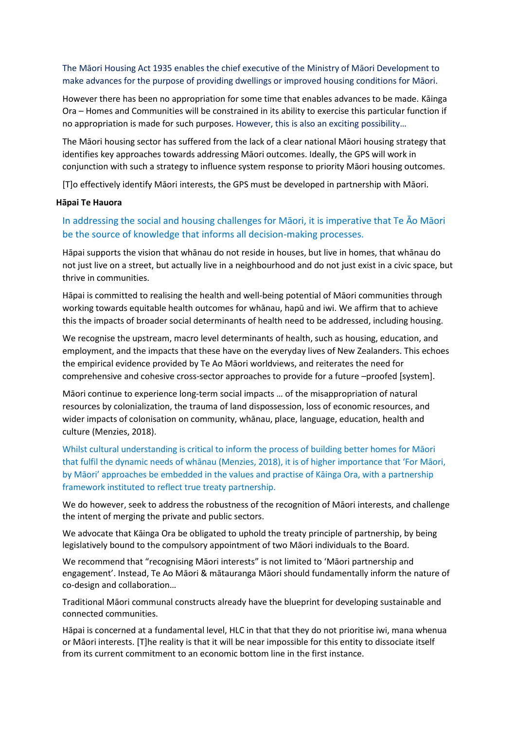The Māori Housing Act 1935 enables the chief executive of the Ministry of Māori Development to make advances for the purpose of providing dwellings or improved housing conditions for Māori.

However there has been no appropriation for some time that enables advances to be made. Kāinga Ora – Homes and Communities will be constrained in its ability to exercise this particular function if no appropriation is made for such purposes. However, this is also an exciting possibility…

The Māori housing sector has suffered from the lack of a clear national Māori housing strategy that identifies key approaches towards addressing Māori outcomes. Ideally, the GPS will work in conjunction with such a strategy to influence system response to priority Māori housing outcomes.

[T]o effectively identify Māori interests, the GPS must be developed in partnership with Māori.

**Hāpai Te Hauora**

In addressing the social and housing challenges for Māori, it is imperative that Te Āo Māori be the source of knowledge that informs all decision-making processes.

Hāpai supports the vision that whānau do not reside in houses, but live in homes, that whānau do not just live on a street, but actually live in a neighbourhood and do not just exist in a civic space, but thrive in communities.

Hāpai is committed to realising the health and well-being potential of Māori communities through working towards equitable health outcomes for whānau, hapū and iwi. We affirm that to achieve this the impacts of broader social determinants of health need to be addressed, including housing.

We recognise the upstream, macro level determinants of health, such as housing, education, and employment, and the impacts that these have on the everyday lives of New Zealanders. This echoes the empirical evidence provided by Te Ao Māori worldviews, and reiterates the need for comprehensive and cohesive cross-sector approaches to provide for a future –proofed [system].

Māori continue to experience long-term social impacts … of the misappropriation of natural resources by colonialization, the trauma of land dispossession, loss of economic resources, and wider impacts of colonisation on community, whānau, place, language, education, health and culture (Menzies, 2018).

Whilst cultural understanding is critical to inform the process of building better homes for Māori that fulfil the dynamic needs of whānau (Menzies, 2018), it is of higher importance that 'For Māori, by Māori' approaches be embedded in the values and practise of Kāinga Ora, with a partnership framework instituted to reflect true treaty partnership.

We do however, seek to address the robustness of the recognition of Māori interests, and challenge the intent of merging the private and public sectors.

We advocate that Kāinga Ora be obligated to uphold the treaty principle of partnership, by being legislatively bound to the compulsory appointment of two Māori individuals to the Board.

We recommend that "recognising Māori interests" is not limited to 'Māori partnership and engagement'. Instead, Te Ao Māori & mātauranga Māori should fundamentally inform the nature of co-design and collaboration…

Traditional Māori communal constructs already have the blueprint for developing sustainable and connected communities.

Hāpai is concerned at a fundamental level, HLC in that that they do not prioritise iwi, mana whenua or Māori interests. [T]he reality is that it will be near impossible for this entity to dissociate itself from its current commitment to an economic bottom line in the first instance.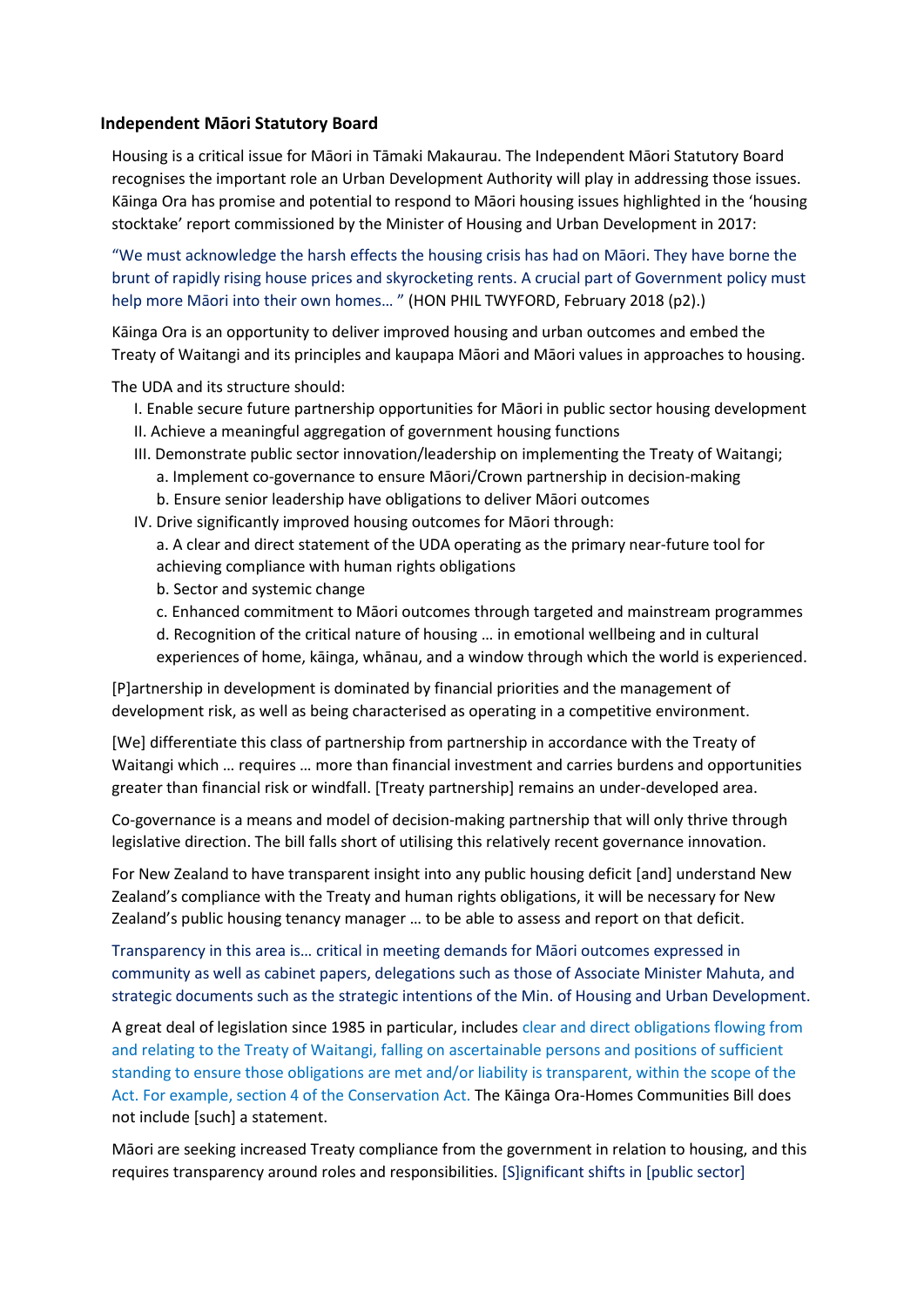**Independent Māori Statutory Board**

Housing is a critical issue for Māori in Tāmaki Makaurau. The Independent Māori Statutory Board recognises the important role an Urban Development Authority will play in addressing those issues. Kāinga Ora has promise and potential to respond to Māori housing issues highlighted in the 'housing stocktake' report commissioned by the Minister of Housing and Urban Development in 2017:

"We must acknowledge the harsh effects the housing crisis has had on Māori. They have borne the brunt of rapidly rising house prices and skyrocketing rents. A crucial part of Government policy must help more Māori into their own homes… " (HON PHIL TWYFORD, February 2018 (p2).)

Kāinga Ora is an opportunity to deliver improved housing and urban outcomes and embed the Treaty of Waitangi and its principles and kaupapa Māori and Māori values in approaches to housing.

The UDA and its structure should:

I. Enable secure future partnership opportunities for Māori in public sector housing development
II. Achieve a meaningful aggregation of government housing functions
III. Demonstrate public sector innovation/leadership on implementing the Treaty of Waitangi;
   a. Implement co-governance to ensure Māori/Crown partnership in decision-making
   b. Ensure senior leadership have obligations to deliver Māori outcomes
IV. Drive significantly improved housing outcomes for Māori through:
   a. A clear and direct statement of the UDA operating as the primary near-future tool for achieving compliance with human rights obligations
   b. Sector and systemic change
   c. Enhanced commitment to Māori outcomes through targeted and mainstream programmes
   d. Recognition of the critical nature of housing … in emotional wellbeing and in cultural experiences of home, kāinga, whānau, and a window through which the world is experienced.

[P]artnership in development is dominated by financial priorities and the management of development risk, as well as being characterised as operating in a competitive environment.

[We] differentiate this class of partnership from partnership in accordance with the Treaty of Waitangi which … requires … more than financial investment and carries burdens and opportunities greater than financial risk or windfall. [Treaty partnership] remains an under-developed area.

Co-governance is a means and model of decision-making partnership that will only thrive through legislative direction. The bill falls short of utilising this relatively recent governance innovation.

For New Zealand to have transparent insight into any public housing deficit [and] understand New Zealand's compliance with the Treaty and human rights obligations, it will be necessary for New Zealand's public housing tenancy manager … to be able to assess and report on that deficit.

Transparency in this area is… critical in meeting demands for Māori outcomes expressed in community as well as cabinet papers, delegations such as those of Associate Minister Mahuta, and strategic documents such as the strategic intentions of the Min. of Housing and Urban Development.

A great deal of legislation since 1985 in particular, includes clear and direct obligations flowing from and relating to the Treaty of Waitangi, falling on ascertainable persons and positions of sufficient standing to ensure those obligations are met and/or liability is transparent, within the scope of the Act. For example, section 4 of the Conservation Act. The Kāinga Ora-Homes Communities Bill does not include [such] a statement.

Māori are seeking increased Treaty compliance from the government in relation to housing, and this requires transparency around roles and responsibilities. [S]ignificant shifts in [public sector]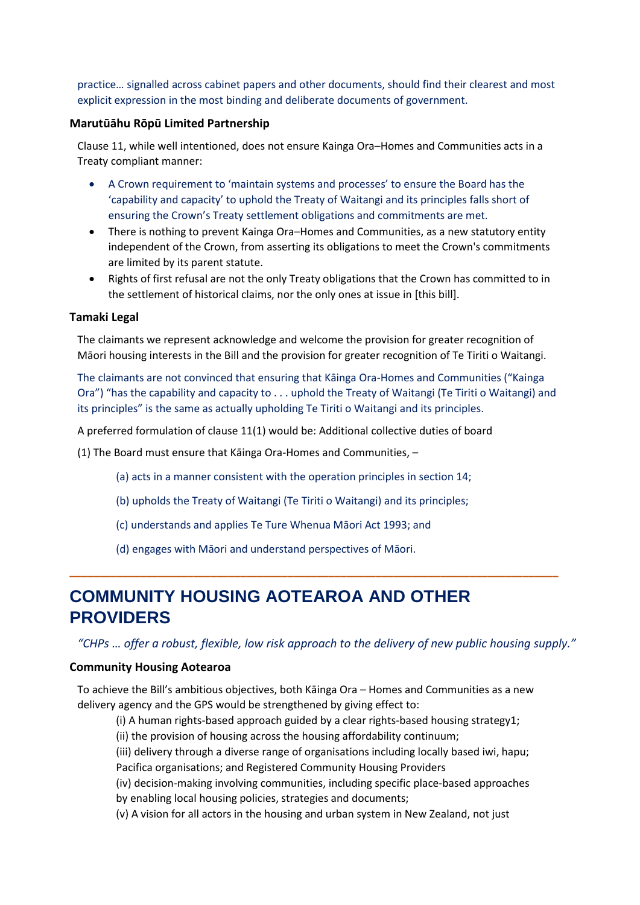practice… signalled across cabinet papers and other documents, should find their clearest and most explicit expression in the most binding and deliberate documents of government.

**Marutūāhu Rōpū Limited Partnership**

Clause 11, while well intentioned, does not ensure Kainga Ora–Homes and Communities acts in a Treaty compliant manner:

- A Crown requirement to 'maintain systems and processes' to ensure the Board has the 'capability and capacity' to uphold the Treaty of Waitangi and its principles falls short of ensuring the Crown's Treaty settlement obligations and commitments are met.
- There is nothing to prevent Kainga Ora–Homes and Communities, as a new statutory entity independent of the Crown, from asserting its obligations to meet the Crown's commitments are limited by its parent statute.
- Rights of first refusal are not the only Treaty obligations that the Crown has committed to in the settlement of historical claims, nor the only ones at issue in [this bill].

**Tamaki Legal**

The claimants we represent acknowledge and welcome the provision for greater recognition of Māori housing interests in the Bill and the provision for greater recognition of Te Tiriti o Waitangi.

The claimants are not convinced that ensuring that Kāinga Ora-Homes and Communities ("Kainga Ora") "has the capability and capacity to . . . uphold the Treaty of Waitangi (Te Tiriti o Waitangi) and its principles" is the same as actually upholding Te Tiriti o Waitangi and its principles.

A preferred formulation of clause 11(1) would be: Additional collective duties of board

(1) The Board must ensure that Kāinga Ora-Homes and Communities, –

(a) acts in a manner consistent with the operation principles in section 14;

(b) upholds the Treaty of Waitangi (Te Tiriti o Waitangi) and its principles;

(c) understands and applies Te Ture Whenua Māori Act 1993; and

(d) engages with Māori and understand perspectives of Māori.

---

# COMMUNITY HOUSING AOTEAROA AND OTHER PROVIDERS

*"CHPs … offer a robust, flexible, low risk approach to the delivery of new public housing supply."*

**Community Housing Aotearoa**

To achieve the Bill's ambitious objectives, both Kāinga Ora – Homes and Communities as a new delivery agency and the GPS would be strengthened by giving effect to:

(i) A human rights-based approach guided by a clear rights-based housing strategy1;
(ii) the provision of housing across the housing affordability continuum;
(iii) delivery through a diverse range of organisations including locally based iwi, hapu; Pacifica organisations; and Registered Community Housing Providers
(iv) decision-making involving communities, including specific place-based approaches by enabling local housing policies, strategies and documents;
(v) A vision for all actors in the housing and urban system in New Zealand, not just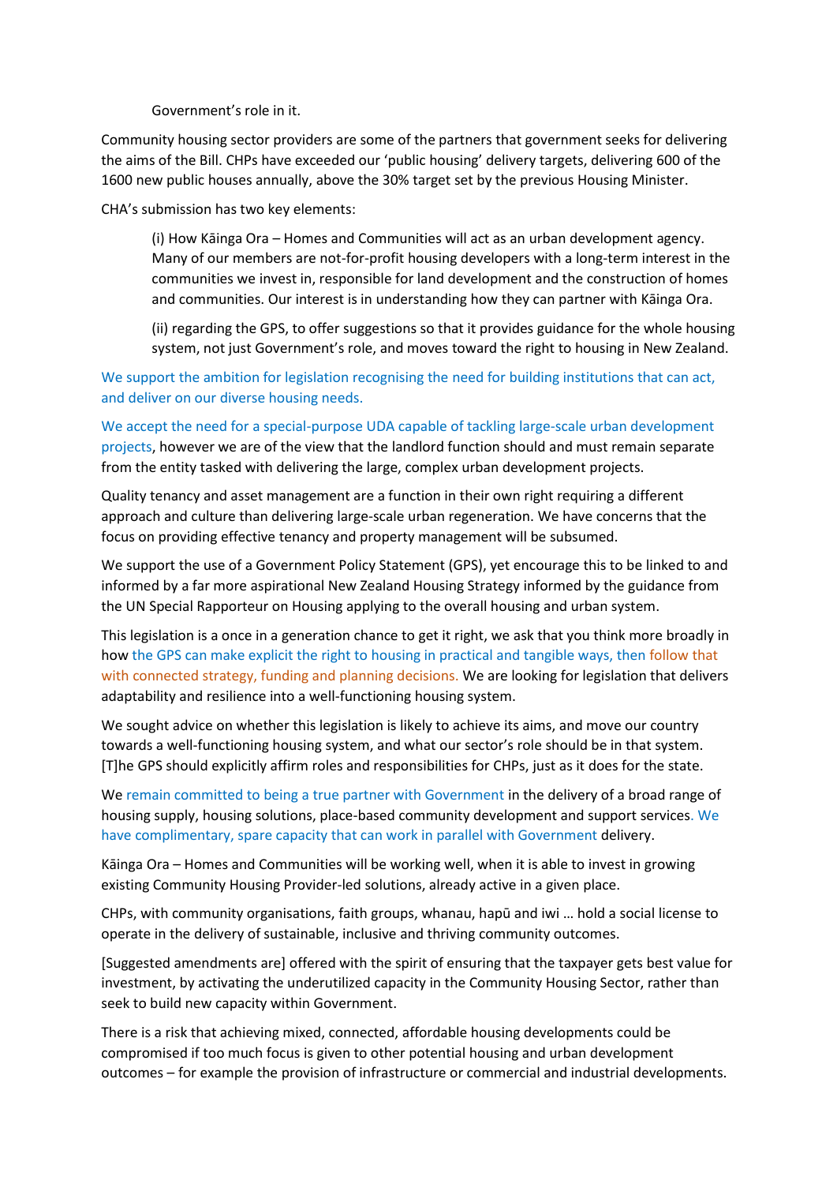Government's role in it.

Community housing sector providers are some of the partners that government seeks for delivering the aims of the Bill. CHPs have exceeded our 'public housing' delivery targets, delivering 600 of the 1600 new public houses annually, above the 30% target set by the previous Housing Minister.

CHA's submission has two key elements:

> (i) How Kāinga Ora – Homes and Communities will act as an urban development agency. Many of our members are not-for-profit housing developers with a long-term interest in the communities we invest in, responsible for land development and the construction of homes and communities. Our interest is in understanding how they can partner with Kāinga Ora.
>
> (ii) regarding the GPS, to offer suggestions so that it provides guidance for the whole housing system, not just Government's role, and moves toward the right to housing in New Zealand.

We support the ambition for legislation recognising the need for building institutions that can act, and deliver on our diverse housing needs.

We accept the need for a special-purpose UDA capable of tackling large-scale urban development projects, however we are of the view that the landlord function should and must remain separate from the entity tasked with delivering the large, complex urban development projects.

Quality tenancy and asset management are a function in their own right requiring a different approach and culture than delivering large-scale urban regeneration. We have concerns that the focus on providing effective tenancy and property management will be subsumed.

We support the use of a Government Policy Statement (GPS), yet encourage this to be linked to and informed by a far more aspirational New Zealand Housing Strategy informed by the guidance from the UN Special Rapporteur on Housing applying to the overall housing and urban system.

This legislation is a once in a generation chance to get it right, we ask that you think more broadly in how the GPS can make explicit the right to housing in practical and tangible ways, then follow that with connected strategy, funding and planning decisions. We are looking for legislation that delivers adaptability and resilience into a well-functioning housing system.

We sought advice on whether this legislation is likely to achieve its aims, and move our country towards a well-functioning housing system, and what our sector's role should be in that system. [T]he GPS should explicitly affirm roles and responsibilities for CHPs, just as it does for the state.

We remain committed to being a true partner with Government in the delivery of a broad range of housing supply, housing solutions, place-based community development and support services. We have complimentary, spare capacity that can work in parallel with Government delivery.

Kāinga Ora – Homes and Communities will be working well, when it is able to invest in growing existing Community Housing Provider-led solutions, already active in a given place.

CHPs, with community organisations, faith groups, whanau, hapū and iwi … hold a social license to operate in the delivery of sustainable, inclusive and thriving community outcomes.

[Suggested amendments are] offered with the spirit of ensuring that the taxpayer gets best value for investment, by activating the underutilized capacity in the Community Housing Sector, rather than seek to build new capacity within Government.

There is a risk that achieving mixed, connected, affordable housing developments could be compromised if too much focus is given to other potential housing and urban development outcomes – for example the provision of infrastructure or commercial and industrial developments.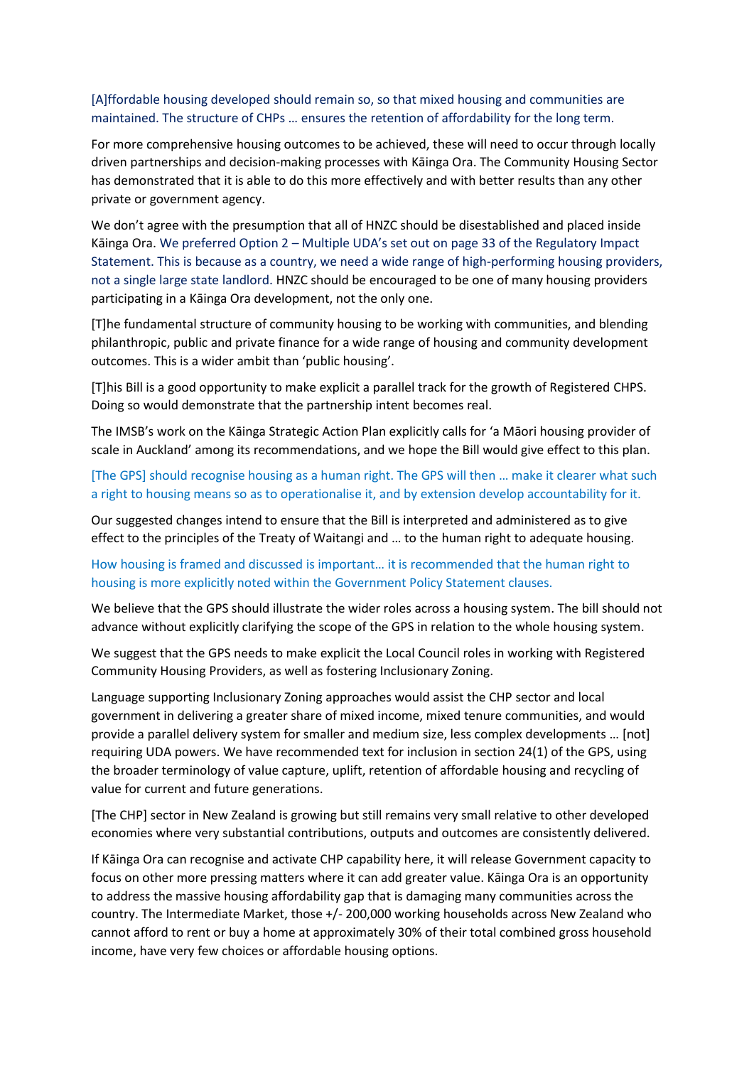[A]ffordable housing developed should remain so, so that mixed housing and communities are maintained. The structure of CHPs … ensures the retention of affordability for the long term.

For more comprehensive housing outcomes to be achieved, these will need to occur through locally driven partnerships and decision-making processes with Kāinga Ora. The Community Housing Sector has demonstrated that it is able to do this more effectively and with better results than any other private or government agency.

We don't agree with the presumption that all of HNZC should be disestablished and placed inside Kāinga Ora. We preferred Option 2 – Multiple UDA's set out on page 33 of the Regulatory Impact Statement. This is because as a country, we need a wide range of high-performing housing providers, not a single large state landlord. HNZC should be encouraged to be one of many housing providers participating in a Kāinga Ora development, not the only one.

[T]he fundamental structure of community housing to be working with communities, and blending philanthropic, public and private finance for a wide range of housing and community development outcomes. This is a wider ambit than 'public housing'.

[T]his Bill is a good opportunity to make explicit a parallel track for the growth of Registered CHPS. Doing so would demonstrate that the partnership intent becomes real.

The IMSB's work on the Kāinga Strategic Action Plan explicitly calls for 'a Māori housing provider of scale in Auckland' among its recommendations, and we hope the Bill would give effect to this plan.

[The GPS] should recognise housing as a human right. The GPS will then … make it clearer what such a right to housing means so as to operationalise it, and by extension develop accountability for it.

Our suggested changes intend to ensure that the Bill is interpreted and administered as to give effect to the principles of the Treaty of Waitangi and … to the human right to adequate housing.

How housing is framed and discussed is important… it is recommended that the human right to housing is more explicitly noted within the Government Policy Statement clauses.

We believe that the GPS should illustrate the wider roles across a housing system. The bill should not advance without explicitly clarifying the scope of the GPS in relation to the whole housing system.

We suggest that the GPS needs to make explicit the Local Council roles in working with Registered Community Housing Providers, as well as fostering Inclusionary Zoning.

Language supporting Inclusionary Zoning approaches would assist the CHP sector and local government in delivering a greater share of mixed income, mixed tenure communities, and would provide a parallel delivery system for smaller and medium size, less complex developments … [not] requiring UDA powers. We have recommended text for inclusion in section 24(1) of the GPS, using the broader terminology of value capture, uplift, retention of affordable housing and recycling of value for current and future generations.

[The CHP] sector in New Zealand is growing but still remains very small relative to other developed economies where very substantial contributions, outputs and outcomes are consistently delivered.

If Kāinga Ora can recognise and activate CHP capability here, it will release Government capacity to focus on other more pressing matters where it can add greater value. Kāinga Ora is an opportunity to address the massive housing affordability gap that is damaging many communities across the country. The Intermediate Market, those +/- 200,000 working households across New Zealand who cannot afford to rent or buy a home at approximately 30% of their total combined gross household income, have very few choices or affordable housing options.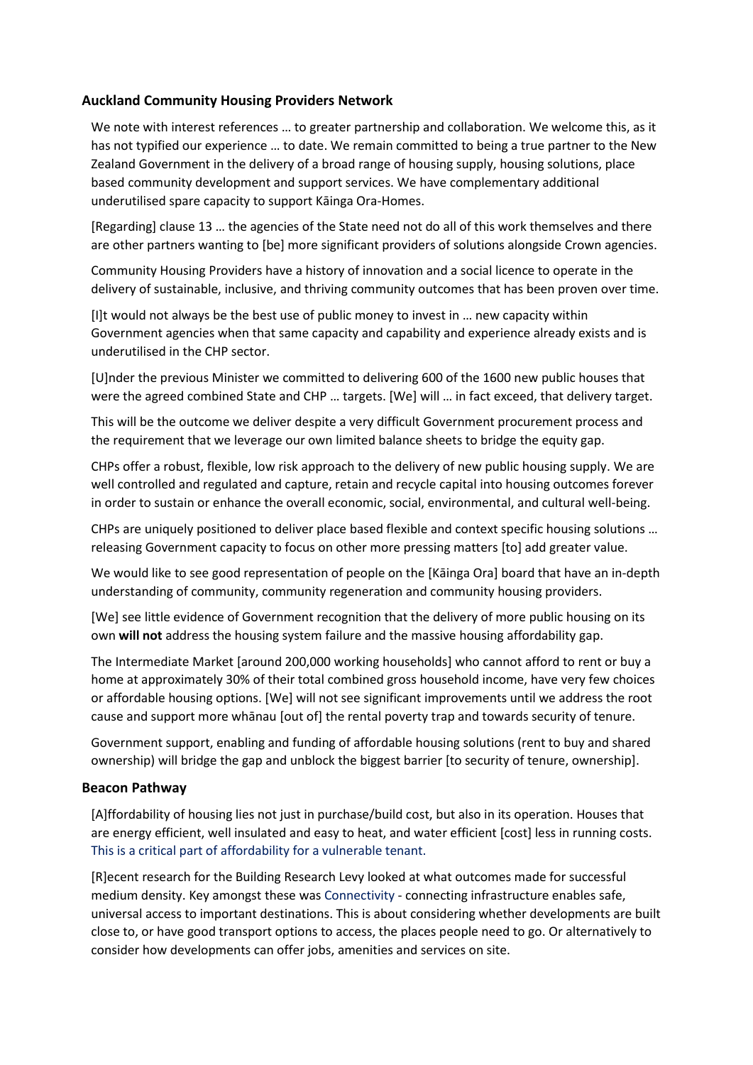### Auckland Community Housing Providers Network

We note with interest references … to greater partnership and collaboration. We welcome this, as it has not typified our experience … to date. We remain committed to being a true partner to the New Zealand Government in the delivery of a broad range of housing supply, housing solutions, place based community development and support services. We have complementary additional underutilised spare capacity to support Kāinga Ora-Homes.

[Regarding] clause 13 … the agencies of the State need not do all of this work themselves and there are other partners wanting to [be] more significant providers of solutions alongside Crown agencies.

Community Housing Providers have a history of innovation and a social licence to operate in the delivery of sustainable, inclusive, and thriving community outcomes that has been proven over time.

[I]t would not always be the best use of public money to invest in … new capacity within Government agencies when that same capacity and capability and experience already exists and is underutilised in the CHP sector.

[U]nder the previous Minister we committed to delivering 600 of the 1600 new public houses that were the agreed combined State and CHP … targets. [We] will … in fact exceed, that delivery target.

This will be the outcome we deliver despite a very difficult Government procurement process and the requirement that we leverage our own limited balance sheets to bridge the equity gap.

CHPs offer a robust, flexible, low risk approach to the delivery of new public housing supply. We are well controlled and regulated and capture, retain and recycle capital into housing outcomes forever in order to sustain or enhance the overall economic, social, environmental, and cultural well-being.

CHPs are uniquely positioned to deliver place based flexible and context specific housing solutions … releasing Government capacity to focus on other more pressing matters [to] add greater value.

We would like to see good representation of people on the [Kāinga Ora] board that have an in-depth understanding of community, community regeneration and community housing providers.

[We] see little evidence of Government recognition that the delivery of more public housing on its own **will not** address the housing system failure and the massive housing affordability gap.

The Intermediate Market [around 200,000 working households] who cannot afford to rent or buy a home at approximately 30% of their total combined gross household income, have very few choices or affordable housing options. [We] will not see significant improvements until we address the root cause and support more whānau [out of] the rental poverty trap and towards security of tenure.

Government support, enabling and funding of affordable housing solutions (rent to buy and shared ownership) will bridge the gap and unblock the biggest barrier [to security of tenure, ownership].

### Beacon Pathway

[A]ffordability of housing lies not just in purchase/build cost, but also in its operation. Houses that are energy efficient, well insulated and easy to heat, and water efficient [cost] less in running costs. This is a critical part of affordability for a vulnerable tenant.

[R]ecent research for the Building Research Levy looked at what outcomes made for successful medium density. Key amongst these was Connectivity - connecting infrastructure enables safe, universal access to important destinations. This is about considering whether developments are built close to, or have good transport options to access, the places people need to go. Or alternatively to consider how developments can offer jobs, amenities and services on site.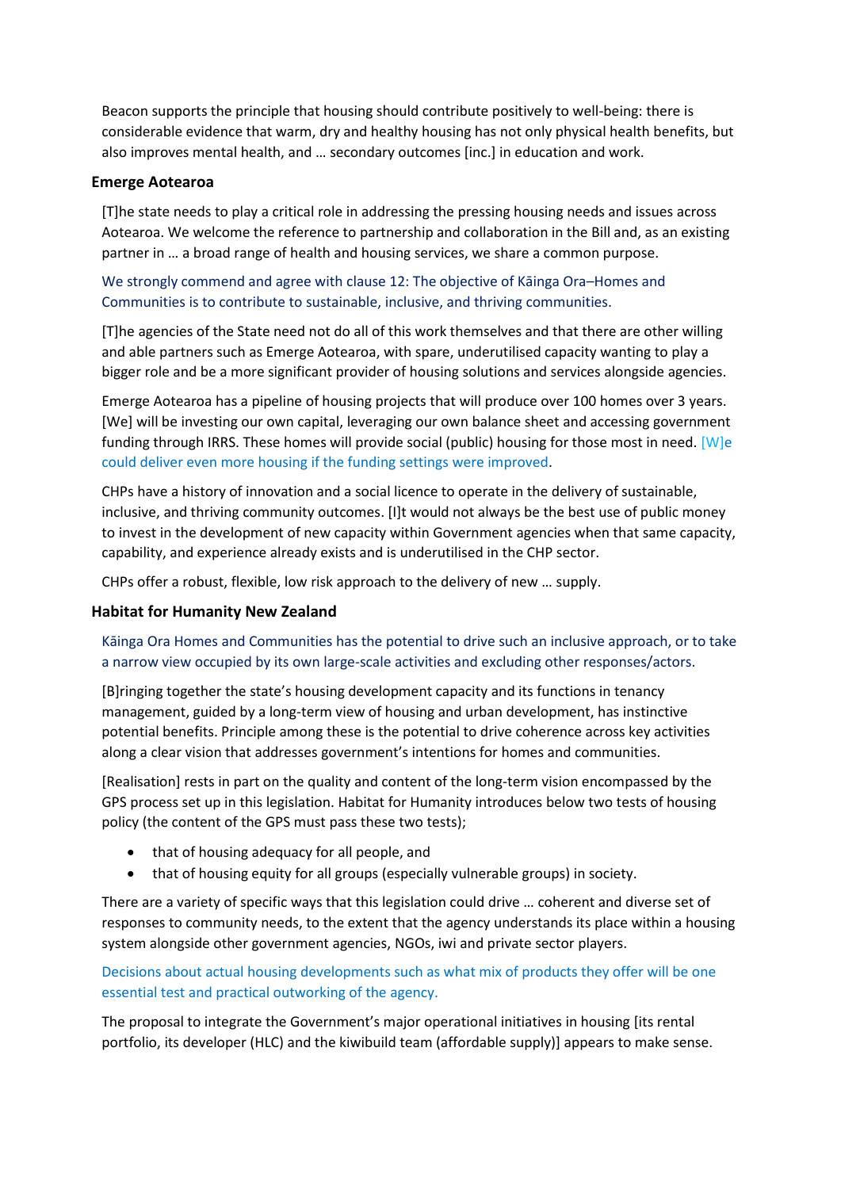Beacon supports the principle that housing should contribute positively to well-being: there is considerable evidence that warm, dry and healthy housing has not only physical health benefits, but also improves mental health, and … secondary outcomes [inc.] in education and work.

### Emerge Aotearoa

[T]he state needs to play a critical role in addressing the pressing housing needs and issues across Aotearoa. We welcome the reference to partnership and collaboration in the Bill and, as an existing partner in … a broad range of health and housing services, we share a common purpose.

We strongly commend and agree with clause 12: The objective of Kāinga Ora–Homes and Communities is to contribute to sustainable, inclusive, and thriving communities.

[T]he agencies of the State need not do all of this work themselves and that there are other willing and able partners such as Emerge Aotearoa, with spare, underutilised capacity wanting to play a bigger role and be a more significant provider of housing solutions and services alongside agencies.

Emerge Aotearoa has a pipeline of housing projects that will produce over 100 homes over 3 years. [We] will be investing our own capital, leveraging our own balance sheet and accessing government funding through IRRS. These homes will provide social (public) housing for those most in need. [W]e could deliver even more housing if the funding settings were improved.

CHPs have a history of innovation and a social licence to operate in the delivery of sustainable, inclusive, and thriving community outcomes. [I]t would not always be the best use of public money to invest in the development of new capacity within Government agencies when that same capacity, capability, and experience already exists and is underutilised in the CHP sector.

CHPs offer a robust, flexible, low risk approach to the delivery of new … supply.

### Habitat for Humanity New Zealand

Kāinga Ora Homes and Communities has the potential to drive such an inclusive approach, or to take a narrow view occupied by its own large-scale activities and excluding other responses/actors.

[B]ringing together the state's housing development capacity and its functions in tenancy management, guided by a long-term view of housing and urban development, has instinctive potential benefits. Principle among these is the potential to drive coherence across key activities along a clear vision that addresses government's intentions for homes and communities.

[Realisation] rests in part on the quality and content of the long-term vision encompassed by the GPS process set up in this legislation. Habitat for Humanity introduces below two tests of housing policy (the content of the GPS must pass these two tests);

- that of housing adequacy for all people, and
- that of housing equity for all groups (especially vulnerable groups) in society.

There are a variety of specific ways that this legislation could drive … coherent and diverse set of responses to community needs, to the extent that the agency understands its place within a housing system alongside other government agencies, NGOs, iwi and private sector players.

Decisions about actual housing developments such as what mix of products they offer will be one essential test and practical outworking of the agency.

The proposal to integrate the Government's major operational initiatives in housing [its rental portfolio, its developer (HLC) and the kiwibuild team (affordable supply)] appears to make sense.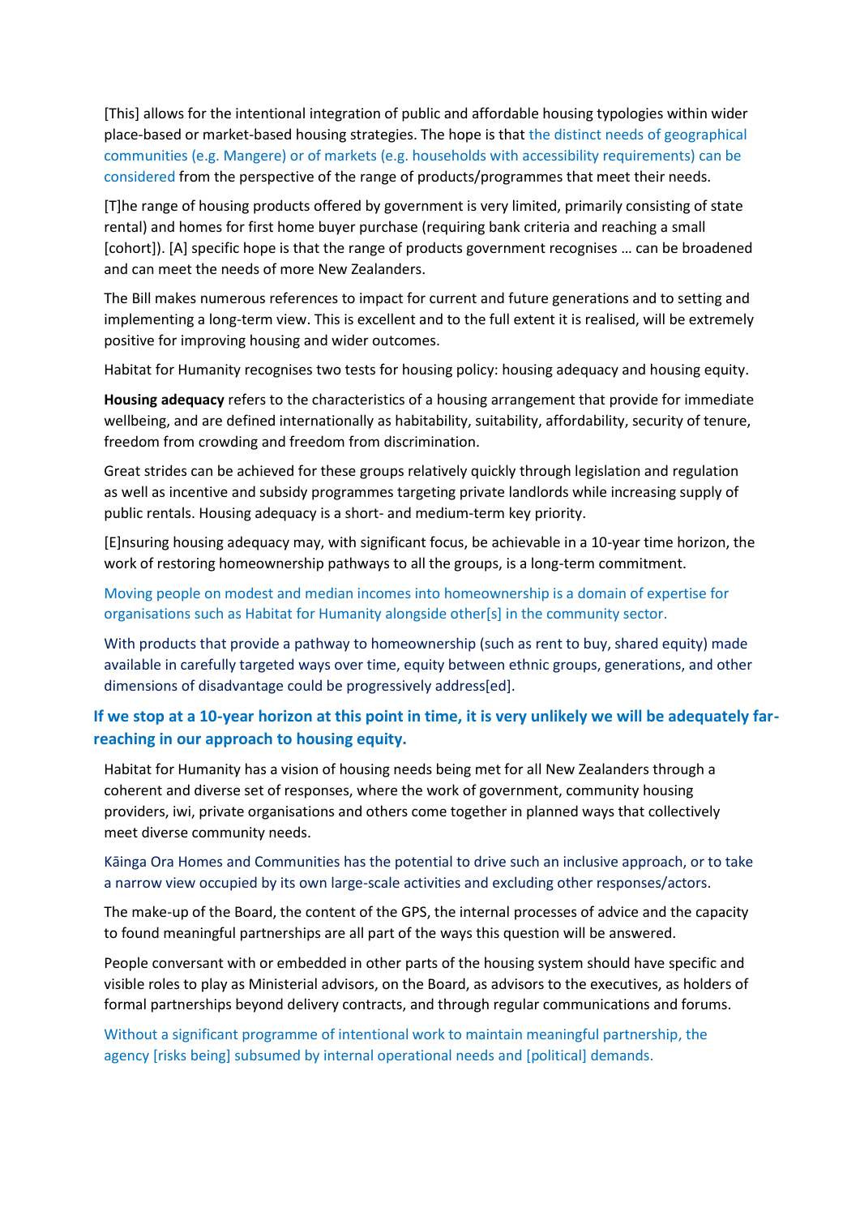[This] allows for the intentional integration of public and affordable housing typologies within wider place-based or market-based housing strategies. The hope is that the distinct needs of geographical communities (e.g. Mangere) or of markets (e.g. households with accessibility requirements) can be considered from the perspective of the range of products/programmes that meet their needs.

[T]he range of housing products offered by government is very limited, primarily consisting of state rental) and homes for first home buyer purchase (requiring bank criteria and reaching a small [cohort]). [A] specific hope is that the range of products government recognises … can be broadened and can meet the needs of more New Zealanders.

The Bill makes numerous references to impact for current and future generations and to setting and implementing a long-term view. This is excellent and to the full extent it is realised, will be extremely positive for improving housing and wider outcomes.

Habitat for Humanity recognises two tests for housing policy: housing adequacy and housing equity.

**Housing adequacy** refers to the characteristics of a housing arrangement that provide for immediate wellbeing, and are defined internationally as habitability, suitability, affordability, security of tenure, freedom from crowding and freedom from discrimination.

Great strides can be achieved for these groups relatively quickly through legislation and regulation as well as incentive and subsidy programmes targeting private landlords while increasing supply of public rentals. Housing adequacy is a short- and medium-term key priority.

[E]nsuring housing adequacy may, with significant focus, be achievable in a 10-year time horizon, the work of restoring homeownership pathways to all the groups, is a long-term commitment.

Moving people on modest and median incomes into homeownership is a domain of expertise for organisations such as Habitat for Humanity alongside other[s] in the community sector.

With products that provide a pathway to homeownership (such as rent to buy, shared equity) made available in carefully targeted ways over time, equity between ethnic groups, generations, and other dimensions of disadvantage could be progressively address[ed].

**If we stop at a 10-year horizon at this point in time, it is very unlikely we will be adequately far-reaching in our approach to housing equity.**

Habitat for Humanity has a vision of housing needs being met for all New Zealanders through a coherent and diverse set of responses, where the work of government, community housing providers, iwi, private organisations and others come together in planned ways that collectively meet diverse community needs.

Kāinga Ora Homes and Communities has the potential to drive such an inclusive approach, or to take a narrow view occupied by its own large-scale activities and excluding other responses/actors.

The make-up of the Board, the content of the GPS, the internal processes of advice and the capacity to found meaningful partnerships are all part of the ways this question will be answered.

People conversant with or embedded in other parts of the housing system should have specific and visible roles to play as Ministerial advisors, on the Board, as advisors to the executives, as holders of formal partnerships beyond delivery contracts, and through regular communications and forums.

Without a significant programme of intentional work to maintain meaningful partnership, the agency [risks being] subsumed by internal operational needs and [political] demands.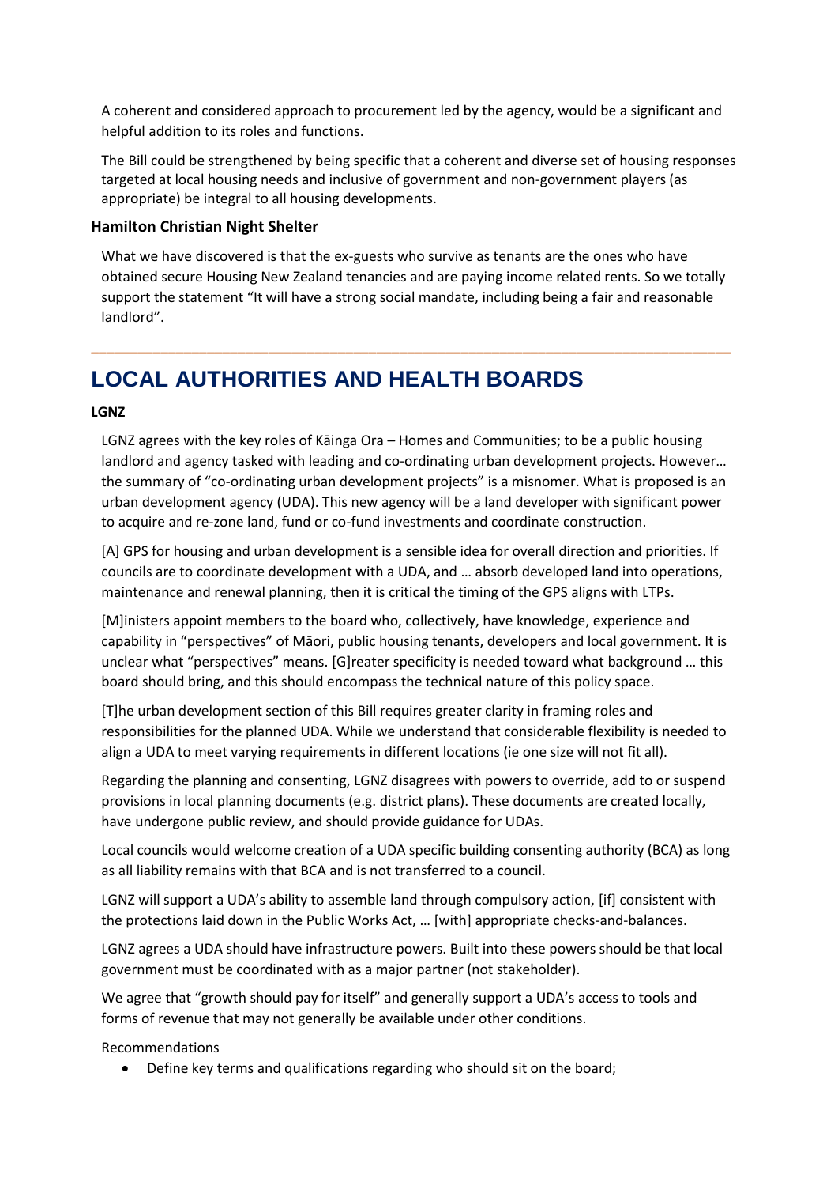A coherent and considered approach to procurement led by the agency, would be a significant and helpful addition to its roles and functions.

The Bill could be strengthened by being specific that a coherent and diverse set of housing responses targeted at local housing needs and inclusive of government and non-government players (as appropriate) be integral to all housing developments.

### Hamilton Christian Night Shelter

What we have discovered is that the ex-guests who survive as tenants are the ones who have obtained secure Housing New Zealand tenancies and are paying income related rents. So we totally support the statement "It will have a strong social mandate, including being a fair and reasonable landlord".

---

## LOCAL AUTHORITIES AND HEALTH BOARDS

**LGNZ**

LGNZ agrees with the key roles of Kāinga Ora – Homes and Communities; to be a public housing landlord and agency tasked with leading and co-ordinating urban development projects. However… the summary of "co-ordinating urban development projects" is a misnomer. What is proposed is an urban development agency (UDA). This new agency will be a land developer with significant power to acquire and re-zone land, fund or co-fund investments and coordinate construction.

[A] GPS for housing and urban development is a sensible idea for overall direction and priorities. If councils are to coordinate development with a UDA, and … absorb developed land into operations, maintenance and renewal planning, then it is critical the timing of the GPS aligns with LTPs.

[M]inisters appoint members to the board who, collectively, have knowledge, experience and capability in "perspectives" of Māori, public housing tenants, developers and local government. It is unclear what "perspectives" means. [G]reater specificity is needed toward what background … this board should bring, and this should encompass the technical nature of this policy space.

[T]he urban development section of this Bill requires greater clarity in framing roles and responsibilities for the planned UDA. While we understand that considerable flexibility is needed to align a UDA to meet varying requirements in different locations (ie one size will not fit all).

Regarding the planning and consenting, LGNZ disagrees with powers to override, add to or suspend provisions in local planning documents (e.g. district plans). These documents are created locally, have undergone public review, and should provide guidance for UDAs.

Local councils would welcome creation of a UDA specific building consenting authority (BCA) as long as all liability remains with that BCA and is not transferred to a council.

LGNZ will support a UDA's ability to assemble land through compulsory action, [if] consistent with the protections laid down in the Public Works Act, … [with] appropriate checks-and-balances.

LGNZ agrees a UDA should have infrastructure powers. Built into these powers should be that local government must be coordinated with as a major partner (not stakeholder).

We agree that "growth should pay for itself" and generally support a UDA's access to tools and forms of revenue that may not generally be available under other conditions.

Recommendations

- Define key terms and qualifications regarding who should sit on the board;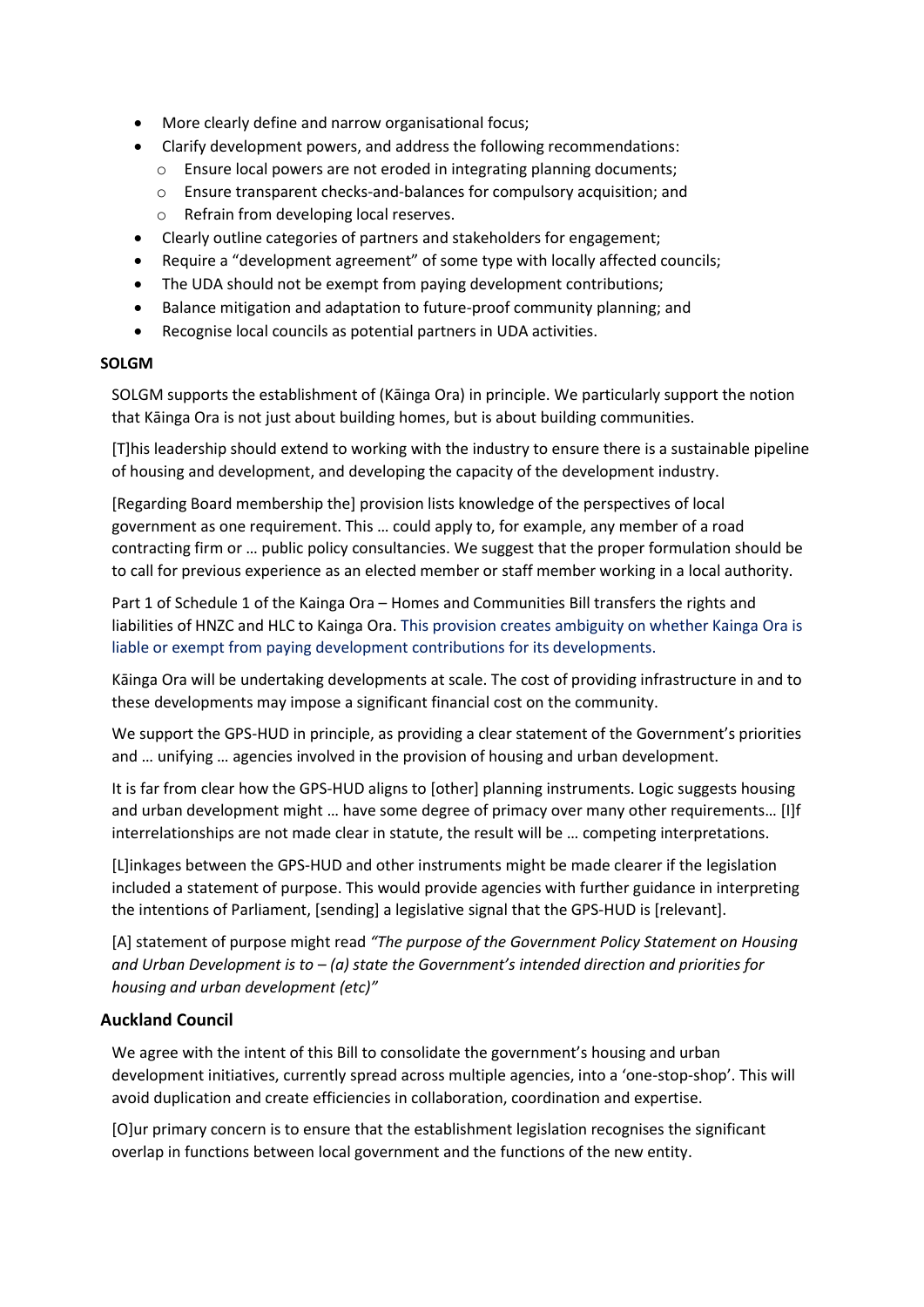- More clearly define and narrow organisational focus;
- Clarify development powers, and address the following recommendations:
  - Ensure local powers are not eroded in integrating planning documents;
  - Ensure transparent checks-and-balances for compulsory acquisition; and
  - Refrain from developing local reserves.
- Clearly outline categories of partners and stakeholders for engagement;
- Require a "development agreement" of some type with locally affected councils;
- The UDA should not be exempt from paying development contributions;
- Balance mitigation and adaptation to future-proof community planning; and
- Recognise local councils as potential partners in UDA activities.

**SOLGM**

SOLGM supports the establishment of (Kāinga Ora) in principle. We particularly support the notion that Kāinga Ora is not just about building homes, but is about building communities.

[T]his leadership should extend to working with the industry to ensure there is a sustainable pipeline of housing and development, and developing the capacity of the development industry.

[Regarding Board membership the] provision lists knowledge of the perspectives of local government as one requirement. This … could apply to, for example, any member of a road contracting firm or … public policy consultancies. We suggest that the proper formulation should be to call for previous experience as an elected member or staff member working in a local authority.

Part 1 of Schedule 1 of the Kainga Ora – Homes and Communities Bill transfers the rights and liabilities of HNZC and HLC to Kainga Ora. This provision creates ambiguity on whether Kainga Ora is liable or exempt from paying development contributions for its developments.

Kāinga Ora will be undertaking developments at scale. The cost of providing infrastructure in and to these developments may impose a significant financial cost on the community.

We support the GPS-HUD in principle, as providing a clear statement of the Government's priorities and … unifying … agencies involved in the provision of housing and urban development.

It is far from clear how the GPS-HUD aligns to [other] planning instruments. Logic suggests housing and urban development might … have some degree of primacy over many other requirements… [I]f interrelationships are not made clear in statute, the result will be … competing interpretations.

[L]inkages between the GPS-HUD and other instruments might be made clearer if the legislation included a statement of purpose. This would provide agencies with further guidance in interpreting the intentions of Parliament, [sending] a legislative signal that the GPS-HUD is [relevant].

[A] statement of purpose might read *"The purpose of the Government Policy Statement on Housing and Urban Development is to – (a) state the Government's intended direction and priorities for housing and urban development (etc)"*

**Auckland Council**

We agree with the intent of this Bill to consolidate the government's housing and urban development initiatives, currently spread across multiple agencies, into a 'one-stop-shop'. This will avoid duplication and create efficiencies in collaboration, coordination and expertise.

[O]ur primary concern is to ensure that the establishment legislation recognises the significant overlap in functions between local government and the functions of the new entity.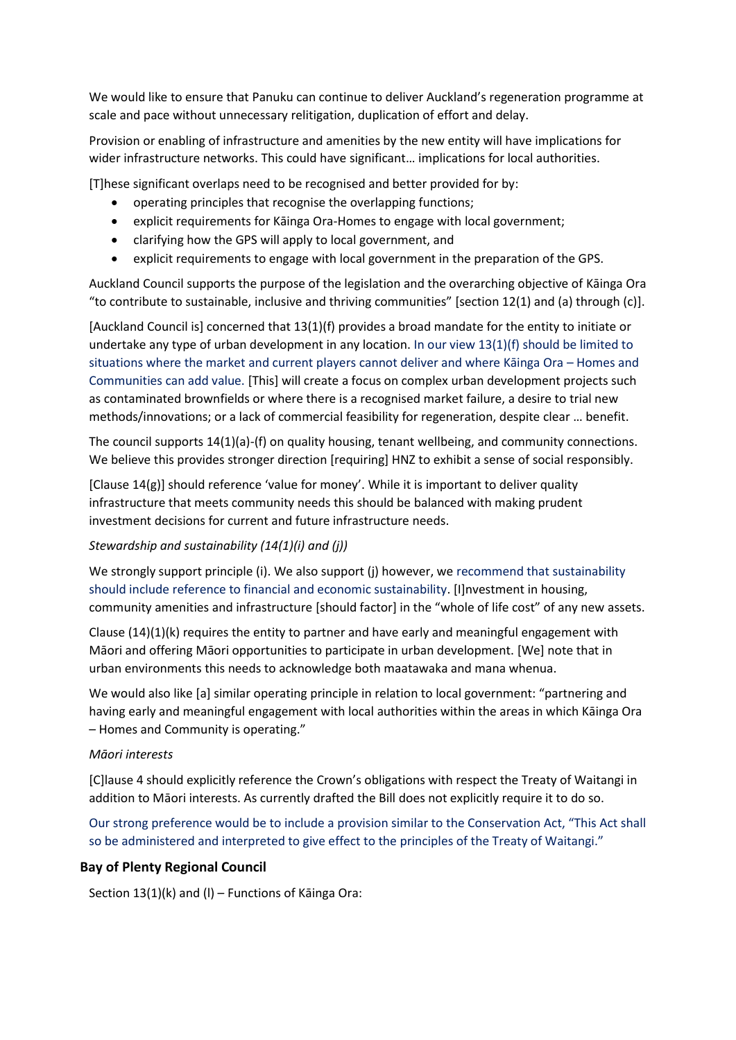We would like to ensure that Panuku can continue to deliver Auckland's regeneration programme at scale and pace without unnecessary relitigation, duplication of effort and delay.

Provision or enabling of infrastructure and amenities by the new entity will have implications for wider infrastructure networks. This could have significant… implications for local authorities.

[T]hese significant overlaps need to be recognised and better provided for by:

- operating principles that recognise the overlapping functions;
- explicit requirements for Kāinga Ora-Homes to engage with local government;
- clarifying how the GPS will apply to local government, and
- explicit requirements to engage with local government in the preparation of the GPS.

Auckland Council supports the purpose of the legislation and the overarching objective of Kāinga Ora "to contribute to sustainable, inclusive and thriving communities" [section 12(1) and (a) through (c)].

[Auckland Council is] concerned that 13(1)(f) provides a broad mandate for the entity to initiate or undertake any type of urban development in any location. In our view 13(1)(f) should be limited to situations where the market and current players cannot deliver and where Kāinga Ora – Homes and Communities can add value. [This] will create a focus on complex urban development projects such as contaminated brownfields or where there is a recognised market failure, a desire to trial new methods/innovations; or a lack of commercial feasibility for regeneration, despite clear … benefit.

The council supports 14(1)(a)-(f) on quality housing, tenant wellbeing, and community connections. We believe this provides stronger direction [requiring] HNZ to exhibit a sense of social responsibly.

[Clause 14(g)] should reference 'value for money'. While it is important to deliver quality infrastructure that meets community needs this should be balanced with making prudent investment decisions for current and future infrastructure needs.

*Stewardship and sustainability (14(1)(i) and (j))*

We strongly support principle (i). We also support (j) however, we recommend that sustainability should include reference to financial and economic sustainability. [I]nvestment in housing, community amenities and infrastructure [should factor] in the "whole of life cost" of any new assets.

Clause (14)(1)(k) requires the entity to partner and have early and meaningful engagement with Māori and offering Māori opportunities to participate in urban development. [We] note that in urban environments this needs to acknowledge both maatawaka and mana whenua.

We would also like [a] similar operating principle in relation to local government: "partnering and having early and meaningful engagement with local authorities within the areas in which Kāinga Ora – Homes and Community is operating."

*Māori interests*

[C]lause 4 should explicitly reference the Crown's obligations with respect the Treaty of Waitangi in addition to Māori interests. As currently drafted the Bill does not explicitly require it to do so.

Our strong preference would be to include a provision similar to the Conservation Act, "This Act shall so be administered and interpreted to give effect to the principles of the Treaty of Waitangi."

### Bay of Plenty Regional Council

Section 13(1)(k) and (l) – Functions of Kāinga Ora: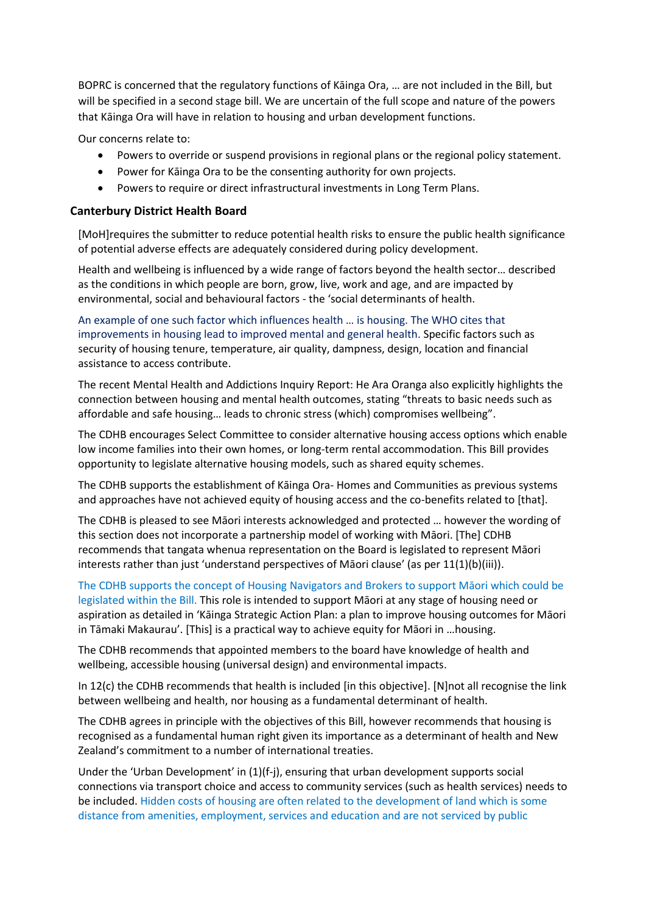BOPRC is concerned that the regulatory functions of Kāinga Ora, … are not included in the Bill, but will be specified in a second stage bill. We are uncertain of the full scope and nature of the powers that Kāinga Ora will have in relation to housing and urban development functions.

Our concerns relate to:

- Powers to override or suspend provisions in regional plans or the regional policy statement.
- Power for Kāinga Ora to be the consenting authority for own projects.
- Powers to require or direct infrastructural investments in Long Term Plans.

### Canterbury District Health Board

[MoH]requires the submitter to reduce potential health risks to ensure the public health significance of potential adverse effects are adequately considered during policy development.

Health and wellbeing is influenced by a wide range of factors beyond the health sector… described as the conditions in which people are born, grow, live, work and age, and are impacted by environmental, social and behavioural factors - the 'social determinants of health.

An example of one such factor which influences health … is housing. The WHO cites that improvements in housing lead to improved mental and general health. Specific factors such as security of housing tenure, temperature, air quality, dampness, design, location and financial assistance to access contribute.

The recent Mental Health and Addictions Inquiry Report: He Ara Oranga also explicitly highlights the connection between housing and mental health outcomes, stating "threats to basic needs such as affordable and safe housing… leads to chronic stress (which) compromises wellbeing".

The CDHB encourages Select Committee to consider alternative housing access options which enable low income families into their own homes, or long-term rental accommodation. This Bill provides opportunity to legislate alternative housing models, such as shared equity schemes.

The CDHB supports the establishment of Kāinga Ora- Homes and Communities as previous systems and approaches have not achieved equity of housing access and the co-benefits related to [that].

The CDHB is pleased to see Māori interests acknowledged and protected … however the wording of this section does not incorporate a partnership model of working with Māori. [The] CDHB recommends that tangata whenua representation on the Board is legislated to represent Māori interests rather than just 'understand perspectives of Māori clause' (as per 11(1)(b)(iii)).

The CDHB supports the concept of Housing Navigators and Brokers to support Māori which could be legislated within the Bill. This role is intended to support Māori at any stage of housing need or aspiration as detailed in 'Kāinga Strategic Action Plan: a plan to improve housing outcomes for Māori in Tāmaki Makaurau'. [This] is a practical way to achieve equity for Māori in …housing.

The CDHB recommends that appointed members to the board have knowledge of health and wellbeing, accessible housing (universal design) and environmental impacts.

In 12(c) the CDHB recommends that health is included [in this objective]. [N]not all recognise the link between wellbeing and health, nor housing as a fundamental determinant of health.

The CDHB agrees in principle with the objectives of this Bill, however recommends that housing is recognised as a fundamental human right given its importance as a determinant of health and New Zealand's commitment to a number of international treaties.

Under the 'Urban Development' in (1)(f-j), ensuring that urban development supports social connections via transport choice and access to community services (such as health services) needs to be included. Hidden costs of housing are often related to the development of land which is some distance from amenities, employment, services and education and are not serviced by public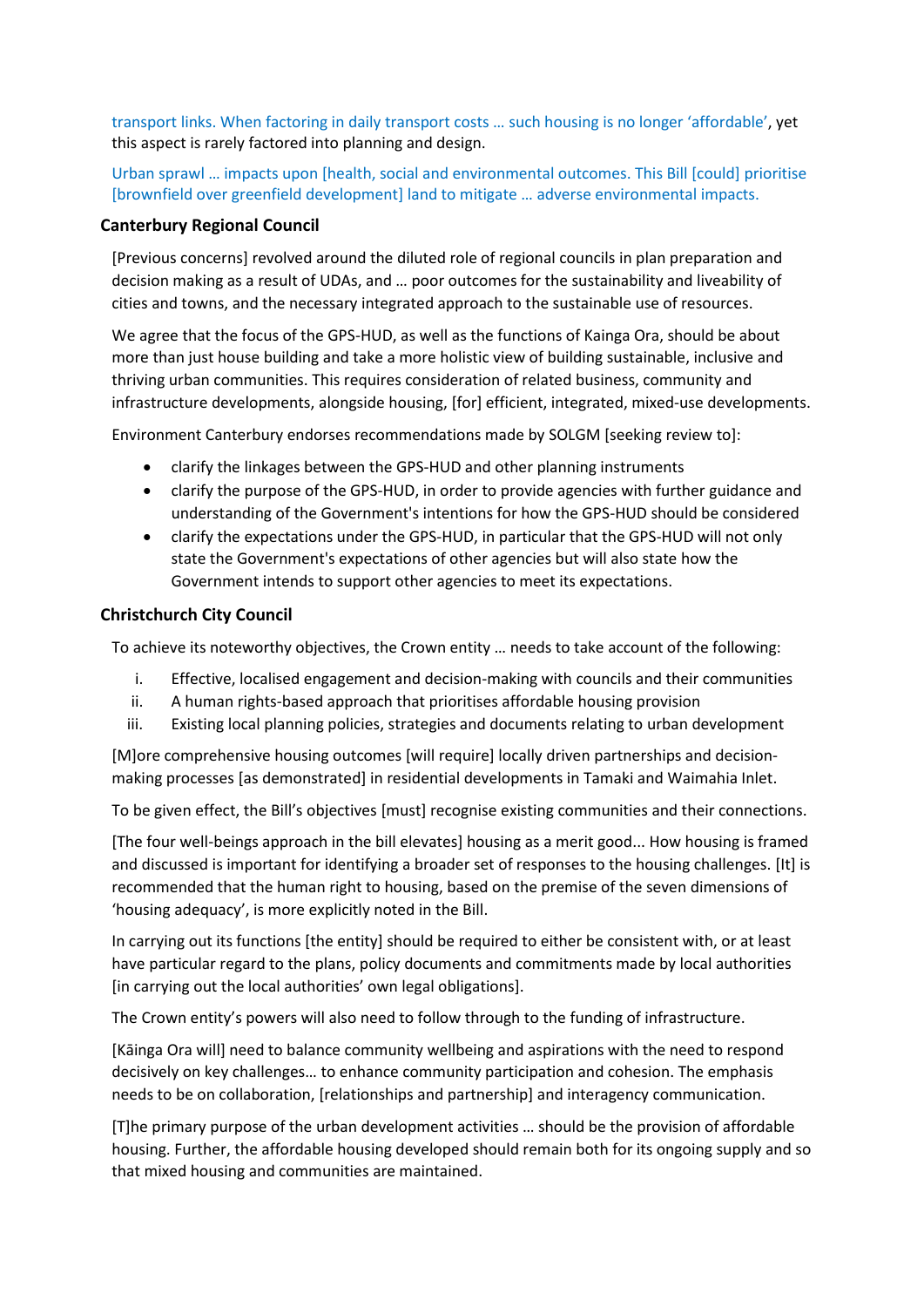transport links. When factoring in daily transport costs … such housing is no longer 'affordable', yet this aspect is rarely factored into planning and design.

Urban sprawl … impacts upon [health, social and environmental outcomes. This Bill [could] prioritise [brownfield over greenfield development] land to mitigate … adverse environmental impacts.

### Canterbury Regional Council

[Previous concerns] revolved around the diluted role of regional councils in plan preparation and decision making as a result of UDAs, and … poor outcomes for the sustainability and liveability of cities and towns, and the necessary integrated approach to the sustainable use of resources.

We agree that the focus of the GPS-HUD, as well as the functions of Kainga Ora, should be about more than just house building and take a more holistic view of building sustainable, inclusive and thriving urban communities. This requires consideration of related business, community and infrastructure developments, alongside housing, [for] efficient, integrated, mixed-use developments.

Environment Canterbury endorses recommendations made by SOLGM [seeking review to]:

- clarify the linkages between the GPS-HUD and other planning instruments
- clarify the purpose of the GPS-HUD, in order to provide agencies with further guidance and understanding of the Government's intentions for how the GPS-HUD should be considered
- clarify the expectations under the GPS-HUD, in particular that the GPS-HUD will not only state the Government's expectations of other agencies but will also state how the Government intends to support other agencies to meet its expectations.

### Christchurch City Council

To achieve its noteworthy objectives, the Crown entity … needs to take account of the following:

i. Effective, localised engagement and decision-making with councils and their communities
ii. A human rights-based approach that prioritises affordable housing provision
iii. Existing local planning policies, strategies and documents relating to urban development

[M]ore comprehensive housing outcomes [will require] locally driven partnerships and decision-making processes [as demonstrated] in residential developments in Tamaki and Waimahia Inlet.

To be given effect, the Bill's objectives [must] recognise existing communities and their connections.

[The four well-beings approach in the bill elevates] housing as a merit good... How housing is framed and discussed is important for identifying a broader set of responses to the housing challenges. [It] is recommended that the human right to housing, based on the premise of the seven dimensions of 'housing adequacy', is more explicitly noted in the Bill.

In carrying out its functions [the entity] should be required to either be consistent with, or at least have particular regard to the plans, policy documents and commitments made by local authorities [in carrying out the local authorities' own legal obligations].

The Crown entity's powers will also need to follow through to the funding of infrastructure.

[Kāinga Ora will] need to balance community wellbeing and aspirations with the need to respond decisively on key challenges… to enhance community participation and cohesion. The emphasis needs to be on collaboration, [relationships and partnership] and interagency communication.

[T]he primary purpose of the urban development activities … should be the provision of affordable housing. Further, the affordable housing developed should remain both for its ongoing supply and so that mixed housing and communities are maintained.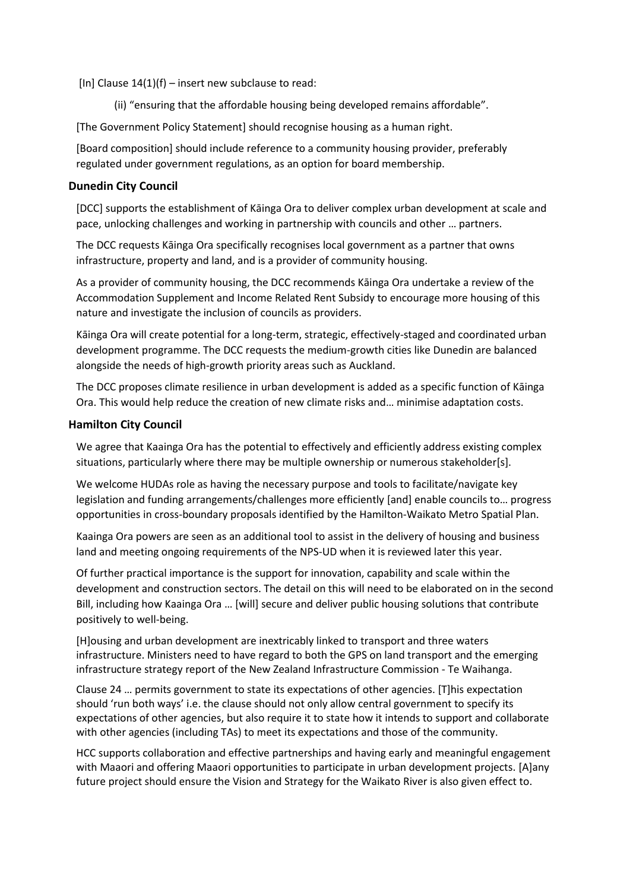[In] Clause 14(1)(f) – insert new subclause to read:

(ii) "ensuring that the affordable housing being developed remains affordable".

[The Government Policy Statement] should recognise housing as a human right.

[Board composition] should include reference to a community housing provider, preferably regulated under government regulations, as an option for board membership.

### Dunedin City Council

[DCC] supports the establishment of Kāinga Ora to deliver complex urban development at scale and pace, unlocking challenges and working in partnership with councils and other … partners.

The DCC requests Kāinga Ora specifically recognises local government as a partner that owns infrastructure, property and land, and is a provider of community housing.

As a provider of community housing, the DCC recommends Kāinga Ora undertake a review of the Accommodation Supplement and Income Related Rent Subsidy to encourage more housing of this nature and investigate the inclusion of councils as providers.

Kāinga Ora will create potential for a long-term, strategic, effectively-staged and coordinated urban development programme. The DCC requests the medium-growth cities like Dunedin are balanced alongside the needs of high-growth priority areas such as Auckland.

The DCC proposes climate resilience in urban development is added as a specific function of Kāinga Ora. This would help reduce the creation of new climate risks and… minimise adaptation costs.

### Hamilton City Council

We agree that Kaainga Ora has the potential to effectively and efficiently address existing complex situations, particularly where there may be multiple ownership or numerous stakeholder[s].

We welcome HUDAs role as having the necessary purpose and tools to facilitate/navigate key legislation and funding arrangements/challenges more efficiently [and] enable councils to… progress opportunities in cross-boundary proposals identified by the Hamilton-Waikato Metro Spatial Plan.

Kaainga Ora powers are seen as an additional tool to assist in the delivery of housing and business land and meeting ongoing requirements of the NPS-UD when it is reviewed later this year.

Of further practical importance is the support for innovation, capability and scale within the development and construction sectors. The detail on this will need to be elaborated on in the second Bill, including how Kaainga Ora … [will] secure and deliver public housing solutions that contribute positively to well-being.

[H]ousing and urban development are inextricably linked to transport and three waters infrastructure. Ministers need to have regard to both the GPS on land transport and the emerging infrastructure strategy report of the New Zealand Infrastructure Commission - Te Waihanga.

Clause 24 … permits government to state its expectations of other agencies. [T]his expectation should 'run both ways' i.e. the clause should not only allow central government to specify its expectations of other agencies, but also require it to state how it intends to support and collaborate with other agencies (including TAs) to meet its expectations and those of the community.

HCC supports collaboration and effective partnerships and having early and meaningful engagement with Maaori and offering Maaori opportunities to participate in urban development projects. [A]any future project should ensure the Vision and Strategy for the Waikato River is also given effect to.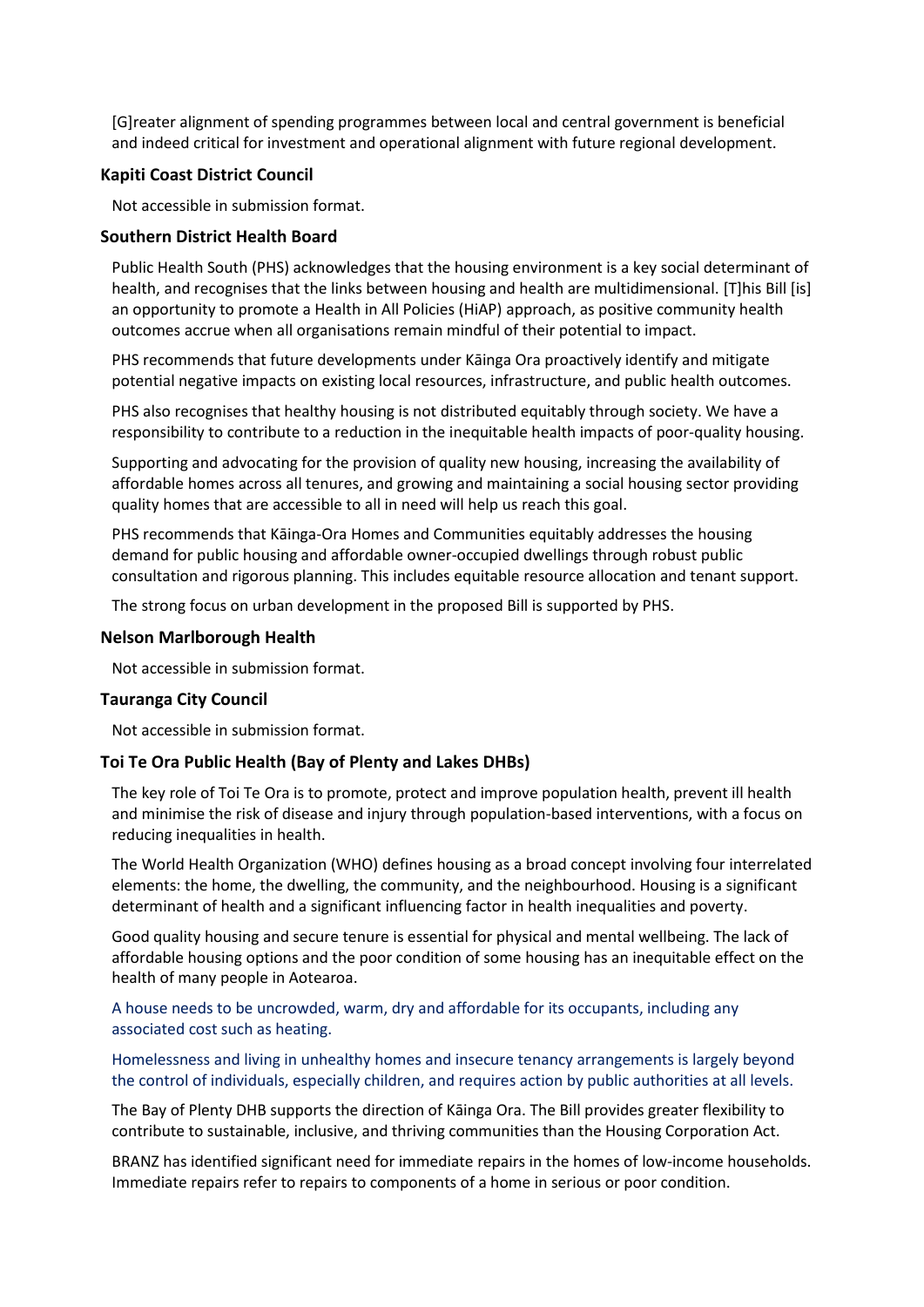[G]reater alignment of spending programmes between local and central government is beneficial and indeed critical for investment and operational alignment with future regional development.

### Kapiti Coast District Council

Not accessible in submission format.

### Southern District Health Board

Public Health South (PHS) acknowledges that the housing environment is a key social determinant of health, and recognises that the links between housing and health are multidimensional. [T]his Bill [is] an opportunity to promote a Health in All Policies (HiAP) approach, as positive community health outcomes accrue when all organisations remain mindful of their potential to impact.

PHS recommends that future developments under Kāinga Ora proactively identify and mitigate potential negative impacts on existing local resources, infrastructure, and public health outcomes.

PHS also recognises that healthy housing is not distributed equitably through society. We have a responsibility to contribute to a reduction in the inequitable health impacts of poor-quality housing.

Supporting and advocating for the provision of quality new housing, increasing the availability of affordable homes across all tenures, and growing and maintaining a social housing sector providing quality homes that are accessible to all in need will help us reach this goal.

PHS recommends that Kāinga-Ora Homes and Communities equitably addresses the housing demand for public housing and affordable owner-occupied dwellings through robust public consultation and rigorous planning. This includes equitable resource allocation and tenant support.

The strong focus on urban development in the proposed Bill is supported by PHS.

### Nelson Marlborough Health

Not accessible in submission format.

### Tauranga City Council

Not accessible in submission format.

### Toi Te Ora Public Health (Bay of Plenty and Lakes DHBs)

The key role of Toi Te Ora is to promote, protect and improve population health, prevent ill health and minimise the risk of disease and injury through population-based interventions, with a focus on reducing inequalities in health.

The World Health Organization (WHO) defines housing as a broad concept involving four interrelated elements: the home, the dwelling, the community, and the neighbourhood. Housing is a significant determinant of health and a significant influencing factor in health inequalities and poverty.

Good quality housing and secure tenure is essential for physical and mental wellbeing. The lack of affordable housing options and the poor condition of some housing has an inequitable effect on the health of many people in Aotearoa.

A house needs to be uncrowded, warm, dry and affordable for its occupants, including any associated cost such as heating.

Homelessness and living in unhealthy homes and insecure tenancy arrangements is largely beyond the control of individuals, especially children, and requires action by public authorities at all levels.

The Bay of Plenty DHB supports the direction of Kāinga Ora. The Bill provides greater flexibility to contribute to sustainable, inclusive, and thriving communities than the Housing Corporation Act.

BRANZ has identified significant need for immediate repairs in the homes of low-income households. Immediate repairs refer to repairs to components of a home in serious or poor condition.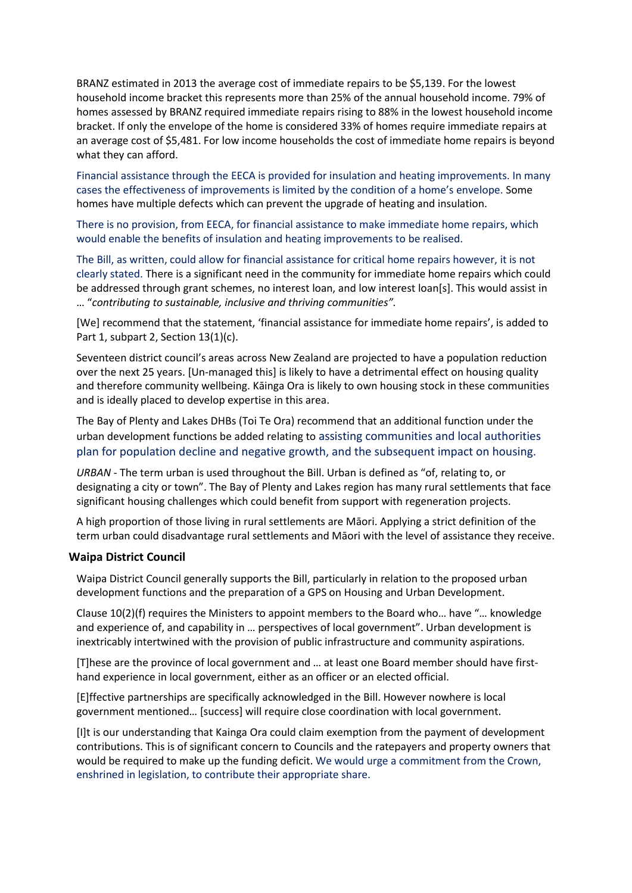BRANZ estimated in 2013 the average cost of immediate repairs to be $5,139. For the lowest household income bracket this represents more than 25% of the annual household income. 79% of homes assessed by BRANZ required immediate repairs rising to 88% in the lowest household income bracket. If only the envelope of the home is considered 33% of homes require immediate repairs at an average cost of $5,481. For low income households the cost of immediate home repairs is beyond what they can afford.

Financial assistance through the EECA is provided for insulation and heating improvements. In many cases the effectiveness of improvements is limited by the condition of a home's envelope. Some homes have multiple defects which can prevent the upgrade of heating and insulation.

There is no provision, from EECA, for financial assistance to make immediate home repairs, which would enable the benefits of insulation and heating improvements to be realised.

The Bill, as written, could allow for financial assistance for critical home repairs however, it is not clearly stated. There is a significant need in the community for immediate home repairs which could be addressed through grant schemes, no interest loan, and low interest loan[s]. This would assist in … "*contributing to sustainable, inclusive and thriving communities".*

[We] recommend that the statement, 'financial assistance for immediate home repairs', is added to Part 1, subpart 2, Section 13(1)(c).

Seventeen district council's areas across New Zealand are projected to have a population reduction over the next 25 years. [Un-managed this] is likely to have a detrimental effect on housing quality and therefore community wellbeing. Kāinga Ora is likely to own housing stock in these communities and is ideally placed to develop expertise in this area.

The Bay of Plenty and Lakes DHBs (Toi Te Ora) recommend that an additional function under the urban development functions be added relating to assisting communities and local authorities plan for population decline and negative growth, and the subsequent impact on housing.

*URBAN* - The term urban is used throughout the Bill. Urban is defined as "of, relating to, or designating a city or town". The Bay of Plenty and Lakes region has many rural settlements that face significant housing challenges which could benefit from support with regeneration projects.

A high proportion of those living in rural settlements are Māori. Applying a strict definition of the term urban could disadvantage rural settlements and Māori with the level of assistance they receive.

### Waipa District Council

Waipa District Council generally supports the Bill, particularly in relation to the proposed urban development functions and the preparation of a GPS on Housing and Urban Development.

Clause 10(2)(f) requires the Ministers to appoint members to the Board who… have "… knowledge and experience of, and capability in … perspectives of local government". Urban development is inextricably intertwined with the provision of public infrastructure and community aspirations.

[T]hese are the province of local government and … at least one Board member should have first-hand experience in local government, either as an officer or an elected official.

[E]ffective partnerships are specifically acknowledged in the Bill. However nowhere is local government mentioned… [success] will require close coordination with local government.

[I]t is our understanding that Kainga Ora could claim exemption from the payment of development contributions. This is of significant concern to Councils and the ratepayers and property owners that would be required to make up the funding deficit. We would urge a commitment from the Crown, enshrined in legislation, to contribute their appropriate share.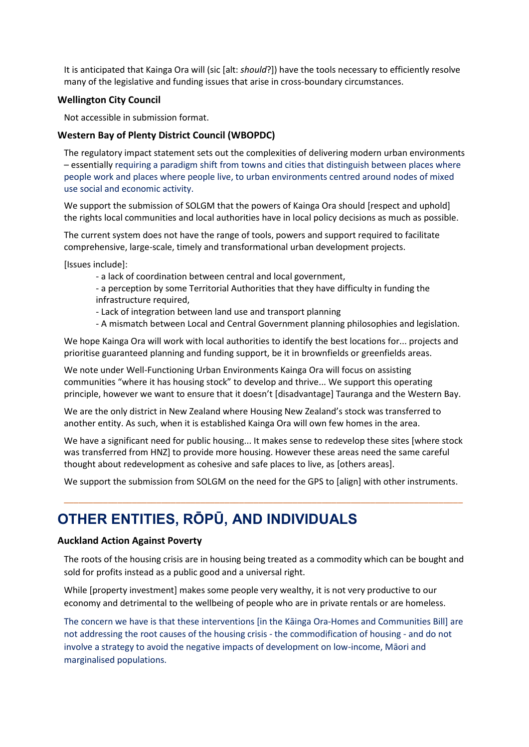It is anticipated that Kainga Ora will (sic [alt: *should*?]) have the tools necessary to efficiently resolve many of the legislative and funding issues that arise in cross-boundary circumstances.

### Wellington City Council

Not accessible in submission format.

### Western Bay of Plenty District Council (WBOPDC)

The regulatory impact statement sets out the complexities of delivering modern urban environments – essentially requiring a paradigm shift from towns and cities that distinguish between places where people work and places where people live, to urban environments centred around nodes of mixed use social and economic activity.

We support the submission of SOLGM that the powers of Kainga Ora should [respect and uphold] the rights local communities and local authorities have in local policy decisions as much as possible.

The current system does not have the range of tools, powers and support required to facilitate comprehensive, large-scale, timely and transformational urban development projects.

[Issues include]:

- a lack of coordination between central and local government,
- a perception by some Territorial Authorities that they have difficulty in funding the infrastructure required,
- Lack of integration between land use and transport planning
- A mismatch between Local and Central Government planning philosophies and legislation.

We hope Kainga Ora will work with local authorities to identify the best locations for... projects and prioritise guaranteed planning and funding support, be it in brownfields or greenfields areas.

We note under Well-Functioning Urban Environments Kainga Ora will focus on assisting communities "where it has housing stock" to develop and thrive... We support this operating principle, however we want to ensure that it doesn't [disadvantage] Tauranga and the Western Bay.

We are the only district in New Zealand where Housing New Zealand's stock was transferred to another entity. As such, when it is established Kainga Ora will own few homes in the area.

We have a significant need for public housing... It makes sense to redevelop these sites [where stock was transferred from HNZ] to provide more housing. However these areas need the same careful thought about redevelopment as cohesive and safe places to live, as [others areas].

We support the submission from SOLGM on the need for the GPS to [align] with other instruments.

---

## OTHER ENTITIES, RŌPŪ, AND INDIVIDUALS

### Auckland Action Against Poverty

The roots of the housing crisis are in housing being treated as a commodity which can be bought and sold for profits instead as a public good and a universal right.

While [property investment] makes some people very wealthy, it is not very productive to our economy and detrimental to the wellbeing of people who are in private rentals or are homeless.

The concern we have is that these interventions [in the Kāinga Ora-Homes and Communities Bill] are not addressing the root causes of the housing crisis - the commodification of housing - and do not involve a strategy to avoid the negative impacts of development on low-income, Māori and marginalised populations.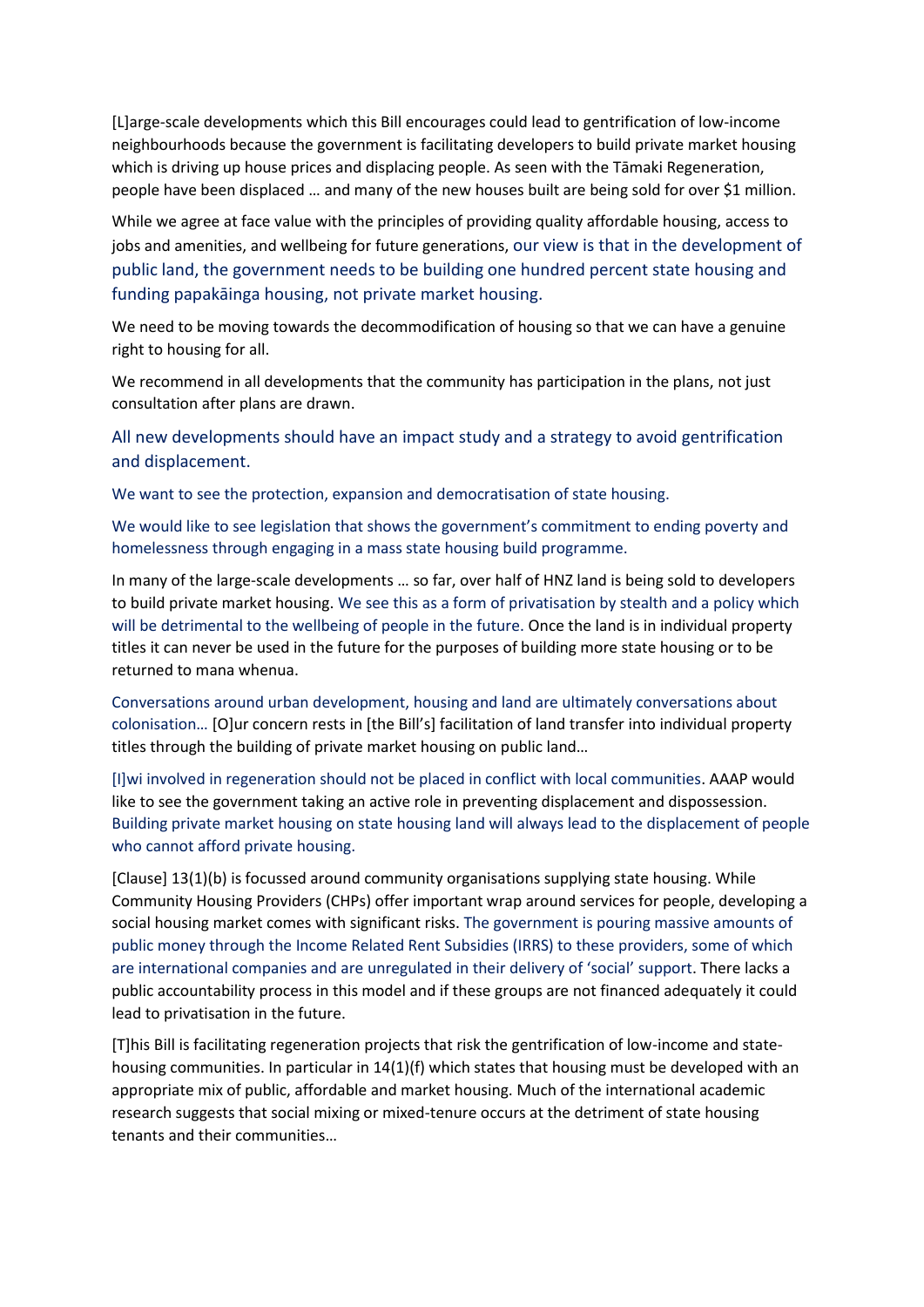[L]arge-scale developments which this Bill encourages could lead to gentrification of low-income neighbourhoods because the government is facilitating developers to build private market housing which is driving up house prices and displacing people. As seen with the Tāmaki Regeneration, people have been displaced … and many of the new houses built are being sold for over $1 million.

While we agree at face value with the principles of providing quality affordable housing, access to jobs and amenities, and wellbeing for future generations, our view is that in the development of public land, the government needs to be building one hundred percent state housing and funding papakāinga housing, not private market housing.

We need to be moving towards the decommodification of housing so that we can have a genuine right to housing for all.

We recommend in all developments that the community has participation in the plans, not just consultation after plans are drawn.

All new developments should have an impact study and a strategy to avoid gentrification and displacement.

We want to see the protection, expansion and democratisation of state housing.

We would like to see legislation that shows the government's commitment to ending poverty and homelessness through engaging in a mass state housing build programme.

In many of the large-scale developments … so far, over half of HNZ land is being sold to developers to build private market housing. We see this as a form of privatisation by stealth and a policy which will be detrimental to the wellbeing of people in the future. Once the land is in individual property titles it can never be used in the future for the purposes of building more state housing or to be returned to mana whenua.

Conversations around urban development, housing and land are ultimately conversations about colonisation… [O]ur concern rests in [the Bill's] facilitation of land transfer into individual property titles through the building of private market housing on public land…

[I]wi involved in regeneration should not be placed in conflict with local communities. AAAP would like to see the government taking an active role in preventing displacement and dispossession. Building private market housing on state housing land will always lead to the displacement of people who cannot afford private housing.

[Clause] 13(1)(b) is focussed around community organisations supplying state housing. While Community Housing Providers (CHPs) offer important wrap around services for people, developing a social housing market comes with significant risks. The government is pouring massive amounts of public money through the Income Related Rent Subsidies (IRRS) to these providers, some of which are international companies and are unregulated in their delivery of 'social' support. There lacks a public accountability process in this model and if these groups are not financed adequately it could lead to privatisation in the future.

[T]his Bill is facilitating regeneration projects that risk the gentrification of low-income and state-housing communities. In particular in 14(1)(f) which states that housing must be developed with an appropriate mix of public, affordable and market housing. Much of the international academic research suggests that social mixing or mixed-tenure occurs at the detriment of state housing tenants and their communities…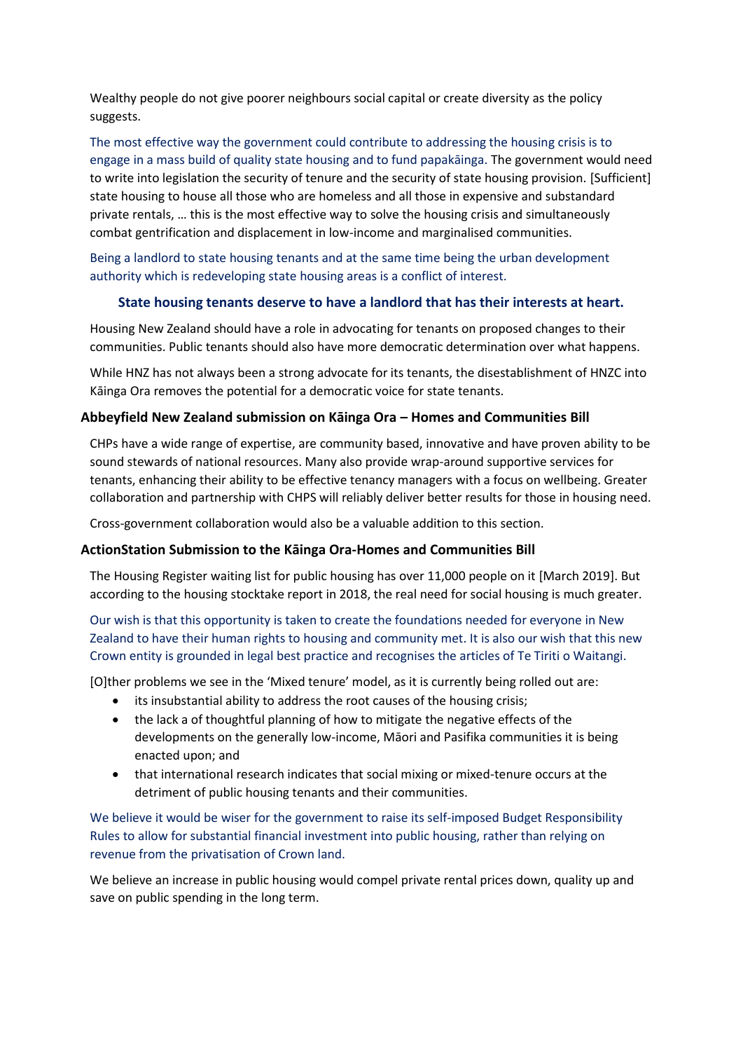Wealthy people do not give poorer neighbours social capital or create diversity as the policy suggests.

The most effective way the government could contribute to addressing the housing crisis is to engage in a mass build of quality state housing and to fund papakāinga. The government would need to write into legislation the security of tenure and the security of state housing provision. [Sufficient] state housing to house all those who are homeless and all those in expensive and substandard private rentals, … this is the most effective way to solve the housing crisis and simultaneously combat gentrification and displacement in low-income and marginalised communities.

Being a landlord to state housing tenants and at the same time being the urban development authority which is redeveloping state housing areas is a conflict of interest.

**State housing tenants deserve to have a landlord that has their interests at heart.**

Housing New Zealand should have a role in advocating for tenants on proposed changes to their communities. Public tenants should also have more democratic determination over what happens.

While HNZ has not always been a strong advocate for its tenants, the disestablishment of HNZC into Kāinga Ora removes the potential for a democratic voice for state tenants.

### Abbeyfield New Zealand submission on Kāinga Ora – Homes and Communities Bill

CHPs have a wide range of expertise, are community based, innovative and have proven ability to be sound stewards of national resources. Many also provide wrap-around supportive services for tenants, enhancing their ability to be effective tenancy managers with a focus on wellbeing. Greater collaboration and partnership with CHPS will reliably deliver better results for those in housing need.

Cross-government collaboration would also be a valuable addition to this section.

### ActionStation Submission to the Kāinga Ora-Homes and Communities Bill

The Housing Register waiting list for public housing has over 11,000 people on it [March 2019]. But according to the housing stocktake report in 2018, the real need for social housing is much greater.

Our wish is that this opportunity is taken to create the foundations needed for everyone in New Zealand to have their human rights to housing and community met. It is also our wish that this new Crown entity is grounded in legal best practice and recognises the articles of Te Tiriti o Waitangi.

[O]ther problems we see in the 'Mixed tenure' model, as it is currently being rolled out are:

- its insubstantial ability to address the root causes of the housing crisis;
- the lack a of thoughtful planning of how to mitigate the negative effects of the developments on the generally low-income, Māori and Pasifika communities it is being enacted upon; and
- that international research indicates that social mixing or mixed-tenure occurs at the detriment of public housing tenants and their communities.

We believe it would be wiser for the government to raise its self-imposed Budget Responsibility Rules to allow for substantial financial investment into public housing, rather than relying on revenue from the privatisation of Crown land.

We believe an increase in public housing would compel private rental prices down, quality up and save on public spending in the long term.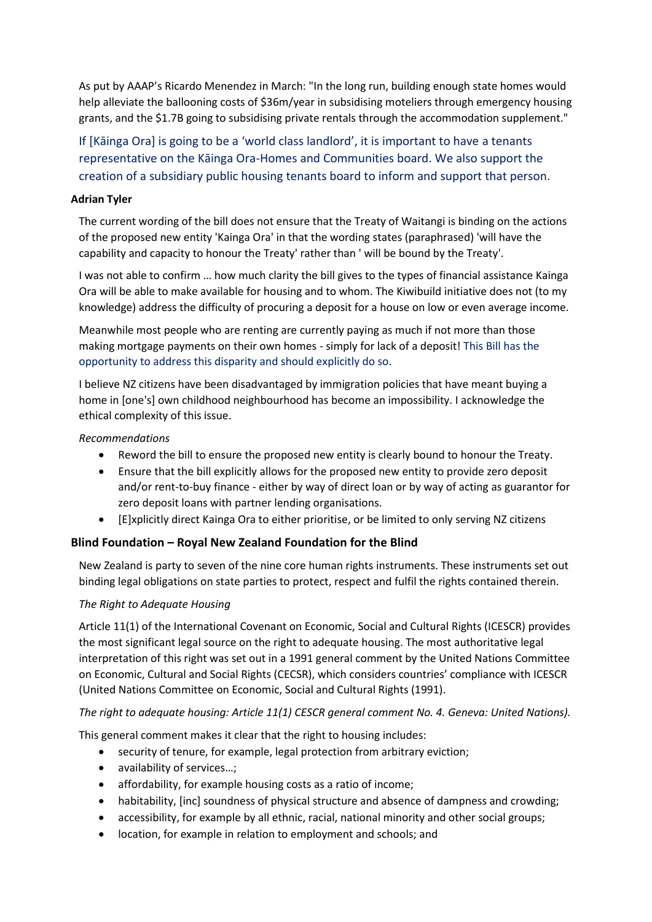As put by AAAP's Ricardo Menendez in March: "In the long run, building enough state homes would help alleviate the ballooning costs of $36m/year in subsidising moteliers through emergency housing grants, and the $1.7B going to subsidising private rentals through the accommodation supplement."

If [Kāinga Ora] is going to be a 'world class landlord', it is important to have a tenants representative on the Kāinga Ora-Homes and Communities board. We also support the creation of a subsidiary public housing tenants board to inform and support that person.

**Adrian Tyler**

The current wording of the bill does not ensure that the Treaty of Waitangi is binding on the actions of the proposed new entity 'Kainga Ora' in that the wording states (paraphrased) 'will have the capability and capacity to honour the Treaty' rather than ' will be bound by the Treaty'.

I was not able to confirm … how much clarity the bill gives to the types of financial assistance Kainga Ora will be able to make available for housing and to whom. The Kiwibuild initiative does not (to my knowledge) address the difficulty of procuring a deposit for a house on low or even average income.

Meanwhile most people who are renting are currently paying as much if not more than those making mortgage payments on their own homes - simply for lack of a deposit! This Bill has the opportunity to address this disparity and should explicitly do so.

I believe NZ citizens have been disadvantaged by immigration policies that have meant buying a home in [one's] own childhood neighbourhood has become an impossibility. I acknowledge the ethical complexity of this issue.

*Recommendations*

- Reword the bill to ensure the proposed new entity is clearly bound to honour the Treaty.
- Ensure that the bill explicitly allows for the proposed new entity to provide zero deposit and/or rent-to-buy finance - either by way of direct loan or by way of acting as guarantor for zero deposit loans with partner lending organisations.
- [E]xplicitly direct Kainga Ora to either prioritise, or be limited to only serving NZ citizens

### Blind Foundation – Royal New Zealand Foundation for the Blind

New Zealand is party to seven of the nine core human rights instruments. These instruments set out binding legal obligations on state parties to protect, respect and fulfil the rights contained therein.

*The Right to Adequate Housing*

Article 11(1) of the International Covenant on Economic, Social and Cultural Rights (ICESCR) provides the most significant legal source on the right to adequate housing. The most authoritative legal interpretation of this right was set out in a 1991 general comment by the United Nations Committee on Economic, Cultural and Social Rights (CECSR), which considers countries' compliance with ICESCR (United Nations Committee on Economic, Social and Cultural Rights (1991).

*The right to adequate housing: Article 11(1) CESCR general comment No. 4. Geneva: United Nations).*

This general comment makes it clear that the right to housing includes:

- security of tenure, for example, legal protection from arbitrary eviction;
- availability of services…;
- affordability, for example housing costs as a ratio of income;
- habitability, [inc] soundness of physical structure and absence of dampness and crowding;
- accessibility, for example by all ethnic, racial, national minority and other social groups;
- location, for example in relation to employment and schools; and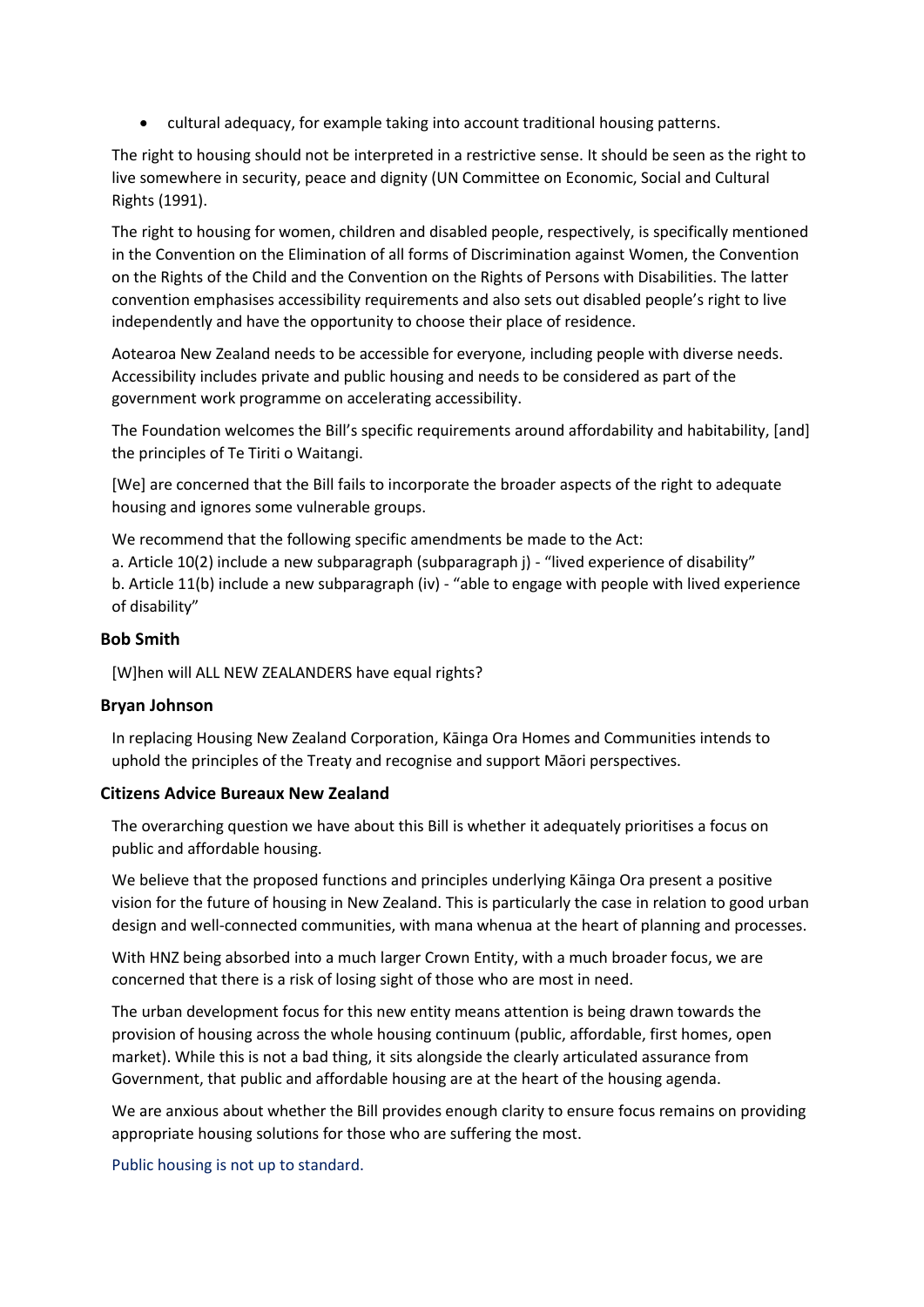- cultural adequacy, for example taking into account traditional housing patterns.

The right to housing should not be interpreted in a restrictive sense. It should be seen as the right to live somewhere in security, peace and dignity (UN Committee on Economic, Social and Cultural Rights (1991).

The right to housing for women, children and disabled people, respectively, is specifically mentioned in the Convention on the Elimination of all forms of Discrimination against Women, the Convention on the Rights of the Child and the Convention on the Rights of Persons with Disabilities. The latter convention emphasises accessibility requirements and also sets out disabled people's right to live independently and have the opportunity to choose their place of residence.

Aotearoa New Zealand needs to be accessible for everyone, including people with diverse needs. Accessibility includes private and public housing and needs to be considered as part of the government work programme on accelerating accessibility.

The Foundation welcomes the Bill's specific requirements around affordability and habitability, [and] the principles of Te Tiriti o Waitangi.

[We] are concerned that the Bill fails to incorporate the broader aspects of the right to adequate housing and ignores some vulnerable groups.

We recommend that the following specific amendments be made to the Act:
a. Article 10(2) include a new subparagraph (subparagraph j) - "lived experience of disability"
b. Article 11(b) include a new subparagraph (iv) - "able to engage with people with lived experience of disability"

### Bob Smith

[W]hen will ALL NEW ZEALANDERS have equal rights?

### Bryan Johnson

In replacing Housing New Zealand Corporation, Kāinga Ora Homes and Communities intends to uphold the principles of the Treaty and recognise and support Māori perspectives.

### Citizens Advice Bureaux New Zealand

The overarching question we have about this Bill is whether it adequately prioritises a focus on public and affordable housing.

We believe that the proposed functions and principles underlying Kāinga Ora present a positive vision for the future of housing in New Zealand. This is particularly the case in relation to good urban design and well-connected communities, with mana whenua at the heart of planning and processes.

With HNZ being absorbed into a much larger Crown Entity, with a much broader focus, we are concerned that there is a risk of losing sight of those who are most in need.

The urban development focus for this new entity means attention is being drawn towards the provision of housing across the whole housing continuum (public, affordable, first homes, open market). While this is not a bad thing, it sits alongside the clearly articulated assurance from Government, that public and affordable housing are at the heart of the housing agenda.

We are anxious about whether the Bill provides enough clarity to ensure focus remains on providing appropriate housing solutions for those who are suffering the most.

Public housing is not up to standard.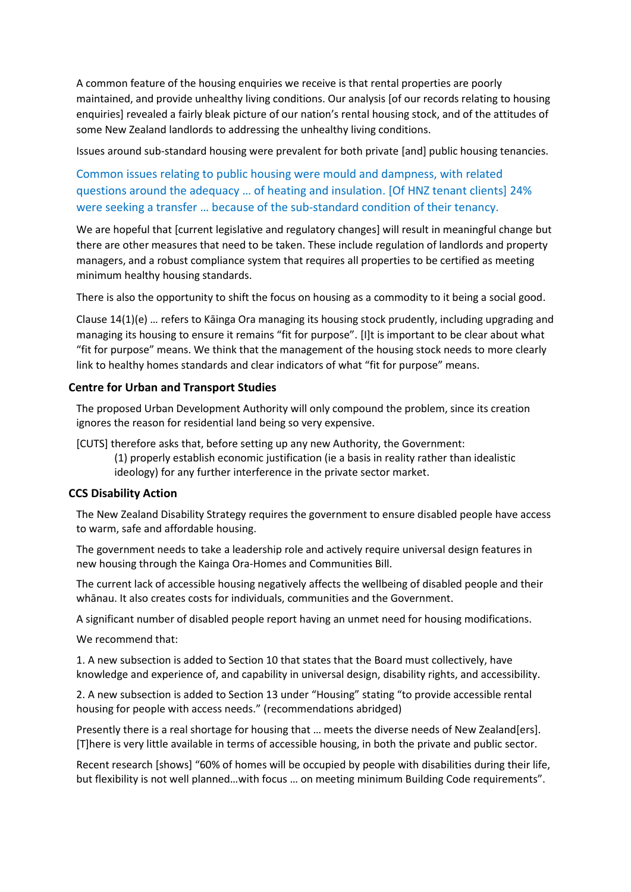A common feature of the housing enquiries we receive is that rental properties are poorly maintained, and provide unhealthy living conditions. Our analysis [of our records relating to housing enquiries] revealed a fairly bleak picture of our nation's rental housing stock, and of the attitudes of some New Zealand landlords to addressing the unhealthy living conditions.

Issues around sub-standard housing were prevalent for both private [and] public housing tenancies.

Common issues relating to public housing were mould and dampness, with related questions around the adequacy … of heating and insulation. [Of HNZ tenant clients] 24% were seeking a transfer … because of the sub-standard condition of their tenancy.

We are hopeful that [current legislative and regulatory changes] will result in meaningful change but there are other measures that need to be taken. These include regulation of landlords and property managers, and a robust compliance system that requires all properties to be certified as meeting minimum healthy housing standards.

There is also the opportunity to shift the focus on housing as a commodity to it being a social good.

Clause 14(1)(e) … refers to Kāinga Ora managing its housing stock prudently, including upgrading and managing its housing to ensure it remains "fit for purpose". [I]t is important to be clear about what "fit for purpose" means. We think that the management of the housing stock needs to more clearly link to healthy homes standards and clear indicators of what "fit for purpose" means.

### Centre for Urban and Transport Studies

The proposed Urban Development Authority will only compound the problem, since its creation ignores the reason for residential land being so very expensive.

[CUTS] therefore asks that, before setting up any new Authority, the Government:

(1) properly establish economic justification (ie a basis in reality rather than idealistic ideology) for any further interference in the private sector market.

### CCS Disability Action

The New Zealand Disability Strategy requires the government to ensure disabled people have access to warm, safe and affordable housing.

The government needs to take a leadership role and actively require universal design features in new housing through the Kainga Ora-Homes and Communities Bill.

The current lack of accessible housing negatively affects the wellbeing of disabled people and their whānau. It also creates costs for individuals, communities and the Government.

A significant number of disabled people report having an unmet need for housing modifications.

We recommend that:

1. A new subsection is added to Section 10 that states that the Board must collectively, have knowledge and experience of, and capability in universal design, disability rights, and accessibility.

2. A new subsection is added to Section 13 under "Housing" stating "to provide accessible rental housing for people with access needs." (recommendations abridged)

Presently there is a real shortage for housing that … meets the diverse needs of New Zealand[ers]. [T]here is very little available in terms of accessible housing, in both the private and public sector.

Recent research [shows] "60% of homes will be occupied by people with disabilities during their life, but flexibility is not well planned…with focus … on meeting minimum Building Code requirements".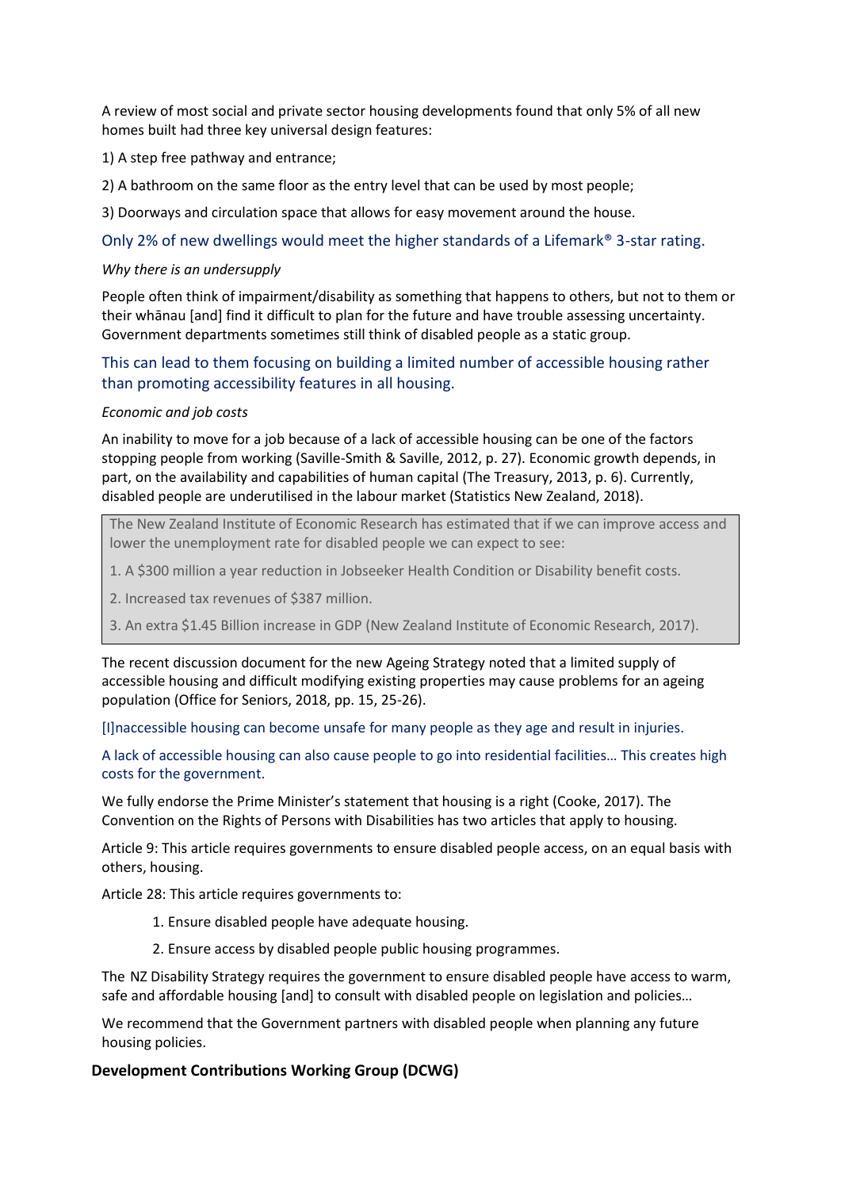A review of most social and private sector housing developments found that only 5% of all new homes built had three key universal design features:

1) A step free pathway and entrance;

2) A bathroom on the same floor as the entry level that can be used by most people;

3) Doorways and circulation space that allows for easy movement around the house.

Only 2% of new dwellings would meet the higher standards of a Lifemark® 3-star rating.

*Why there is an undersupply*

People often think of impairment/disability as something that happens to others, but not to them or their whānau [and] find it difficult to plan for the future and have trouble assessing uncertainty. Government departments sometimes still think of disabled people as a static group.

This can lead to them focusing on building a limited number of accessible housing rather than promoting accessibility features in all housing.

*Economic and job costs*

An inability to move for a job because of a lack of accessible housing can be one of the factors stopping people from working (Saville-Smith & Saville, 2012, p. 27). Economic growth depends, in part, on the availability and capabilities of human capital (The Treasury, 2013, p. 6). Currently, disabled people are underutilised in the labour market (Statistics New Zealand, 2018).

> The New Zealand Institute of Economic Research has estimated that if we can improve access and lower the unemployment rate for disabled people we can expect to see:
>
> 1. A $300 million a year reduction in Jobseeker Health Condition or Disability benefit costs.
>
> 2. Increased tax revenues of $387 million.
>
> 3. An extra $1.45 Billion increase in GDP (New Zealand Institute of Economic Research, 2017).

The recent discussion document for the new Ageing Strategy noted that a limited supply of accessible housing and difficult modifying existing properties may cause problems for an ageing population (Office for Seniors, 2018, pp. 15, 25-26).

[I]naccessible housing can become unsafe for many people as they age and result in injuries.

A lack of accessible housing can also cause people to go into residential facilities… This creates high costs for the government.

We fully endorse the Prime Minister's statement that housing is a right (Cooke, 2017). The Convention on the Rights of Persons with Disabilities has two articles that apply to housing.

Article 9: This article requires governments to ensure disabled people access, on an equal basis with others, housing.

Article 28: This article requires governments to:

1. Ensure disabled people have adequate housing.
2. Ensure access by disabled people public housing programmes.

The NZ Disability Strategy requires the government to ensure disabled people have access to warm, safe and affordable housing [and] to consult with disabled people on legislation and policies…

We recommend that the Government partners with disabled people when planning any future housing policies.

**Development Contributions Working Group (DCWG)**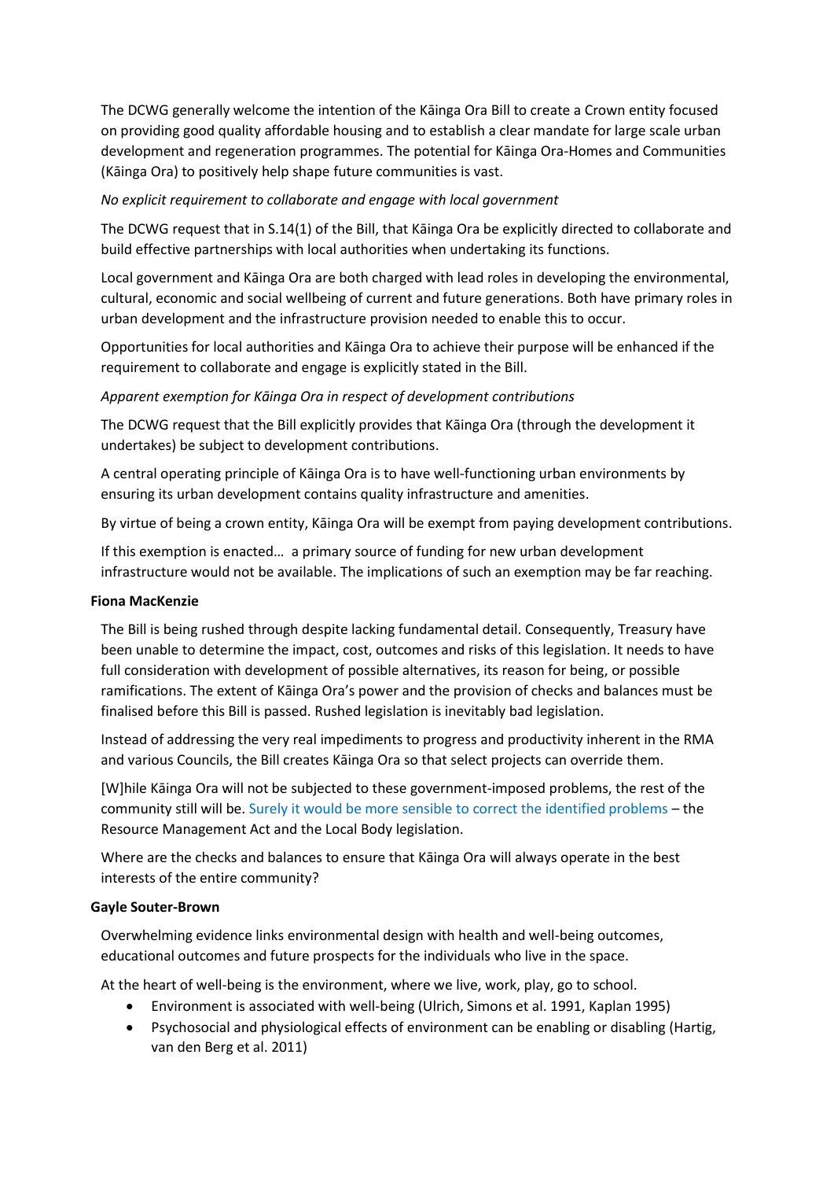The DCWG generally welcome the intention of the Kāinga Ora Bill to create a Crown entity focused on providing good quality affordable housing and to establish a clear mandate for large scale urban development and regeneration programmes. The potential for Kāinga Ora-Homes and Communities (Kāinga Ora) to positively help shape future communities is vast.

*No explicit requirement to collaborate and engage with local government*

The DCWG request that in S.14(1) of the Bill, that Kāinga Ora be explicitly directed to collaborate and build effective partnerships with local authorities when undertaking its functions.

Local government and Kāinga Ora are both charged with lead roles in developing the environmental, cultural, economic and social wellbeing of current and future generations. Both have primary roles in urban development and the infrastructure provision needed to enable this to occur.

Opportunities for local authorities and Kāinga Ora to achieve their purpose will be enhanced if the requirement to collaborate and engage is explicitly stated in the Bill.

*Apparent exemption for Kāinga Ora in respect of development contributions*

The DCWG request that the Bill explicitly provides that Kāinga Ora (through the development it undertakes) be subject to development contributions.

A central operating principle of Kāinga Ora is to have well-functioning urban environments by ensuring its urban development contains quality infrastructure and amenities.

By virtue of being a crown entity, Kāinga Ora will be exempt from paying development contributions.

If this exemption is enacted… a primary source of funding for new urban development infrastructure would not be available. The implications of such an exemption may be far reaching.

**Fiona MacKenzie**

The Bill is being rushed through despite lacking fundamental detail. Consequently, Treasury have been unable to determine the impact, cost, outcomes and risks of this legislation. It needs to have full consideration with development of possible alternatives, its reason for being, or possible ramifications. The extent of Kāinga Ora's power and the provision of checks and balances must be finalised before this Bill is passed. Rushed legislation is inevitably bad legislation.

Instead of addressing the very real impediments to progress and productivity inherent in the RMA and various Councils, the Bill creates Kāinga Ora so that select projects can override them.

[W]hile Kāinga Ora will not be subjected to these government-imposed problems, the rest of the community still will be. Surely it would be more sensible to correct the identified problems – the Resource Management Act and the Local Body legislation.

Where are the checks and balances to ensure that Kāinga Ora will always operate in the best interests of the entire community?

**Gayle Souter-Brown**

Overwhelming evidence links environmental design with health and well-being outcomes, educational outcomes and future prospects for the individuals who live in the space.

At the heart of well-being is the environment, where we live, work, play, go to school.

- Environment is associated with well-being (Ulrich, Simons et al. 1991, Kaplan 1995)
- Psychosocial and physiological effects of environment can be enabling or disabling (Hartig, van den Berg et al. 2011)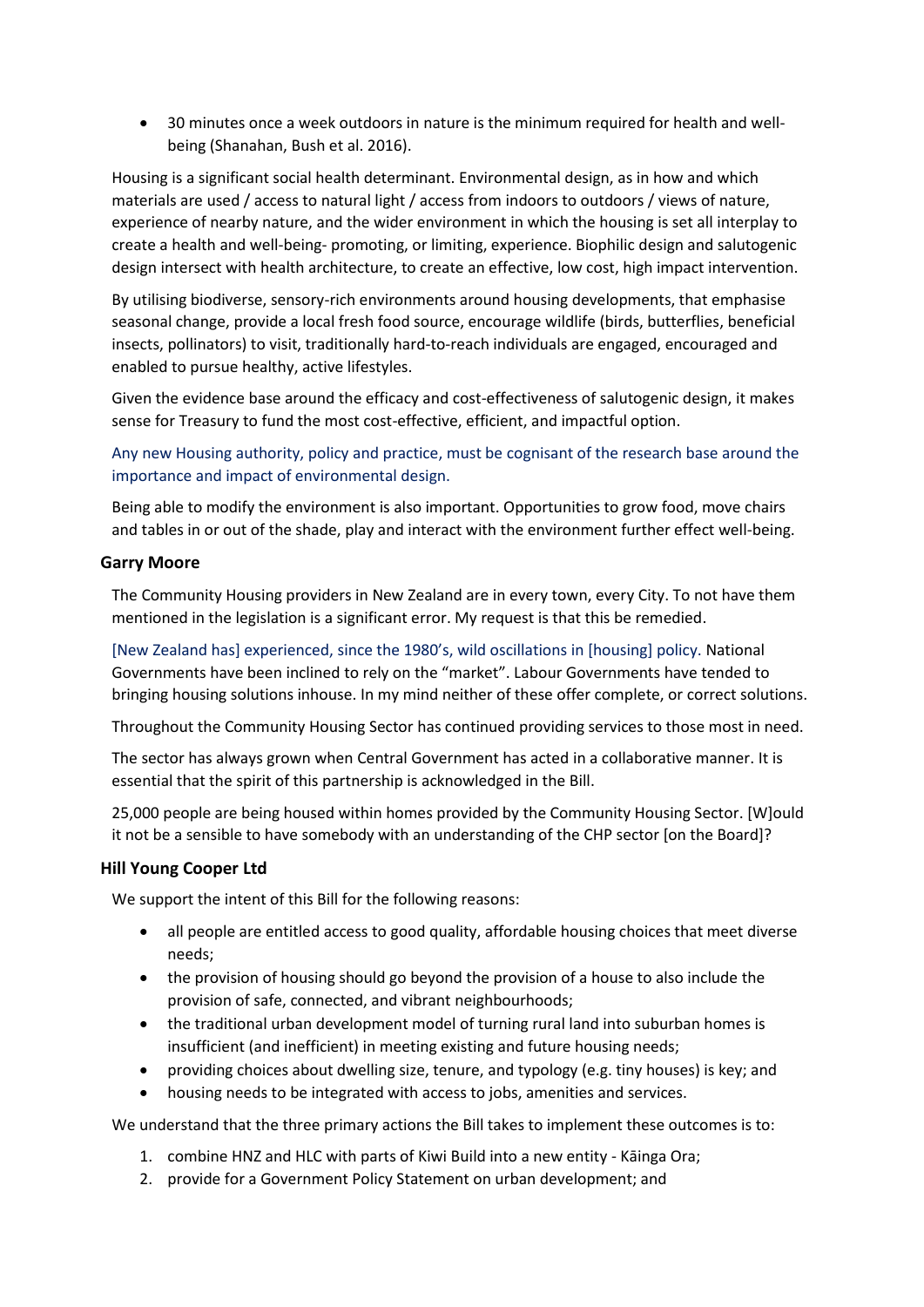- 30 minutes once a week outdoors in nature is the minimum required for health and well-being (Shanahan, Bush et al. 2016).

Housing is a significant social health determinant. Environmental design, as in how and which materials are used / access to natural light / access from indoors to outdoors / views of nature, experience of nearby nature, and the wider environment in which the housing is set all interplay to create a health and well-being- promoting, or limiting, experience. Biophilic design and salutogenic design intersect with health architecture, to create an effective, low cost, high impact intervention.

By utilising biodiverse, sensory-rich environments around housing developments, that emphasise seasonal change, provide a local fresh food source, encourage wildlife (birds, butterflies, beneficial insects, pollinators) to visit, traditionally hard-to-reach individuals are engaged, encouraged and enabled to pursue healthy, active lifestyles.

Given the evidence base around the efficacy and cost-effectiveness of salutogenic design, it makes sense for Treasury to fund the most cost-effective, efficient, and impactful option.

Any new Housing authority, policy and practice, must be cognisant of the research base around the importance and impact of environmental design.

Being able to modify the environment is also important. Opportunities to grow food, move chairs and tables in or out of the shade, play and interact with the environment further effect well-being.

### Garry Moore

The Community Housing providers in New Zealand are in every town, every City. To not have them mentioned in the legislation is a significant error. My request is that this be remedied.

[New Zealand has] experienced, since the 1980's, wild oscillations in [housing] policy. National Governments have been inclined to rely on the "market". Labour Governments have tended to bringing housing solutions inhouse. In my mind neither of these offer complete, or correct solutions.

Throughout the Community Housing Sector has continued providing services to those most in need.

The sector has always grown when Central Government has acted in a collaborative manner. It is essential that the spirit of this partnership is acknowledged in the Bill.

25,000 people are being housed within homes provided by the Community Housing Sector. [W]ould it not be a sensible to have somebody with an understanding of the CHP sector [on the Board]?

### Hill Young Cooper Ltd

We support the intent of this Bill for the following reasons:

- all people are entitled access to good quality, affordable housing choices that meet diverse needs;
- the provision of housing should go beyond the provision of a house to also include the provision of safe, connected, and vibrant neighbourhoods;
- the traditional urban development model of turning rural land into suburban homes is insufficient (and inefficient) in meeting existing and future housing needs;
- providing choices about dwelling size, tenure, and typology (e.g. tiny houses) is key; and
- housing needs to be integrated with access to jobs, amenities and services.

We understand that the three primary actions the Bill takes to implement these outcomes is to:

1. combine HNZ and HLC with parts of Kiwi Build into a new entity - Kāinga Ora;
2. provide for a Government Policy Statement on urban development; and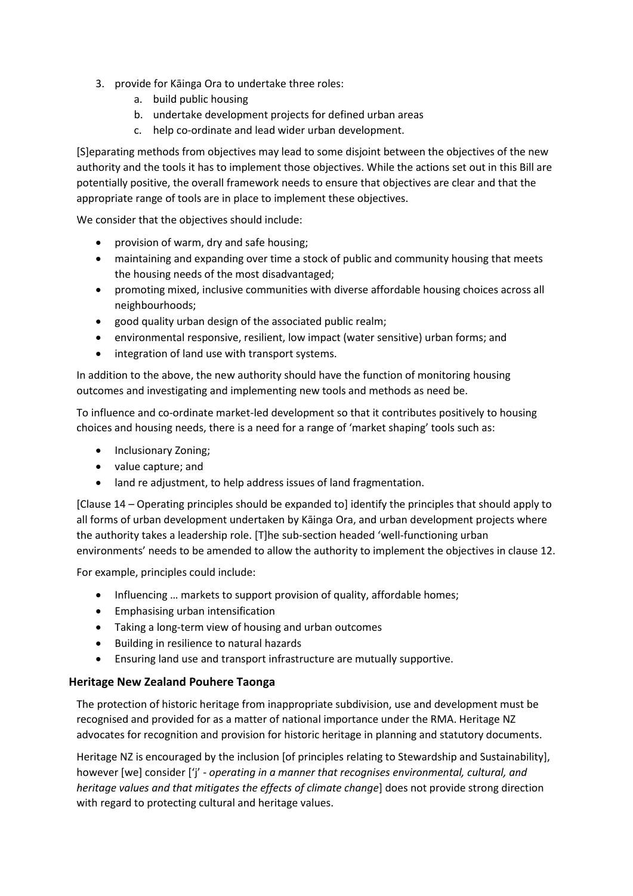3. provide for Kāinga Ora to undertake three roles:
    a. build public housing
    b. undertake development projects for defined urban areas
    c. help co-ordinate and lead wider urban development.

[S]eparating methods from objectives may lead to some disjoint between the objectives of the new authority and the tools it has to implement those objectives. While the actions set out in this Bill are potentially positive, the overall framework needs to ensure that objectives are clear and that the appropriate range of tools are in place to implement these objectives.

We consider that the objectives should include:

- provision of warm, dry and safe housing;
- maintaining and expanding over time a stock of public and community housing that meets the housing needs of the most disadvantaged;
- promoting mixed, inclusive communities with diverse affordable housing choices across all neighbourhoods;
- good quality urban design of the associated public realm;
- environmental responsive, resilient, low impact (water sensitive) urban forms; and
- integration of land use with transport systems.

In addition to the above, the new authority should have the function of monitoring housing outcomes and investigating and implementing new tools and methods as need be.

To influence and co-ordinate market-led development so that it contributes positively to housing choices and housing needs, there is a need for a range of 'market shaping' tools such as:

- Inclusionary Zoning;
- value capture; and
- land re adjustment, to help address issues of land fragmentation.

[Clause 14 – Operating principles should be expanded to] identify the principles that should apply to all forms of urban development undertaken by Kāinga Ora, and urban development projects where the authority takes a leadership role. [T]he sub-section headed 'well-functioning urban environments' needs to be amended to allow the authority to implement the objectives in clause 12.

For example, principles could include:

- Influencing … markets to support provision of quality, affordable homes;
- Emphasising urban intensification
- Taking a long-term view of housing and urban outcomes
- Building in resilience to natural hazards
- Ensuring land use and transport infrastructure are mutually supportive.

### Heritage New Zealand Pouhere Taonga

The protection of historic heritage from inappropriate subdivision, use and development must be recognised and provided for as a matter of national importance under the RMA. Heritage NZ advocates for recognition and provision for historic heritage in planning and statutory documents.

Heritage NZ is encouraged by the inclusion [of principles relating to Stewardship and Sustainability], however [we] consider ['j' - *operating in a manner that recognises environmental, cultural, and heritage values and that mitigates the effects of climate change*] does not provide strong direction with regard to protecting cultural and heritage values.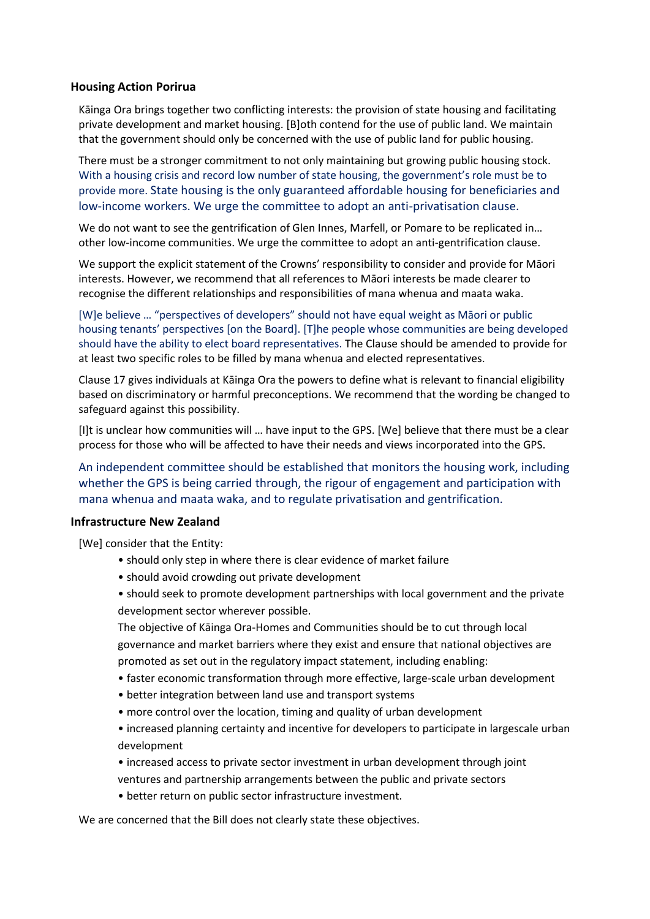**Housing Action Porirua**

Kāinga Ora brings together two conflicting interests: the provision of state housing and facilitating private development and market housing. [B]oth contend for the use of public land. We maintain that the government should only be concerned with the use of public land for public housing.

There must be a stronger commitment to not only maintaining but growing public housing stock. With a housing crisis and record low number of state housing, the government's role must be to provide more. State housing is the only guaranteed affordable housing for beneficiaries and low-income workers. We urge the committee to adopt an anti-privatisation clause.

We do not want to see the gentrification of Glen Innes, Marfell, or Pomare to be replicated in… other low-income communities. We urge the committee to adopt an anti-gentrification clause.

We support the explicit statement of the Crowns' responsibility to consider and provide for Māori interests. However, we recommend that all references to Māori interests be made clearer to recognise the different relationships and responsibilities of mana whenua and maata waka.

[W]e believe … "perspectives of developers" should not have equal weight as Māori or public housing tenants' perspectives [on the Board]. [T]he people whose communities are being developed should have the ability to elect board representatives. The Clause should be amended to provide for at least two specific roles to be filled by mana whenua and elected representatives.

Clause 17 gives individuals at Kāinga Ora the powers to define what is relevant to financial eligibility based on discriminatory or harmful preconceptions. We recommend that the wording be changed to safeguard against this possibility.

[I]t is unclear how communities will … have input to the GPS. [We] believe that there must be a clear process for those who will be affected to have their needs and views incorporated into the GPS.

An independent committee should be established that monitors the housing work, including whether the GPS is being carried through, the rigour of engagement and participation with mana whenua and maata waka, and to regulate privatisation and gentrification.

**Infrastructure New Zealand**

[We] consider that the Entity:

- should only step in where there is clear evidence of market failure
- should avoid crowding out private development
- should seek to promote development partnerships with local government and the private development sector wherever possible.

The objective of Kāinga Ora-Homes and Communities should be to cut through local governance and market barriers where they exist and ensure that national objectives are promoted as set out in the regulatory impact statement, including enabling:

- faster economic transformation through more effective, large-scale urban development
- better integration between land use and transport systems
- more control over the location, timing and quality of urban development
- increased planning certainty and incentive for developers to participate in largescale urban development
- increased access to private sector investment in urban development through joint ventures and partnership arrangements between the public and private sectors
- better return on public sector infrastructure investment.

We are concerned that the Bill does not clearly state these objectives.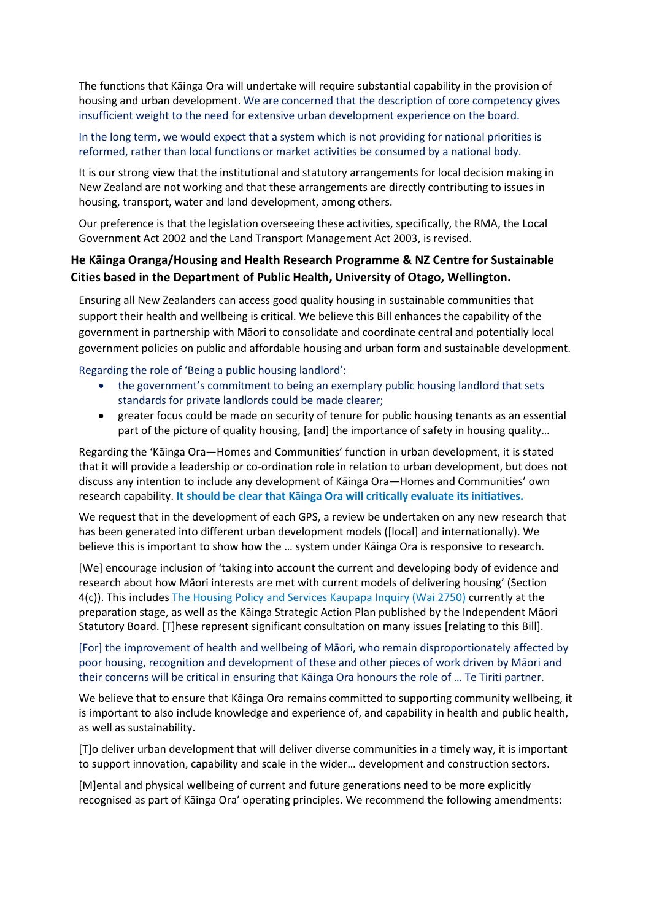The functions that Kāinga Ora will undertake will require substantial capability in the provision of housing and urban development. We are concerned that the description of core competency gives insufficient weight to the need for extensive urban development experience on the board.

In the long term, we would expect that a system which is not providing for national priorities is reformed, rather than local functions or market activities be consumed by a national body.

It is our strong view that the institutional and statutory arrangements for local decision making in New Zealand are not working and that these arrangements are directly contributing to issues in housing, transport, water and land development, among others.

Our preference is that the legislation overseeing these activities, specifically, the RMA, the Local Government Act 2002 and the Land Transport Management Act 2003, is revised.

### He Kāinga Oranga/Housing and Health Research Programme & NZ Centre for Sustainable Cities based in the Department of Public Health, University of Otago, Wellington.

Ensuring all New Zealanders can access good quality housing in sustainable communities that support their health and wellbeing is critical. We believe this Bill enhances the capability of the government in partnership with Māori to consolidate and coordinate central and potentially local government policies on public and affordable housing and urban form and sustainable development.

Regarding the role of 'Being a public housing landlord':

- the government's commitment to being an exemplary public housing landlord that sets standards for private landlords could be made clearer;
- greater focus could be made on security of tenure for public housing tenants as an essential part of the picture of quality housing, [and] the importance of safety in housing quality…

Regarding the 'Kāinga Ora—Homes and Communities' function in urban development, it is stated that it will provide a leadership or co-ordination role in relation to urban development, but does not discuss any intention to include any development of Kāinga Ora—Homes and Communities' own research capability. **It should be clear that Kāinga Ora will critically evaluate its initiatives.**

We request that in the development of each GPS, a review be undertaken on any new research that has been generated into different urban development models ([local] and internationally). We believe this is important to show how the … system under Kāinga Ora is responsive to research.

[We] encourage inclusion of 'taking into account the current and developing body of evidence and research about how Māori interests are met with current models of delivering housing' (Section 4(c)). This includes The Housing Policy and Services Kaupapa Inquiry (Wai 2750) currently at the preparation stage, as well as the Kāinga Strategic Action Plan published by the Independent Māori Statutory Board. [T]hese represent significant consultation on many issues [relating to this Bill].

[For] the improvement of health and wellbeing of Māori, who remain disproportionately affected by poor housing, recognition and development of these and other pieces of work driven by Māori and their concerns will be critical in ensuring that Kāinga Ora honours the role of … Te Tiriti partner.

We believe that to ensure that Kāinga Ora remains committed to supporting community wellbeing, it is important to also include knowledge and experience of, and capability in health and public health, as well as sustainability.

[T]o deliver urban development that will deliver diverse communities in a timely way, it is important to support innovation, capability and scale in the wider… development and construction sectors.

[M]ental and physical wellbeing of current and future generations need to be more explicitly recognised as part of Kāinga Ora' operating principles. We recommend the following amendments: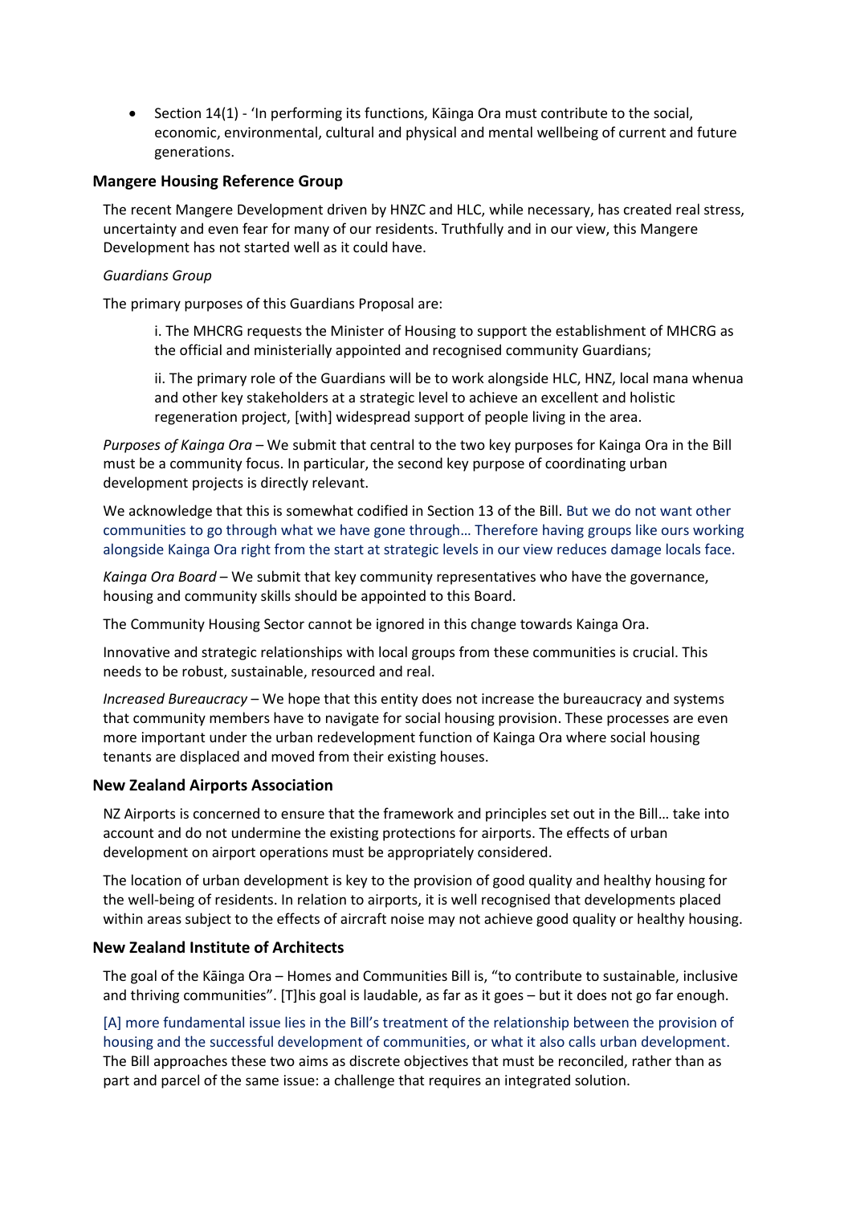- Section 14(1) - 'In performing its functions, Kāinga Ora must contribute to the social, economic, environmental, cultural and physical and mental wellbeing of current and future generations.

### Mangere Housing Reference Group

The recent Mangere Development driven by HNZC and HLC, while necessary, has created real stress, uncertainty and even fear for many of our residents. Truthfully and in our view, this Mangere Development has not started well as it could have.

*Guardians Group*

The primary purposes of this Guardians Proposal are:

> i. The MHCRG requests the Minister of Housing to support the establishment of MHCRG as the official and ministerially appointed and recognised community Guardians;
>
> ii. The primary role of the Guardians will be to work alongside HLC, HNZ, local mana whenua and other key stakeholders at a strategic level to achieve an excellent and holistic regeneration project, [with] widespread support of people living in the area.

*Purposes of Kainga Ora* – We submit that central to the two key purposes for Kainga Ora in the Bill must be a community focus. In particular, the second key purpose of coordinating urban development projects is directly relevant.

We acknowledge that this is somewhat codified in Section 13 of the Bill. But we do not want other communities to go through what we have gone through… Therefore having groups like ours working alongside Kainga Ora right from the start at strategic levels in our view reduces damage locals face.

*Kainga Ora Board* – We submit that key community representatives who have the governance, housing and community skills should be appointed to this Board.

The Community Housing Sector cannot be ignored in this change towards Kainga Ora.

Innovative and strategic relationships with local groups from these communities is crucial. This needs to be robust, sustainable, resourced and real.

*Increased Bureaucracy* – We hope that this entity does not increase the bureaucracy and systems that community members have to navigate for social housing provision. These processes are even more important under the urban redevelopment function of Kainga Ora where social housing tenants are displaced and moved from their existing houses.

### New Zealand Airports Association

NZ Airports is concerned to ensure that the framework and principles set out in the Bill… take into account and do not undermine the existing protections for airports. The effects of urban development on airport operations must be appropriately considered.

The location of urban development is key to the provision of good quality and healthy housing for the well-being of residents. In relation to airports, it is well recognised that developments placed within areas subject to the effects of aircraft noise may not achieve good quality or healthy housing.

### New Zealand Institute of Architects

The goal of the Kāinga Ora – Homes and Communities Bill is, "to contribute to sustainable, inclusive and thriving communities". [T]his goal is laudable, as far as it goes – but it does not go far enough.

[A] more fundamental issue lies in the Bill's treatment of the relationship between the provision of housing and the successful development of communities, or what it also calls urban development. The Bill approaches these two aims as discrete objectives that must be reconciled, rather than as part and parcel of the same issue: a challenge that requires an integrated solution.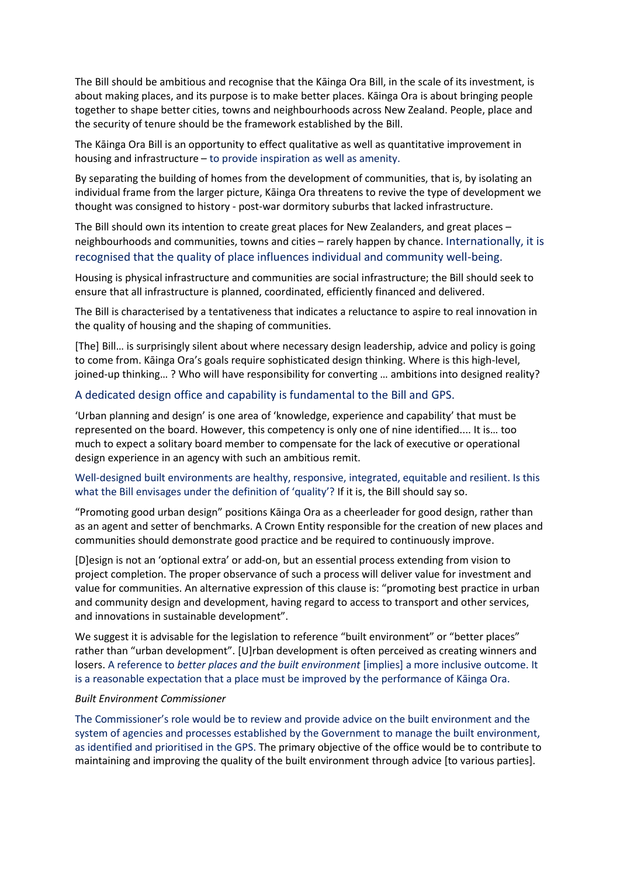The Bill should be ambitious and recognise that the Kāinga Ora Bill, in the scale of its investment, is about making places, and its purpose is to make better places. Kāinga Ora is about bringing people together to shape better cities, towns and neighbourhoods across New Zealand. People, place and the security of tenure should be the framework established by the Bill.

The Kāinga Ora Bill is an opportunity to effect qualitative as well as quantitative improvement in housing and infrastructure – to provide inspiration as well as amenity.

By separating the building of homes from the development of communities, that is, by isolating an individual frame from the larger picture, Kāinga Ora threatens to revive the type of development we thought was consigned to history - post-war dormitory suburbs that lacked infrastructure.

The Bill should own its intention to create great places for New Zealanders, and great places – neighbourhoods and communities, towns and cities – rarely happen by chance. Internationally, it is recognised that the quality of place influences individual and community well-being.

Housing is physical infrastructure and communities are social infrastructure; the Bill should seek to ensure that all infrastructure is planned, coordinated, efficiently financed and delivered.

The Bill is characterised by a tentativeness that indicates a reluctance to aspire to real innovation in the quality of housing and the shaping of communities.

[The] Bill… is surprisingly silent about where necessary design leadership, advice and policy is going to come from. Kāinga Ora's goals require sophisticated design thinking. Where is this high-level, joined-up thinking… ? Who will have responsibility for converting … ambitions into designed reality?

A dedicated design office and capability is fundamental to the Bill and GPS.

'Urban planning and design' is one area of 'knowledge, experience and capability' that must be represented on the board. However, this competency is only one of nine identified.... It is… too much to expect a solitary board member to compensate for the lack of executive or operational design experience in an agency with such an ambitious remit.

Well-designed built environments are healthy, responsive, integrated, equitable and resilient. Is this what the Bill envisages under the definition of 'quality'? If it is, the Bill should say so.

"Promoting good urban design" positions Kāinga Ora as a cheerleader for good design, rather than as an agent and setter of benchmarks. A Crown Entity responsible for the creation of new places and communities should demonstrate good practice and be required to continuously improve.

[D]esign is not an 'optional extra' or add-on, but an essential process extending from vision to project completion. The proper observance of such a process will deliver value for investment and value for communities. An alternative expression of this clause is: "promoting best practice in urban and community design and development, having regard to access to transport and other services, and innovations in sustainable development".

We suggest it is advisable for the legislation to reference "built environment" or "better places" rather than "urban development". [U]rban development is often perceived as creating winners and losers. A reference to *better places and the built environment* [implies] a more inclusive outcome. It is a reasonable expectation that a place must be improved by the performance of Kāinga Ora.

*Built Environment Commissioner*

The Commissioner's role would be to review and provide advice on the built environment and the system of agencies and processes established by the Government to manage the built environment, as identified and prioritised in the GPS. The primary objective of the office would be to contribute to maintaining and improving the quality of the built environment through advice [to various parties].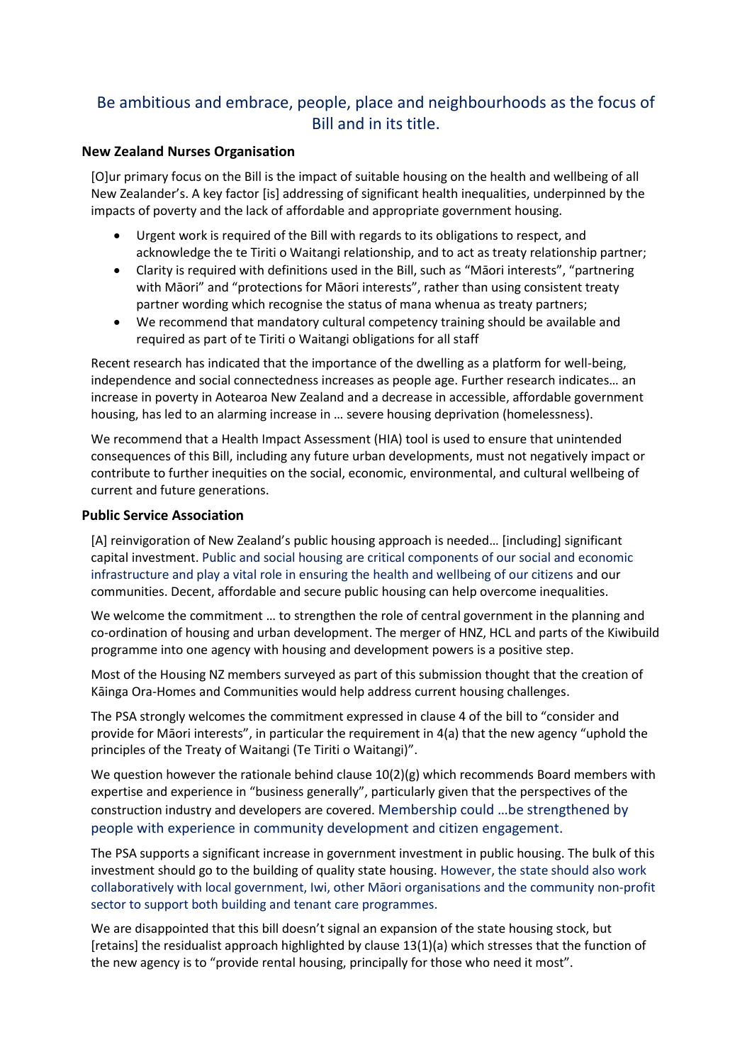## Be ambitious and embrace, people, place and neighbourhoods as the focus of Bill and in its title.

### New Zealand Nurses Organisation

[O]ur primary focus on the Bill is the impact of suitable housing on the health and wellbeing of all New Zealander's. A key factor [is] addressing of significant health inequalities, underpinned by the impacts of poverty and the lack of affordable and appropriate government housing.

- Urgent work is required of the Bill with regards to its obligations to respect, and acknowledge the te Tiriti o Waitangi relationship, and to act as treaty relationship partner;
- Clarity is required with definitions used in the Bill, such as "Māori interests", "partnering with Māori" and "protections for Māori interests", rather than using consistent treaty partner wording which recognise the status of mana whenua as treaty partners;
- We recommend that mandatory cultural competency training should be available and required as part of te Tiriti o Waitangi obligations for all staff

Recent research has indicated that the importance of the dwelling as a platform for well-being, independence and social connectedness increases as people age. Further research indicates… an increase in poverty in Aotearoa New Zealand and a decrease in accessible, affordable government housing, has led to an alarming increase in … severe housing deprivation (homelessness).

We recommend that a Health Impact Assessment (HIA) tool is used to ensure that unintended consequences of this Bill, including any future urban developments, must not negatively impact or contribute to further inequities on the social, economic, environmental, and cultural wellbeing of current and future generations.

### Public Service Association

[A] reinvigoration of New Zealand's public housing approach is needed… [including] significant capital investment. Public and social housing are critical components of our social and economic infrastructure and play a vital role in ensuring the health and wellbeing of our citizens and our communities. Decent, affordable and secure public housing can help overcome inequalities.

We welcome the commitment … to strengthen the role of central government in the planning and co-ordination of housing and urban development. The merger of HNZ, HCL and parts of the Kiwibuild programme into one agency with housing and development powers is a positive step.

Most of the Housing NZ members surveyed as part of this submission thought that the creation of Kāinga Ora-Homes and Communities would help address current housing challenges.

The PSA strongly welcomes the commitment expressed in clause 4 of the bill to "consider and provide for Māori interests", in particular the requirement in 4(a) that the new agency "uphold the principles of the Treaty of Waitangi (Te Tiriti o Waitangi)".

We question however the rationale behind clause 10(2)(g) which recommends Board members with expertise and experience in "business generally", particularly given that the perspectives of the construction industry and developers are covered. Membership could …be strengthened by people with experience in community development and citizen engagement.

The PSA supports a significant increase in government investment in public housing. The bulk of this investment should go to the building of quality state housing. However, the state should also work collaboratively with local government, Iwi, other Māori organisations and the community non-profit sector to support both building and tenant care programmes.

We are disappointed that this bill doesn't signal an expansion of the state housing stock, but [retains] the residualist approach highlighted by clause 13(1)(a) which stresses that the function of the new agency is to "provide rental housing, principally for those who need it most".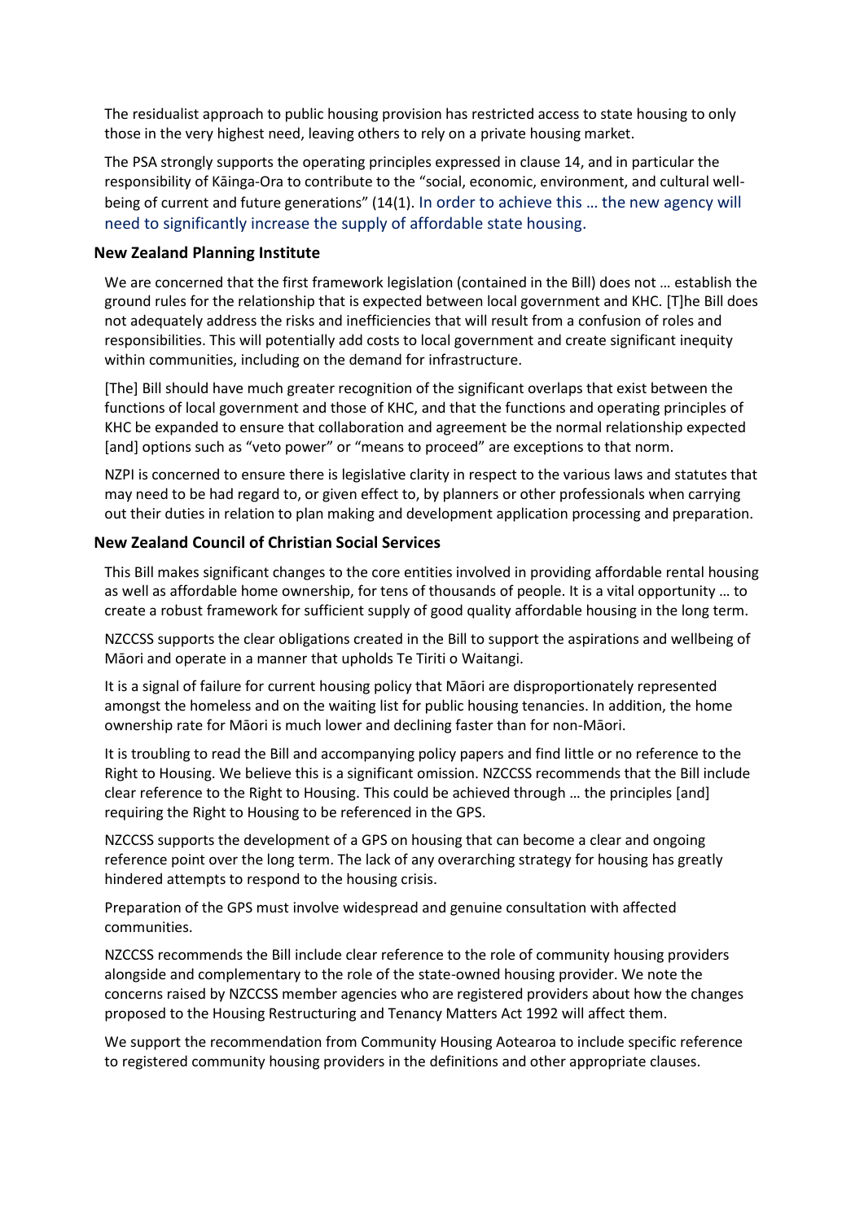The residualist approach to public housing provision has restricted access to state housing to only those in the very highest need, leaving others to rely on a private housing market.

The PSA strongly supports the operating principles expressed in clause 14, and in particular the responsibility of Kāinga-Ora to contribute to the "social, economic, environment, and cultural well-being of current and future generations" (14(1). In order to achieve this … the new agency will need to significantly increase the supply of affordable state housing.

**New Zealand Planning Institute**

We are concerned that the first framework legislation (contained in the Bill) does not … establish the ground rules for the relationship that is expected between local government and KHC. [T]he Bill does not adequately address the risks and inefficiencies that will result from a confusion of roles and responsibilities. This will potentially add costs to local government and create significant inequity within communities, including on the demand for infrastructure.

[The] Bill should have much greater recognition of the significant overlaps that exist between the functions of local government and those of KHC, and that the functions and operating principles of KHC be expanded to ensure that collaboration and agreement be the normal relationship expected [and] options such as "veto power" or "means to proceed" are exceptions to that norm.

NZPI is concerned to ensure there is legislative clarity in respect to the various laws and statutes that may need to be had regard to, or given effect to, by planners or other professionals when carrying out their duties in relation to plan making and development application processing and preparation.

**New Zealand Council of Christian Social Services**

This Bill makes significant changes to the core entities involved in providing affordable rental housing as well as affordable home ownership, for tens of thousands of people. It is a vital opportunity … to create a robust framework for sufficient supply of good quality affordable housing in the long term.

NZCCSS supports the clear obligations created in the Bill to support the aspirations and wellbeing of Māori and operate in a manner that upholds Te Tiriti o Waitangi.

It is a signal of failure for current housing policy that Māori are disproportionately represented amongst the homeless and on the waiting list for public housing tenancies. In addition, the home ownership rate for Māori is much lower and declining faster than for non-Māori.

It is troubling to read the Bill and accompanying policy papers and find little or no reference to the Right to Housing. We believe this is a significant omission. NZCCSS recommends that the Bill include clear reference to the Right to Housing. This could be achieved through … the principles [and] requiring the Right to Housing to be referenced in the GPS.

NZCCSS supports the development of a GPS on housing that can become a clear and ongoing reference point over the long term. The lack of any overarching strategy for housing has greatly hindered attempts to respond to the housing crisis.

Preparation of the GPS must involve widespread and genuine consultation with affected communities.

NZCCSS recommends the Bill include clear reference to the role of community housing providers alongside and complementary to the role of the state-owned housing provider. We note the concerns raised by NZCCSS member agencies who are registered providers about how the changes proposed to the Housing Restructuring and Tenancy Matters Act 1992 will affect them.

We support the recommendation from Community Housing Aotearoa to include specific reference to registered community housing providers in the definitions and other appropriate clauses.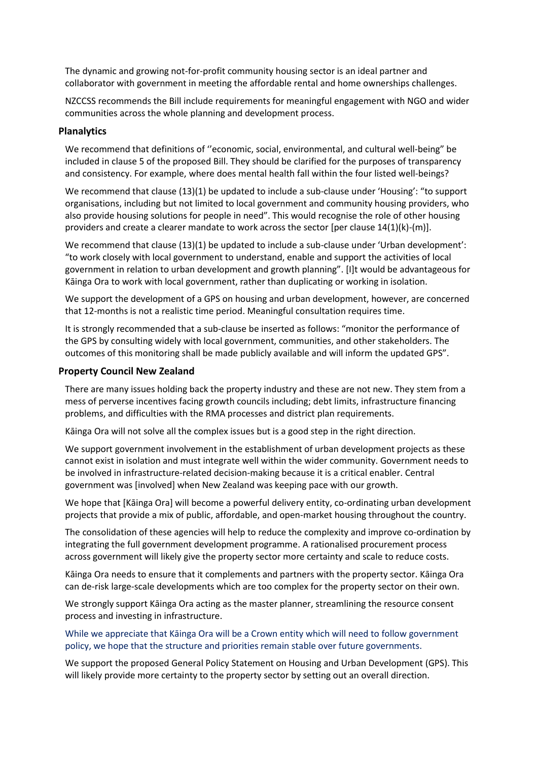The dynamic and growing not-for-profit community housing sector is an ideal partner and collaborator with government in meeting the affordable rental and home ownerships challenges.

NZCCSS recommends the Bill include requirements for meaningful engagement with NGO and wider communities across the whole planning and development process.

### Planalytics

We recommend that definitions of ''economic, social, environmental, and cultural well-being" be included in clause 5 of the proposed Bill. They should be clarified for the purposes of transparency and consistency. For example, where does mental health fall within the four listed well-beings?

We recommend that clause (13)(1) be updated to include a sub-clause under 'Housing': "to support organisations, including but not limited to local government and community housing providers, who also provide housing solutions for people in need". This would recognise the role of other housing providers and create a clearer mandate to work across the sector [per clause 14(1)(k)-(m)].

We recommend that clause (13)(1) be updated to include a sub-clause under 'Urban development': "to work closely with local government to understand, enable and support the activities of local government in relation to urban development and growth planning". [I]t would be advantageous for Kāinga Ora to work with local government, rather than duplicating or working in isolation.

We support the development of a GPS on housing and urban development, however, are concerned that 12-months is not a realistic time period. Meaningful consultation requires time.

It is strongly recommended that a sub-clause be inserted as follows: "monitor the performance of the GPS by consulting widely with local government, communities, and other stakeholders. The outcomes of this monitoring shall be made publicly available and will inform the updated GPS".

### Property Council New Zealand

There are many issues holding back the property industry and these are not new. They stem from a mess of perverse incentives facing growth councils including; debt limits, infrastructure financing problems, and difficulties with the RMA processes and district plan requirements.

Kāinga Ora will not solve all the complex issues but is a good step in the right direction.

We support government involvement in the establishment of urban development projects as these cannot exist in isolation and must integrate well within the wider community. Government needs to be involved in infrastructure-related decision-making because it is a critical enabler. Central government was [involved] when New Zealand was keeping pace with our growth.

We hope that [Kāinga Ora] will become a powerful delivery entity, co-ordinating urban development projects that provide a mix of public, affordable, and open-market housing throughout the country.

The consolidation of these agencies will help to reduce the complexity and improve co-ordination by integrating the full government development programme. A rationalised procurement process across government will likely give the property sector more certainty and scale to reduce costs.

Kāinga Ora needs to ensure that it complements and partners with the property sector. Kāinga Ora can de-risk large-scale developments which are too complex for the property sector on their own.

We strongly support Kāinga Ora acting as the master planner, streamlining the resource consent process and investing in infrastructure.

While we appreciate that Kāinga Ora will be a Crown entity which will need to follow government policy, we hope that the structure and priorities remain stable over future governments.

We support the proposed General Policy Statement on Housing and Urban Development (GPS). This will likely provide more certainty to the property sector by setting out an overall direction.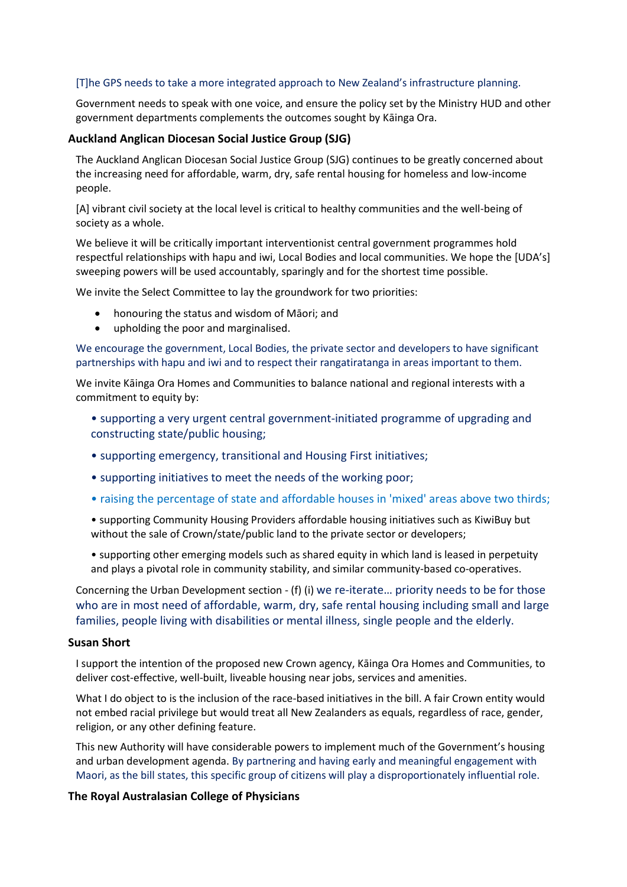[T]he GPS needs to take a more integrated approach to New Zealand's infrastructure planning.

Government needs to speak with one voice, and ensure the policy set by the Ministry HUD and other government departments complements the outcomes sought by Kāinga Ora.

### Auckland Anglican Diocesan Social Justice Group (SJG)

The Auckland Anglican Diocesan Social Justice Group (SJG) continues to be greatly concerned about the increasing need for affordable, warm, dry, safe rental housing for homeless and low-income people.

[A] vibrant civil society at the local level is critical to healthy communities and the well-being of society as a whole.

We believe it will be critically important interventionist central government programmes hold respectful relationships with hapu and iwi, Local Bodies and local communities. We hope the [UDA's] sweeping powers will be used accountably, sparingly and for the shortest time possible.

We invite the Select Committee to lay the groundwork for two priorities:

- honouring the status and wisdom of Māori; and
- upholding the poor and marginalised.

We encourage the government, Local Bodies, the private sector and developers to have significant partnerships with hapu and iwi and to respect their rangatiratanga in areas important to them.

We invite Kāinga Ora Homes and Communities to balance national and regional interests with a commitment to equity by:

- supporting a very urgent central government-initiated programme of upgrading and constructing state/public housing;
- supporting emergency, transitional and Housing First initiatives;
- supporting initiatives to meet the needs of the working poor;
- raising the percentage of state and affordable houses in 'mixed' areas above two thirds;
- supporting Community Housing Providers affordable housing initiatives such as KiwiBuy but without the sale of Crown/state/public land to the private sector or developers;
- supporting other emerging models such as shared equity in which land is leased in perpetuity and plays a pivotal role in community stability, and similar community-based co-operatives.

Concerning the Urban Development section - (f) (i) we re-iterate… priority needs to be for those who are in most need of affordable, warm, dry, safe rental housing including small and large families, people living with disabilities or mental illness, single people and the elderly.

### Susan Short

I support the intention of the proposed new Crown agency, Kāinga Ora Homes and Communities, to deliver cost-effective, well-built, liveable housing near jobs, services and amenities.

What I do object to is the inclusion of the race-based initiatives in the bill. A fair Crown entity would not embed racial privilege but would treat all New Zealanders as equals, regardless of race, gender, religion, or any other defining feature.

This new Authority will have considerable powers to implement much of the Government's housing and urban development agenda. By partnering and having early and meaningful engagement with Maori, as the bill states, this specific group of citizens will play a disproportionately influential role.

### The Royal Australasian College of Physicians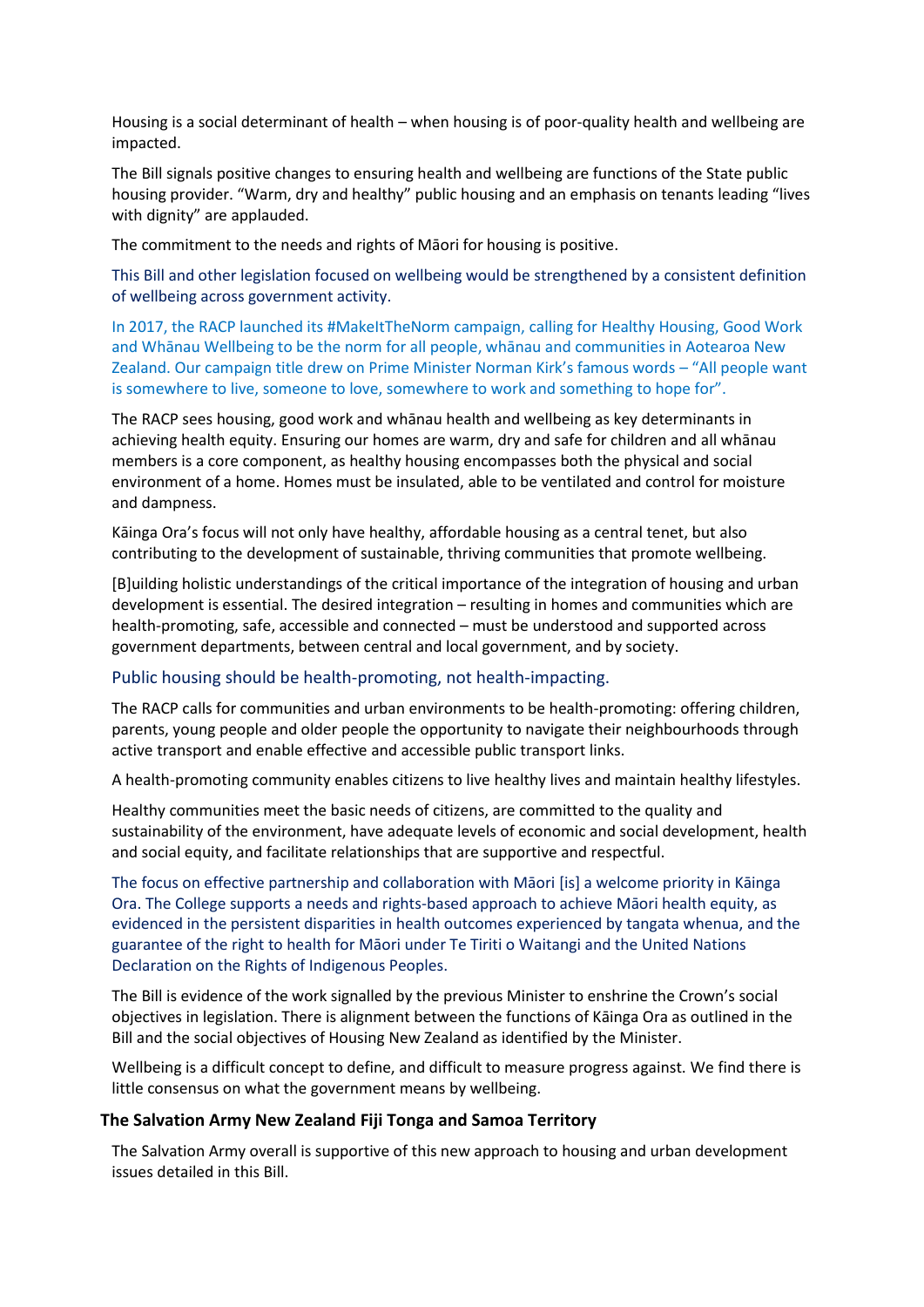Housing is a social determinant of health – when housing is of poor-quality health and wellbeing are impacted.

The Bill signals positive changes to ensuring health and wellbeing are functions of the State public housing provider. "Warm, dry and healthy" public housing and an emphasis on tenants leading "lives with dignity" are applauded.

The commitment to the needs and rights of Māori for housing is positive.

This Bill and other legislation focused on wellbeing would be strengthened by a consistent definition of wellbeing across government activity.

In 2017, the RACP launched its #MakeItTheNorm campaign, calling for Healthy Housing, Good Work and Whānau Wellbeing to be the norm for all people, whānau and communities in Aotearoa New Zealand. Our campaign title drew on Prime Minister Norman Kirk's famous words – "All people want is somewhere to live, someone to love, somewhere to work and something to hope for".

The RACP sees housing, good work and whānau health and wellbeing as key determinants in achieving health equity. Ensuring our homes are warm, dry and safe for children and all whānau members is a core component, as healthy housing encompasses both the physical and social environment of a home. Homes must be insulated, able to be ventilated and control for moisture and dampness.

Kāinga Ora's focus will not only have healthy, affordable housing as a central tenet, but also contributing to the development of sustainable, thriving communities that promote wellbeing.

[B]uilding holistic understandings of the critical importance of the integration of housing and urban development is essential. The desired integration – resulting in homes and communities which are health-promoting, safe, accessible and connected – must be understood and supported across government departments, between central and local government, and by society.

Public housing should be health-promoting, not health-impacting.

The RACP calls for communities and urban environments to be health-promoting: offering children, parents, young people and older people the opportunity to navigate their neighbourhoods through active transport and enable effective and accessible public transport links.

A health-promoting community enables citizens to live healthy lives and maintain healthy lifestyles.

Healthy communities meet the basic needs of citizens, are committed to the quality and sustainability of the environment, have adequate levels of economic and social development, health and social equity, and facilitate relationships that are supportive and respectful.

The focus on effective partnership and collaboration with Māori [is] a welcome priority in Kāinga Ora. The College supports a needs and rights-based approach to achieve Māori health equity, as evidenced in the persistent disparities in health outcomes experienced by tangata whenua, and the guarantee of the right to health for Māori under Te Tiriti o Waitangi and the United Nations Declaration on the Rights of Indigenous Peoples.

The Bill is evidence of the work signalled by the previous Minister to enshrine the Crown's social objectives in legislation. There is alignment between the functions of Kāinga Ora as outlined in the Bill and the social objectives of Housing New Zealand as identified by the Minister.

Wellbeing is a difficult concept to define, and difficult to measure progress against. We find there is little consensus on what the government means by wellbeing.

### The Salvation Army New Zealand Fiji Tonga and Samoa Territory

The Salvation Army overall is supportive of this new approach to housing and urban development issues detailed in this Bill.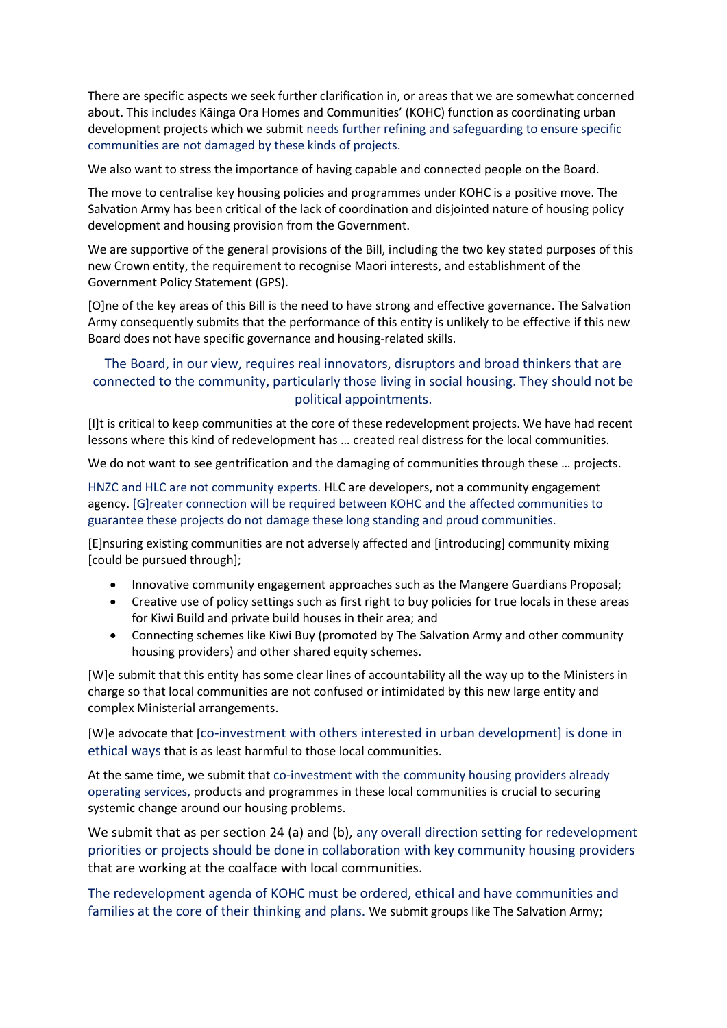There are specific aspects we seek further clarification in, or areas that we are somewhat concerned about. This includes Kāinga Ora Homes and Communities' (KOHC) function as coordinating urban development projects which we submit needs further refining and safeguarding to ensure specific communities are not damaged by these kinds of projects.

We also want to stress the importance of having capable and connected people on the Board.

The move to centralise key housing policies and programmes under KOHC is a positive move. The Salvation Army has been critical of the lack of coordination and disjointed nature of housing policy development and housing provision from the Government.

We are supportive of the general provisions of the Bill, including the two key stated purposes of this new Crown entity, the requirement to recognise Maori interests, and establishment of the Government Policy Statement (GPS).

[O]ne of the key areas of this Bill is the need to have strong and effective governance. The Salvation Army consequently submits that the performance of this entity is unlikely to be effective if this new Board does not have specific governance and housing-related skills.

The Board, in our view, requires real innovators, disruptors and broad thinkers that are connected to the community, particularly those living in social housing. They should not be political appointments.

[I]t is critical to keep communities at the core of these redevelopment projects. We have had recent lessons where this kind of redevelopment has … created real distress for the local communities.

We do not want to see gentrification and the damaging of communities through these … projects.

HNZC and HLC are not community experts. HLC are developers, not a community engagement agency. [G]reater connection will be required between KOHC and the affected communities to guarantee these projects do not damage these long standing and proud communities.

[E]nsuring existing communities are not adversely affected and [introducing] community mixing [could be pursued through];

- Innovative community engagement approaches such as the Mangere Guardians Proposal;
- Creative use of policy settings such as first right to buy policies for true locals in these areas for Kiwi Build and private build houses in their area; and
- Connecting schemes like Kiwi Buy (promoted by The Salvation Army and other community housing providers) and other shared equity schemes.

[W]e submit that this entity has some clear lines of accountability all the way up to the Ministers in charge so that local communities are not confused or intimidated by this new large entity and complex Ministerial arrangements.

[W]e advocate that [co-investment with others interested in urban development] is done in ethical ways that is as least harmful to those local communities.

At the same time, we submit that co-investment with the community housing providers already operating services, products and programmes in these local communities is crucial to securing systemic change around our housing problems.

We submit that as per section 24 (a) and (b), any overall direction setting for redevelopment priorities or projects should be done in collaboration with key community housing providers that are working at the coalface with local communities.

The redevelopment agenda of KOHC must be ordered, ethical and have communities and families at the core of their thinking and plans. We submit groups like The Salvation Army;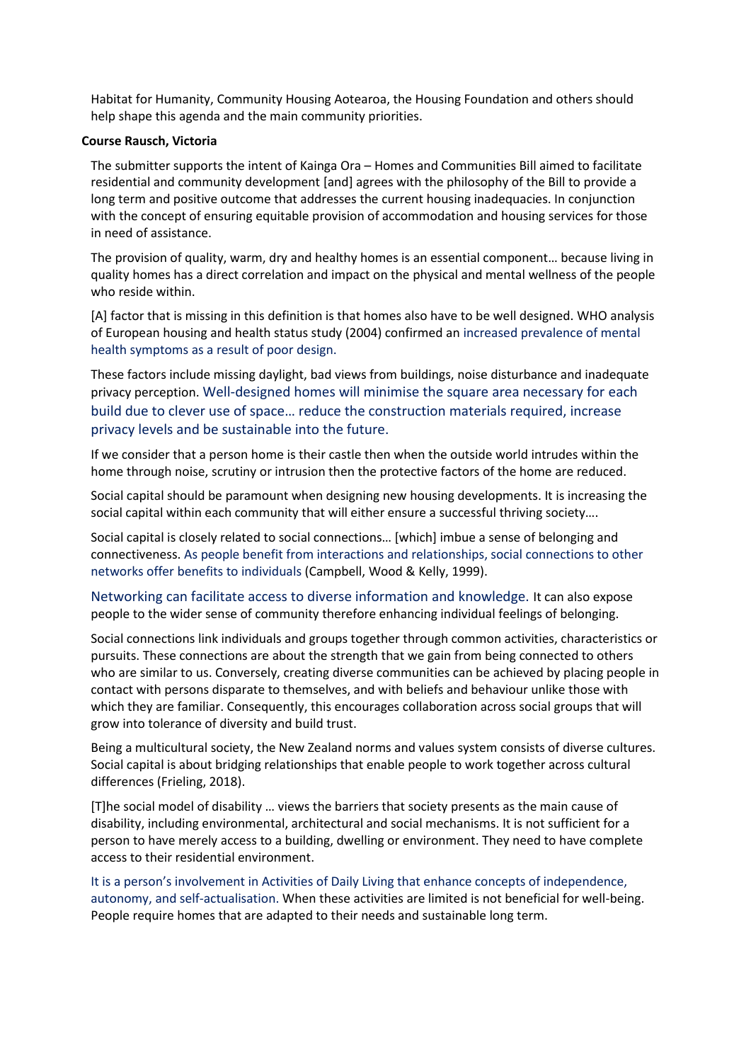Habitat for Humanity, Community Housing Aotearoa, the Housing Foundation and others should help shape this agenda and the main community priorities.

**Course Rausch, Victoria**

The submitter supports the intent of Kainga Ora – Homes and Communities Bill aimed to facilitate residential and community development [and] agrees with the philosophy of the Bill to provide a long term and positive outcome that addresses the current housing inadequacies. In conjunction with the concept of ensuring equitable provision of accommodation and housing services for those in need of assistance.

The provision of quality, warm, dry and healthy homes is an essential component… because living in quality homes has a direct correlation and impact on the physical and mental wellness of the people who reside within.

[A] factor that is missing in this definition is that homes also have to be well designed. WHO analysis of European housing and health status study (2004) confirmed an increased prevalence of mental health symptoms as a result of poor design.

These factors include missing daylight, bad views from buildings, noise disturbance and inadequate privacy perception. Well-designed homes will minimise the square area necessary for each build due to clever use of space… reduce the construction materials required, increase privacy levels and be sustainable into the future.

If we consider that a person home is their castle then when the outside world intrudes within the home through noise, scrutiny or intrusion then the protective factors of the home are reduced.

Social capital should be paramount when designing new housing developments. It is increasing the social capital within each community that will either ensure a successful thriving society….

Social capital is closely related to social connections… [which] imbue a sense of belonging and connectiveness. As people benefit from interactions and relationships, social connections to other networks offer benefits to individuals (Campbell, Wood & Kelly, 1999).

Networking can facilitate access to diverse information and knowledge. It can also expose people to the wider sense of community therefore enhancing individual feelings of belonging.

Social connections link individuals and groups together through common activities, characteristics or pursuits. These connections are about the strength that we gain from being connected to others who are similar to us. Conversely, creating diverse communities can be achieved by placing people in contact with persons disparate to themselves, and with beliefs and behaviour unlike those with which they are familiar. Consequently, this encourages collaboration across social groups that will grow into tolerance of diversity and build trust.

Being a multicultural society, the New Zealand norms and values system consists of diverse cultures. Social capital is about bridging relationships that enable people to work together across cultural differences (Frieling, 2018).

[T]he social model of disability … views the barriers that society presents as the main cause of disability, including environmental, architectural and social mechanisms. It is not sufficient for a person to have merely access to a building, dwelling or environment. They need to have complete access to their residential environment.

It is a person's involvement in Activities of Daily Living that enhance concepts of independence, autonomy, and self-actualisation. When these activities are limited is not beneficial for well-being. People require homes that are adapted to their needs and sustainable long term.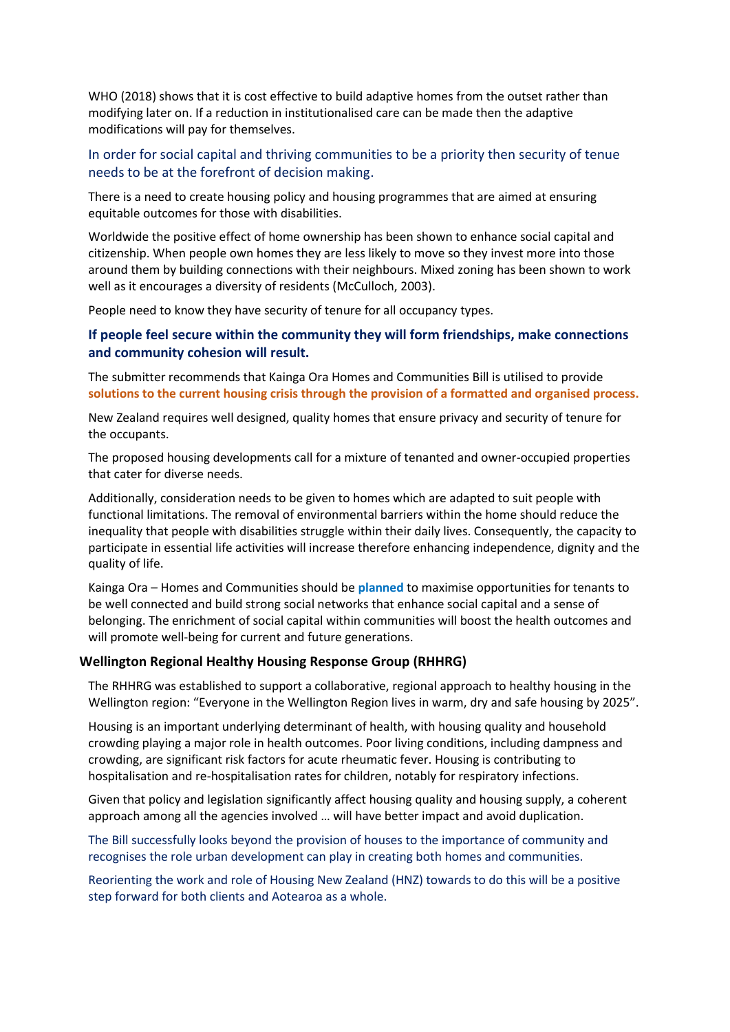WHO (2018) shows that it is cost effective to build adaptive homes from the outset rather than modifying later on. If a reduction in institutionalised care can be made then the adaptive modifications will pay for themselves.

In order for social capital and thriving communities to be a priority then security of tenue needs to be at the forefront of decision making.

There is a need to create housing policy and housing programmes that are aimed at ensuring equitable outcomes for those with disabilities.

Worldwide the positive effect of home ownership has been shown to enhance social capital and citizenship. When people own homes they are less likely to move so they invest more into those around them by building connections with their neighbours. Mixed zoning has been shown to work well as it encourages a diversity of residents (McCulloch, 2003).

People need to know they have security of tenure for all occupancy types.

**If people feel secure within the community they will form friendships, make connections and community cohesion will result.**

The submitter recommends that Kainga Ora Homes and Communities Bill is utilised to provide **solutions to the current housing crisis through the provision of a formatted and organised process.**

New Zealand requires well designed, quality homes that ensure privacy and security of tenure for the occupants.

The proposed housing developments call for a mixture of tenanted and owner-occupied properties that cater for diverse needs.

Additionally, consideration needs to be given to homes which are adapted to suit people with functional limitations. The removal of environmental barriers within the home should reduce the inequality that people with disabilities struggle within their daily lives. Consequently, the capacity to participate in essential life activities will increase therefore enhancing independence, dignity and the quality of life.

Kainga Ora – Homes and Communities should be **planned** to maximise opportunities for tenants to be well connected and build strong social networks that enhance social capital and a sense of belonging. The enrichment of social capital within communities will boost the health outcomes and will promote well-being for current and future generations.

### Wellington Regional Healthy Housing Response Group (RHHRG)

The RHHRG was established to support a collaborative, regional approach to healthy housing in the Wellington region: "Everyone in the Wellington Region lives in warm, dry and safe housing by 2025".

Housing is an important underlying determinant of health, with housing quality and household crowding playing a major role in health outcomes. Poor living conditions, including dampness and crowding, are significant risk factors for acute rheumatic fever. Housing is contributing to hospitalisation and re-hospitalisation rates for children, notably for respiratory infections.

Given that policy and legislation significantly affect housing quality and housing supply, a coherent approach among all the agencies involved … will have better impact and avoid duplication.

The Bill successfully looks beyond the provision of houses to the importance of community and recognises the role urban development can play in creating both homes and communities.

Reorienting the work and role of Housing New Zealand (HNZ) towards to do this will be a positive step forward for both clients and Aotearoa as a whole.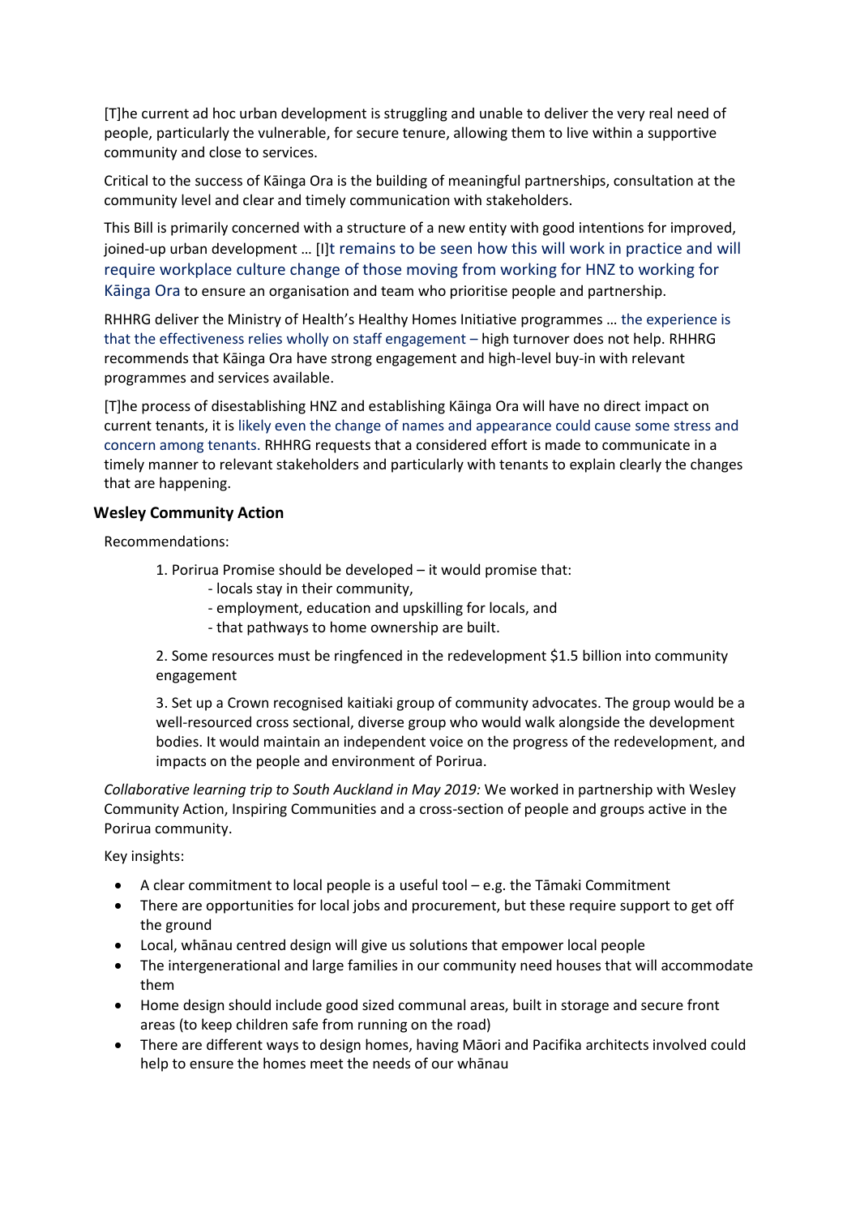[T]he current ad hoc urban development is struggling and unable to deliver the very real need of people, particularly the vulnerable, for secure tenure, allowing them to live within a supportive community and close to services.

Critical to the success of Kāinga Ora is the building of meaningful partnerships, consultation at the community level and clear and timely communication with stakeholders.

This Bill is primarily concerned with a structure of a new entity with good intentions for improved, joined-up urban development … [I]t remains to be seen how this will work in practice and will require workplace culture change of those moving from working for HNZ to working for Kāinga Ora to ensure an organisation and team who prioritise people and partnership.

RHHRG deliver the Ministry of Health's Healthy Homes Initiative programmes … the experience is that the effectiveness relies wholly on staff engagement – high turnover does not help. RHHRG recommends that Kāinga Ora have strong engagement and high-level buy-in with relevant programmes and services available.

[T]he process of disestablishing HNZ and establishing Kāinga Ora will have no direct impact on current tenants, it is likely even the change of names and appearance could cause some stress and concern among tenants. RHHRG requests that a considered effort is made to communicate in a timely manner to relevant stakeholders and particularly with tenants to explain clearly the changes that are happening.

### Wesley Community Action

Recommendations:

1. Porirua Promise should be developed – it would promise that:
   - locals stay in their community,
   - employment, education and upskilling for locals, and
   - that pathways to home ownership are built.

2. Some resources must be ringfenced in the redevelopment $1.5 billion into community engagement

3. Set up a Crown recognised kaitiaki group of community advocates. The group would be a well-resourced cross sectional, diverse group who would walk alongside the development bodies. It would maintain an independent voice on the progress of the redevelopment, and impacts on the people and environment of Porirua.

*Collaborative learning trip to South Auckland in May 2019:* We worked in partnership with Wesley Community Action, Inspiring Communities and a cross-section of people and groups active in the Porirua community.

Key insights:

- A clear commitment to local people is a useful tool – e.g. the Tāmaki Commitment
- There are opportunities for local jobs and procurement, but these require support to get off the ground
- Local, whānau centred design will give us solutions that empower local people
- The intergenerational and large families in our community need houses that will accommodate them
- Home design should include good sized communal areas, built in storage and secure front areas (to keep children safe from running on the road)
- There are different ways to design homes, having Māori and Pacifika architects involved could help to ensure the homes meet the needs of our whānau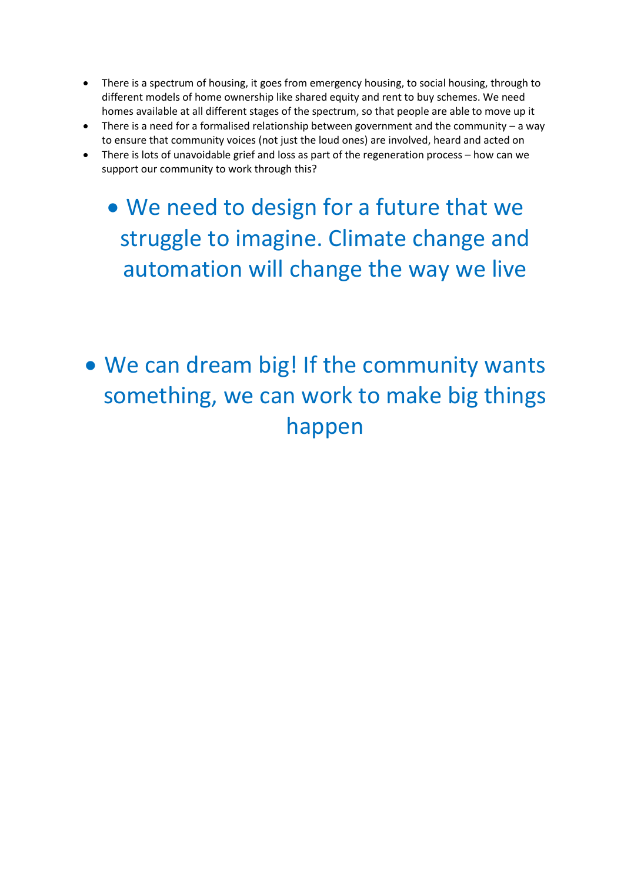- There is a spectrum of housing, it goes from emergency housing, to social housing, through to different models of home ownership like shared equity and rent to buy schemes. We need homes available at all different stages of the spectrum, so that people are able to move up it
- There is a need for a formalised relationship between government and the community – a way to ensure that community voices (not just the loud ones) are involved, heard and acted on
- There is lots of unavoidable grief and loss as part of the regeneration process – how can we support our community to work through this?

- We need to design for a future that we struggle to imagine. Climate change and automation will change the way we live

- We can dream big! If the community wants something, we can work to make big things happen